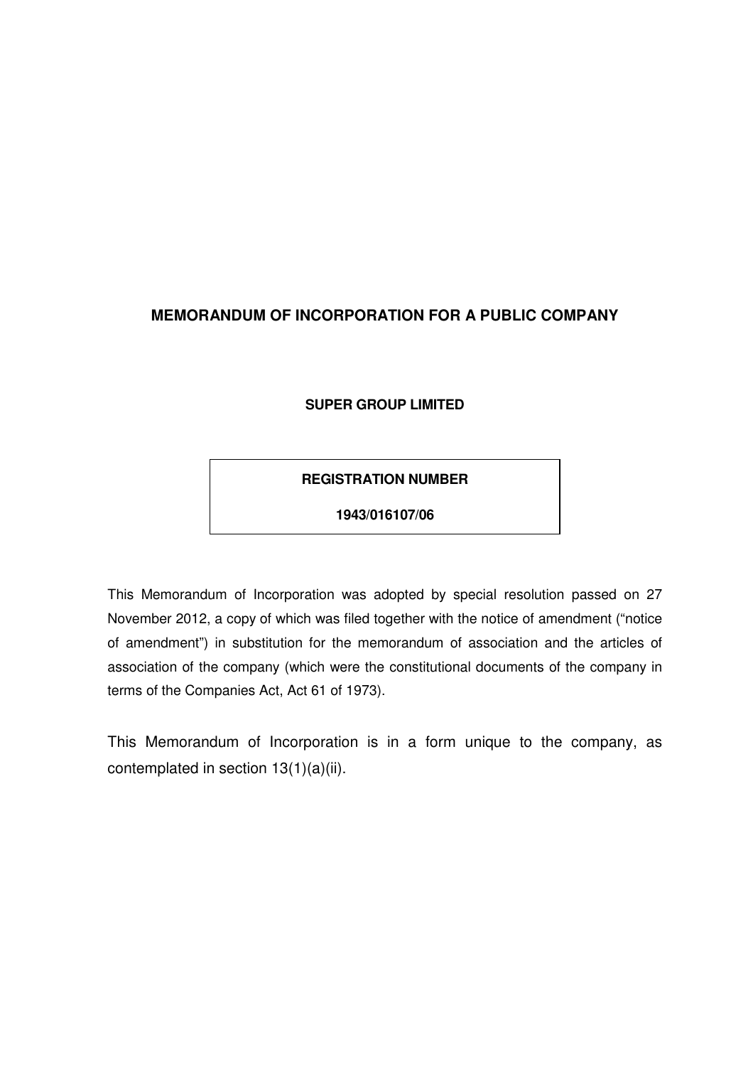# MEMORANDUM OF INCORPORATION FOR A PUBLIC COMPANY

**SUPER GROUP LIMITED**

| **REGISTRATION NUMBER** |
| --- |
| **1943/016107/06** |

This Memorandum of Incorporation was adopted by special resolution passed on 27 November 2012, a copy of which was filed together with the notice of amendment ("notice of amendment") in substitution for the memorandum of association and the articles of association of the company (which were the constitutional documents of the company in terms of the Companies Act, Act 61 of 1973).

This Memorandum of Incorporation is in a form unique to the company, as contemplated in section 13(1)(a)(ii).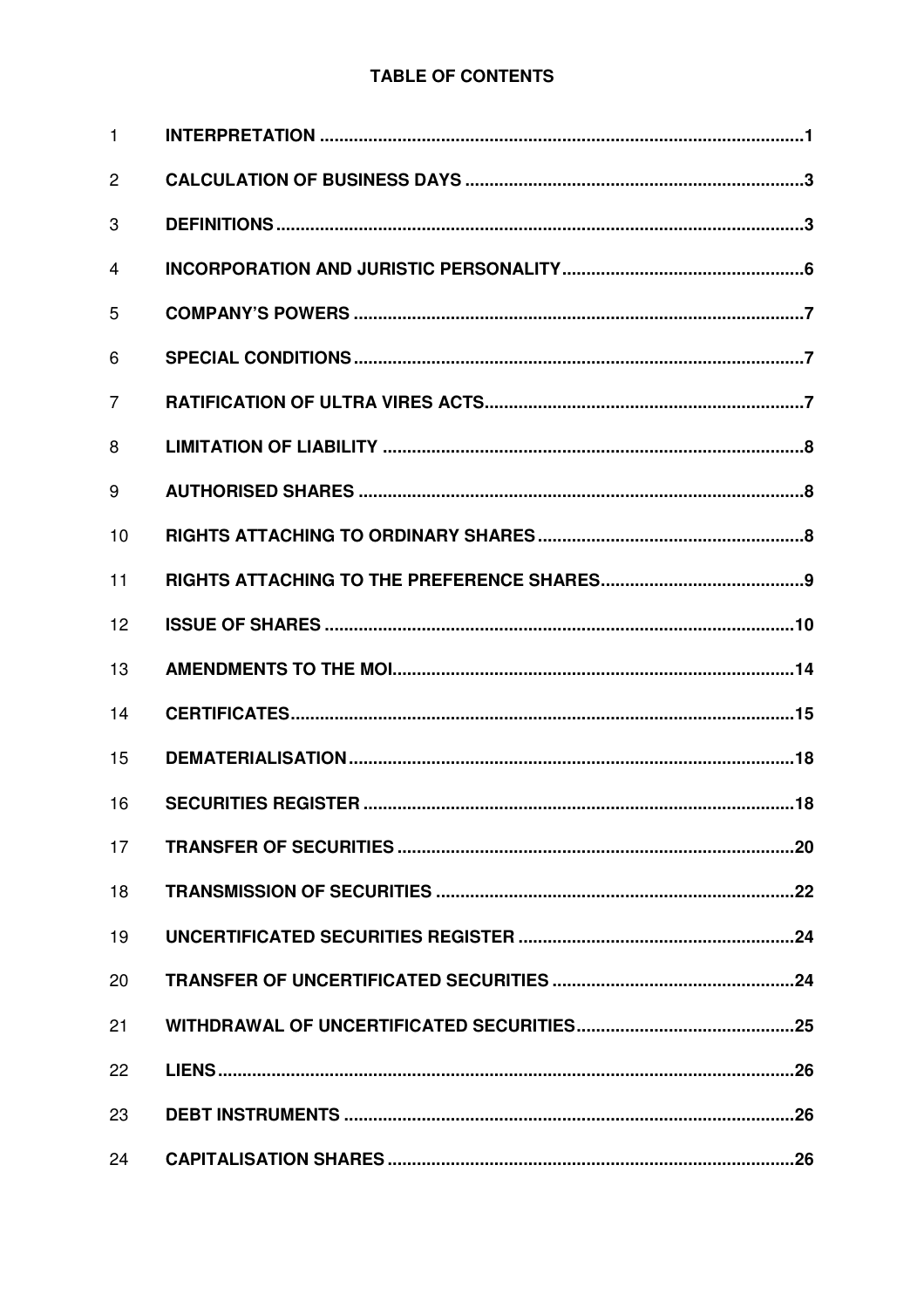**TABLE OF CONTENTS**

| | | |
|---|---|---|
| 1 | **INTERPRETATION** | **1** |
| 2 | **CALCULATION OF BUSINESS DAYS** | **3** |
| 3 | **DEFINITIONS** | **3** |
| 4 | **INCORPORATION AND JURISTIC PERSONALITY** | **6** |
| 5 | **COMPANY'S POWERS** | **7** |
| 6 | **SPECIAL CONDITIONS** | **7** |
| 7 | **RATIFICATION OF ULTRA VIRES ACTS** | **7** |
| 8 | **LIMITATION OF LIABILITY** | **8** |
| 9 | **AUTHORISED SHARES** | **8** |
| 10 | **RIGHTS ATTACHING TO ORDINARY SHARES** | **8** |
| 11 | **RIGHTS ATTACHING TO THE PREFERENCE SHARES** | **9** |
| 12 | **ISSUE OF SHARES** | **10** |
| 13 | **AMENDMENTS TO THE MOI** | **14** |
| 14 | **CERTIFICATES** | **15** |
| 15 | **DEMATERIALISATION** | **18** |
| 16 | **SECURITIES REGISTER** | **18** |
| 17 | **TRANSFER OF SECURITIES** | **20** |
| 18 | **TRANSMISSION OF SECURITIES** | **22** |
| 19 | **UNCERTIFICATED SECURITIES REGISTER** | **24** |
| 20 | **TRANSFER OF UNCERTIFICATED SECURITIES** | **24** |
| 21 | **WITHDRAWAL OF UNCERTIFICATED SECURITIES** | **25** |
| 22 | **LIENS** | **26** |
| 23 | **DEBT INSTRUMENTS** | **26** |
| 24 | **CAPITALISATION SHARES** | **26** |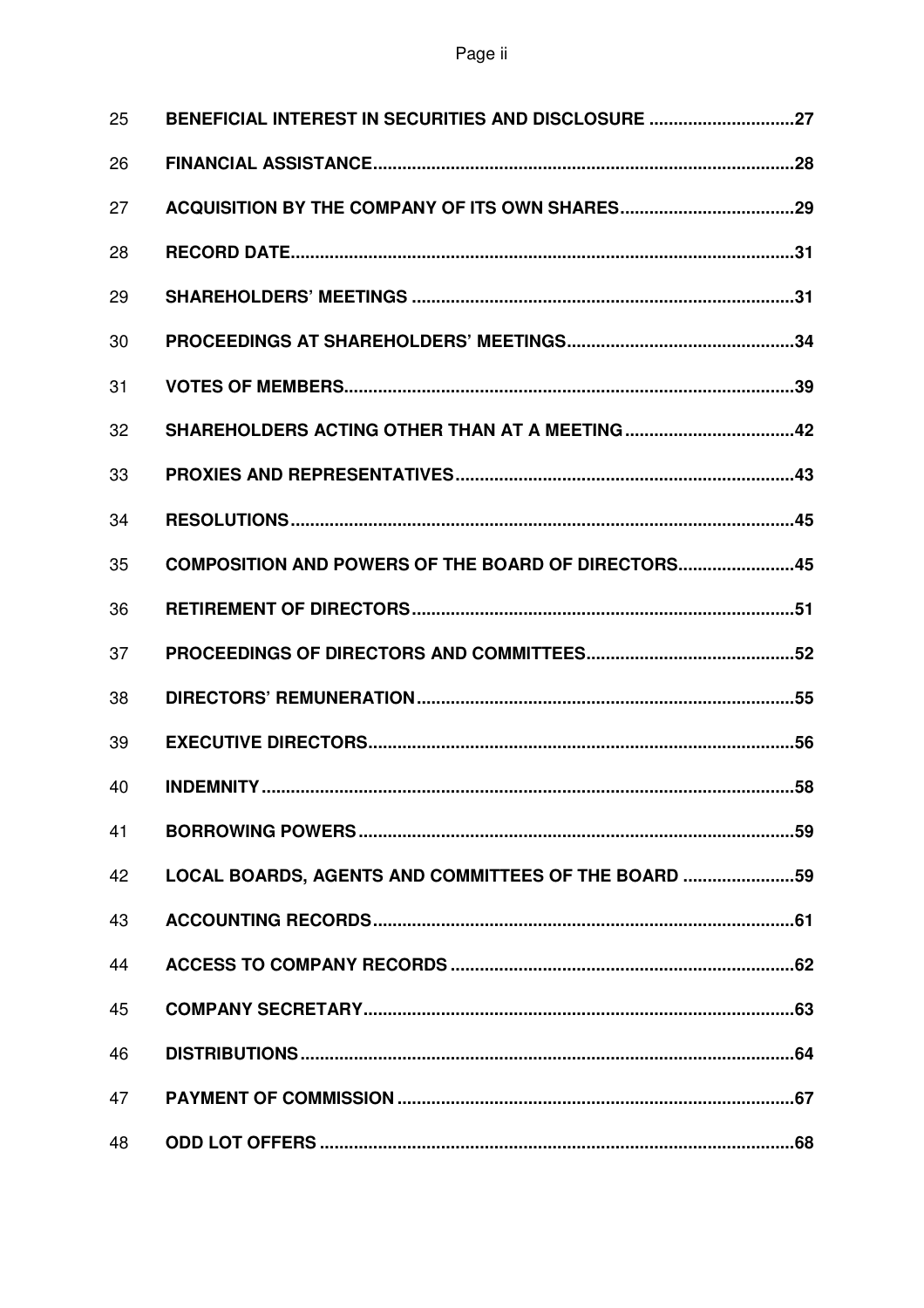| | | |
|---|---|---|
| 25 | **BENEFICIAL INTEREST IN SECURITIES AND DISCLOSURE** | **27** |
| 26 | **FINANCIAL ASSISTANCE** | **28** |
| 27 | **ACQUISITION BY THE COMPANY OF ITS OWN SHARES** | **29** |
| 28 | **RECORD DATE** | **31** |
| 29 | **SHAREHOLDERS' MEETINGS** | **31** |
| 30 | **PROCEEDINGS AT SHAREHOLDERS' MEETINGS** | **34** |
| 31 | **VOTES OF MEMBERS** | **39** |
| 32 | **SHAREHOLDERS ACTING OTHER THAN AT A MEETING** | **42** |
| 33 | **PROXIES AND REPRESENTATIVES** | **43** |
| 34 | **RESOLUTIONS** | **45** |
| 35 | **COMPOSITION AND POWERS OF THE BOARD OF DIRECTORS** | **45** |
| 36 | **RETIREMENT OF DIRECTORS** | **51** |
| 37 | **PROCEEDINGS OF DIRECTORS AND COMMITTEES** | **52** |
| 38 | **DIRECTORS' REMUNERATION** | **55** |
| 39 | **EXECUTIVE DIRECTORS** | **56** |
| 40 | **INDEMNITY** | **58** |
| 41 | **BORROWING POWERS** | **59** |
| 42 | **LOCAL BOARDS, AGENTS AND COMMITTEES OF THE BOARD** | **59** |
| 43 | **ACCOUNTING RECORDS** | **61** |
| 44 | **ACCESS TO COMPANY RECORDS** | **62** |
| 45 | **COMPANY SECRETARY** | **63** |
| 46 | **DISTRIBUTIONS** | **64** |
| 47 | **PAYMENT OF COMMISSION** | **67** |
| 48 | **ODD LOT OFFERS** | **68** |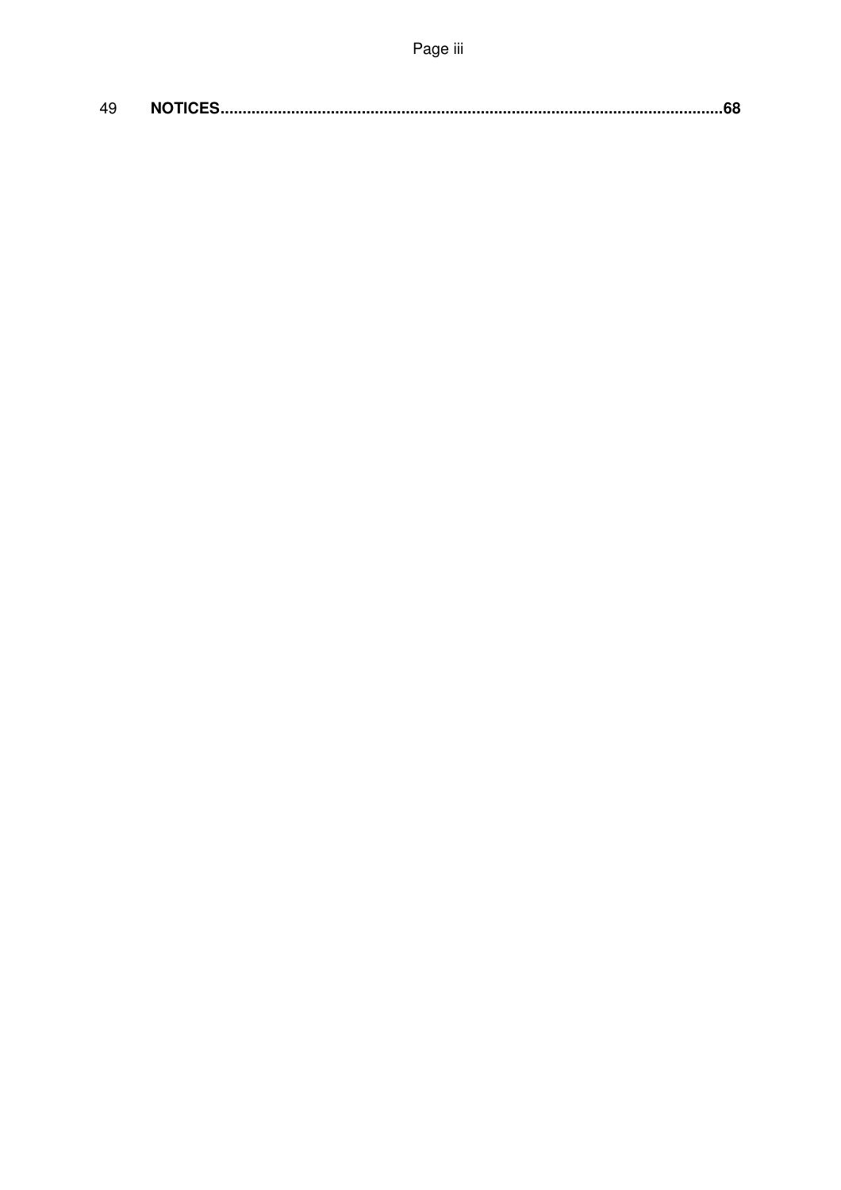49 **NOTICES..........................................................................................................68**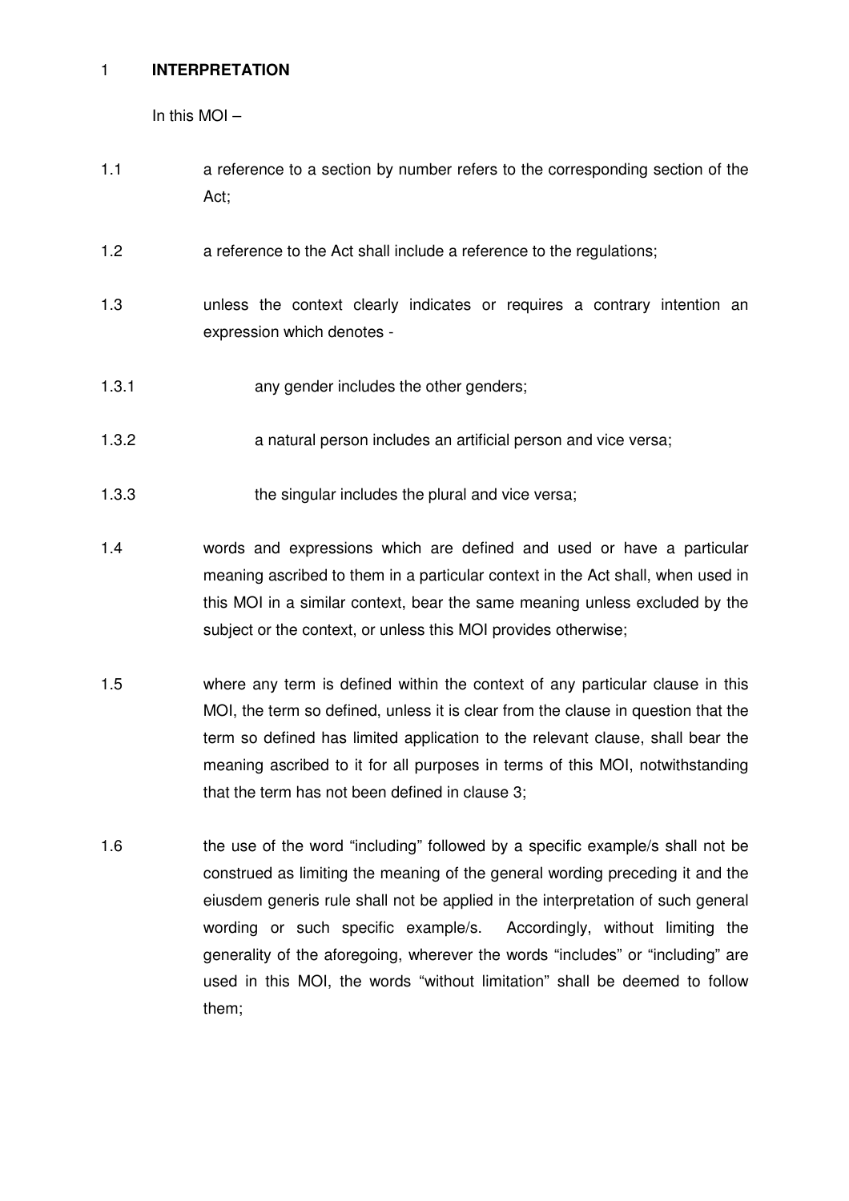## 1 INTERPRETATION

In this MOI –

1.1 a reference to a section by number refers to the corresponding section of the Act;

1.2 a reference to the Act shall include a reference to the regulations;

1.3 unless the context clearly indicates or requires a contrary intention an expression which denotes -

1.3.1 any gender includes the other genders;

1.3.2 a natural person includes an artificial person and vice versa;

1.3.3 the singular includes the plural and vice versa;

1.4 words and expressions which are defined and used or have a particular meaning ascribed to them in a particular context in the Act shall, when used in this MOI in a similar context, bear the same meaning unless excluded by the subject or the context, or unless this MOI provides otherwise;

1.5 where any term is defined within the context of any particular clause in this MOI, the term so defined, unless it is clear from the clause in question that the term so defined has limited application to the relevant clause, shall bear the meaning ascribed to it for all purposes in terms of this MOI, notwithstanding that the term has not been defined in clause 3;

1.6 the use of the word "including" followed by a specific example/s shall not be construed as limiting the meaning of the general wording preceding it and the eiusdem generis rule shall not be applied in the interpretation of such general wording or such specific example/s. Accordingly, without limiting the generality of the aforegoing, wherever the words "includes" or "including" are used in this MOI, the words "without limitation" shall be deemed to follow them;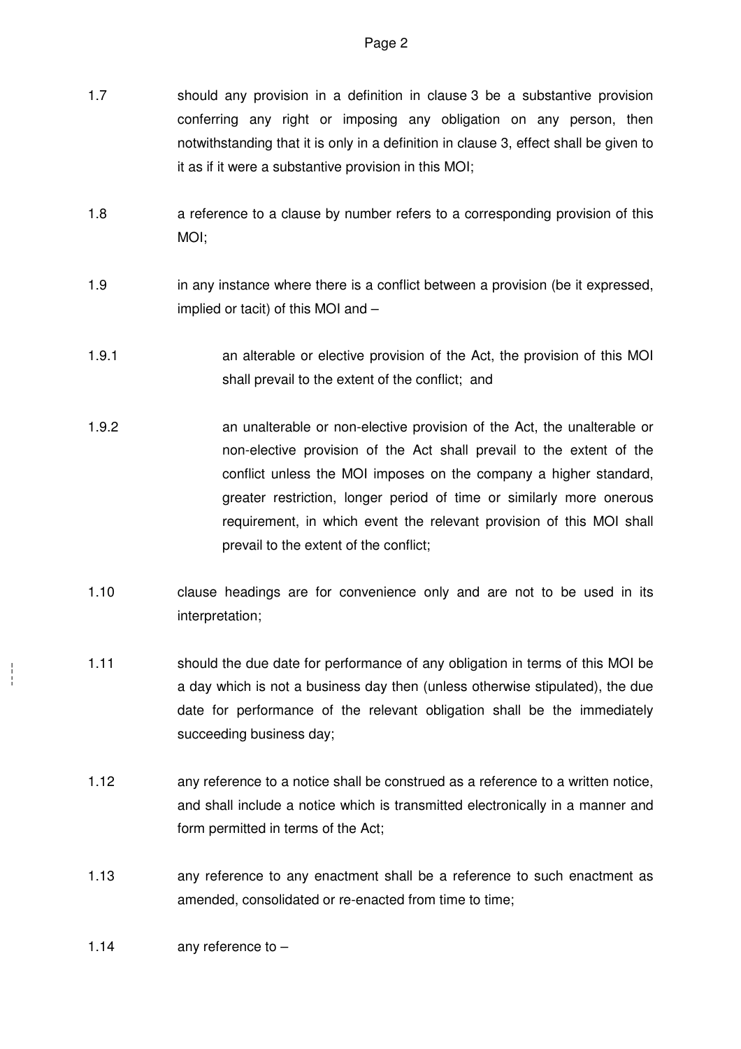1.7 should any provision in a definition in clause 3 be a substantive provision conferring any right or imposing any obligation on any person, then notwithstanding that it is only in a definition in clause 3, effect shall be given to it as if it were a substantive provision in this MOI;

1.8 a reference to a clause by number refers to a corresponding provision of this MOI;

1.9 in any instance where there is a conflict between a provision (be it expressed, implied or tacit) of this MOI and –

1.9.1 an alterable or elective provision of the Act, the provision of this MOI shall prevail to the extent of the conflict; and

1.9.2 an unalterable or non-elective provision of the Act, the unalterable or non-elective provision of the Act shall prevail to the extent of the conflict unless the MOI imposes on the company a higher standard, greater restriction, longer period of time or similarly more onerous requirement, in which event the relevant provision of this MOI shall prevail to the extent of the conflict;

1.10 clause headings are for convenience only and are not to be used in its interpretation;

1.11 should the due date for performance of any obligation in terms of this MOI be a day which is not a business day then (unless otherwise stipulated), the due date for performance of the relevant obligation shall be the immediately succeeding business day;

1.12 any reference to a notice shall be construed as a reference to a written notice, and shall include a notice which is transmitted electronically in a manner and form permitted in terms of the Act;

1.13 any reference to any enactment shall be a reference to such enactment as amended, consolidated or re-enacted from time to time;

1.14 any reference to –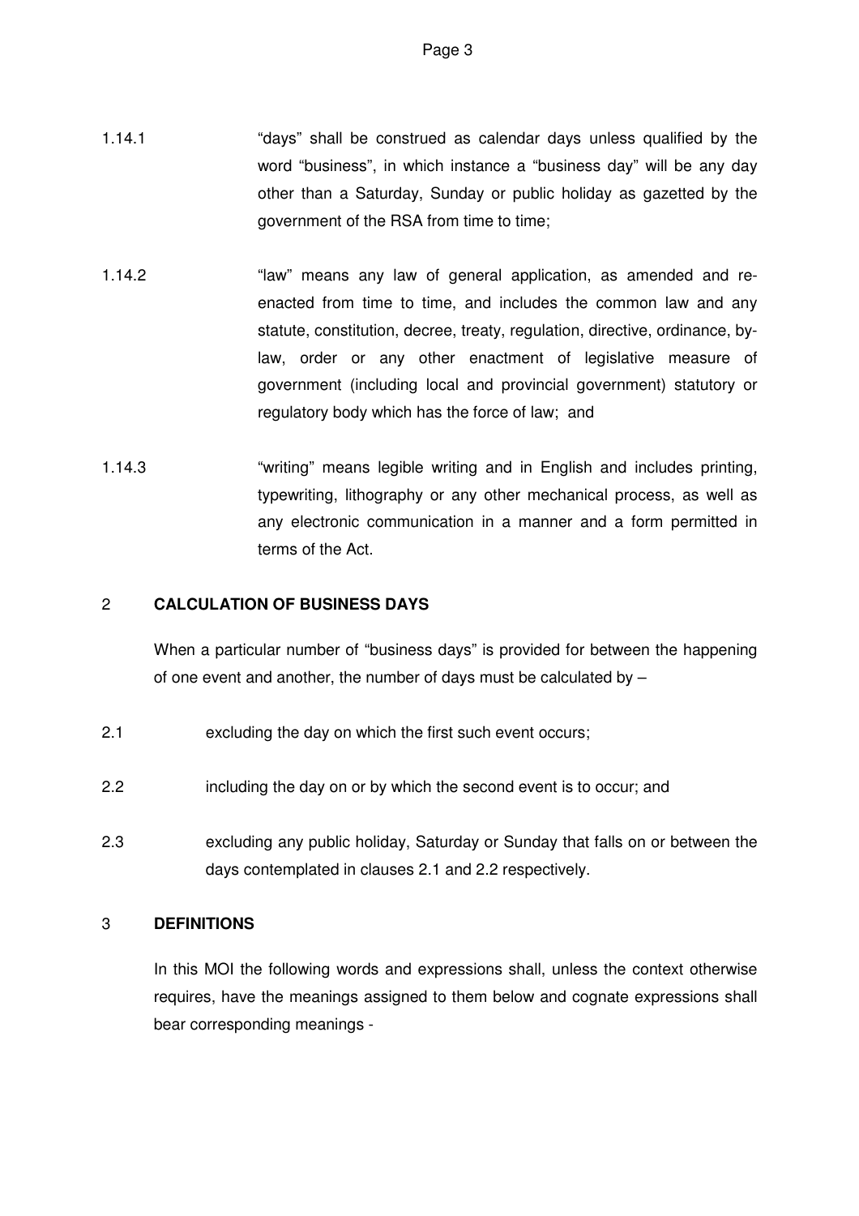1.14.1 "days" shall be construed as calendar days unless qualified by the word "business", in which instance a "business day" will be any day other than a Saturday, Sunday or public holiday as gazetted by the government of the RSA from time to time;

1.14.2 "law" means any law of general application, as amended and re-enacted from time to time, and includes the common law and any statute, constitution, decree, treaty, regulation, directive, ordinance, by-law, order or any other enactment of legislative measure of government (including local and provincial government) statutory or regulatory body which has the force of law; and

1.14.3 "writing" means legible writing and in English and includes printing, typewriting, lithography or any other mechanical process, as well as any electronic communication in a manner and a form permitted in terms of the Act.

## 2 CALCULATION OF BUSINESS DAYS

When a particular number of "business days" is provided for between the happening of one event and another, the number of days must be calculated by –

2.1 excluding the day on which the first such event occurs;

2.2 including the day on or by which the second event is to occur; and

2.3 excluding any public holiday, Saturday or Sunday that falls on or between the days contemplated in clauses 2.1 and 2.2 respectively.

## 3 DEFINITIONS

In this MOI the following words and expressions shall, unless the context otherwise requires, have the meanings assigned to them below and cognate expressions shall bear corresponding meanings -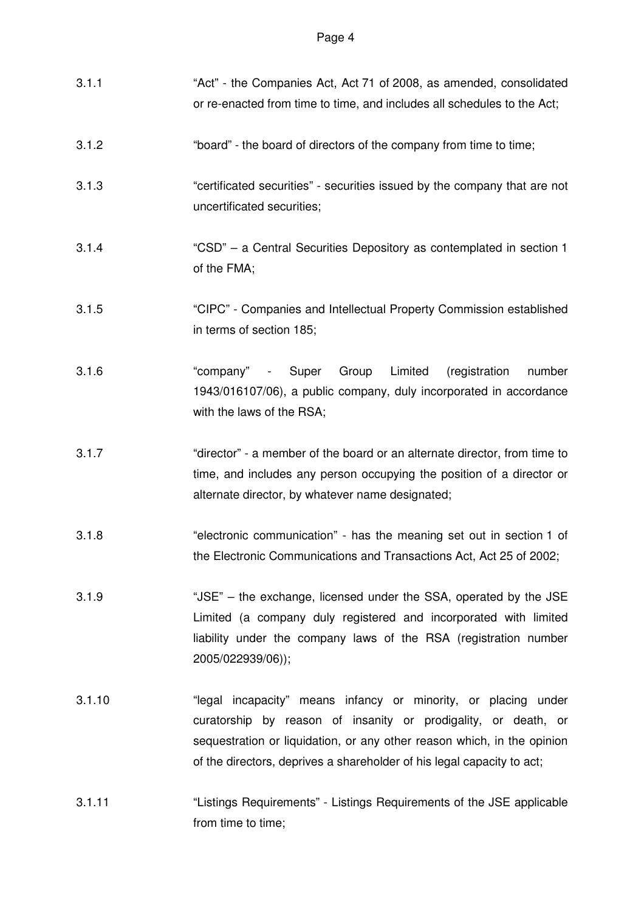3.1.1 "Act" - the Companies Act, Act 71 of 2008, as amended, consolidated or re-enacted from time to time, and includes all schedules to the Act;

3.1.2 "board" - the board of directors of the company from time to time;

3.1.3 "certificated securities" - securities issued by the company that are not uncertificated securities;

3.1.4 "CSD" – a Central Securities Depository as contemplated in section 1 of the FMA;

3.1.5 "CIPC" - Companies and Intellectual Property Commission established in terms of section 185;

3.1.6 "company" - Super Group Limited (registration number 1943/016107/06), a public company, duly incorporated in accordance with the laws of the RSA;

3.1.7 "director" - a member of the board or an alternate director, from time to time, and includes any person occupying the position of a director or alternate director, by whatever name designated;

3.1.8 "electronic communication" - has the meaning set out in section 1 of the Electronic Communications and Transactions Act, Act 25 of 2002;

3.1.9 "JSE" – the exchange, licensed under the SSA, operated by the JSE Limited (a company duly registered and incorporated with limited liability under the company laws of the RSA (registration number 2005/022939/06));

3.1.10 "legal incapacity" means infancy or minority, or placing under curatorship by reason of insanity or prodigality, or death, or sequestration or liquidation, or any other reason which, in the opinion of the directors, deprives a shareholder of his legal capacity to act;

3.1.11 "Listings Requirements" - Listings Requirements of the JSE applicable from time to time;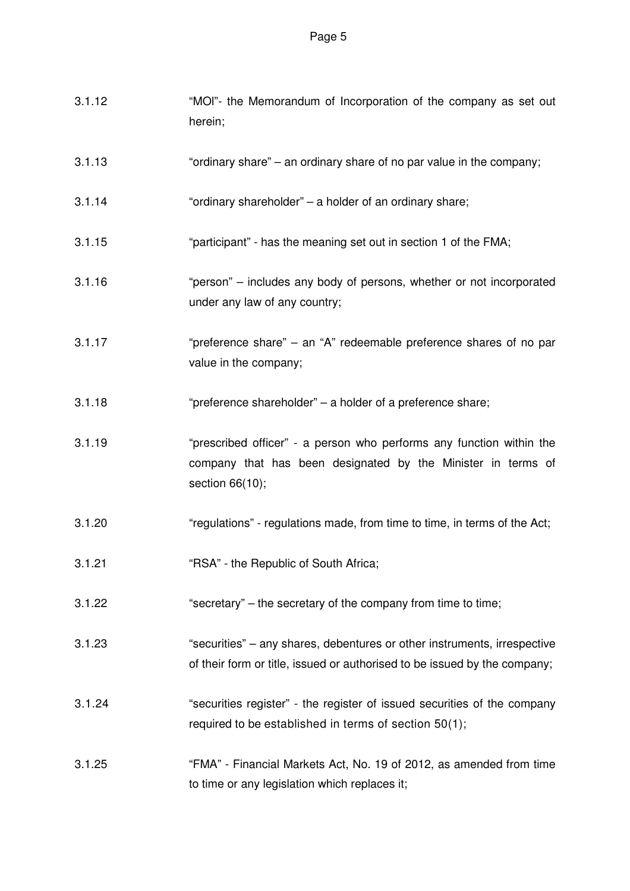3.1.12 "MOI"- the Memorandum of Incorporation of the company as set out herein;

3.1.13 "ordinary share" – an ordinary share of no par value in the company;

3.1.14 "ordinary shareholder" – a holder of an ordinary share;

3.1.15 "participant" - has the meaning set out in section 1 of the FMA;

3.1.16 "person" – includes any body of persons, whether or not incorporated under any law of any country;

3.1.17 "preference share" – an "A" redeemable preference shares of no par value in the company;

3.1.18 "preference shareholder" – a holder of a preference share;

3.1.19 "prescribed officer" - a person who performs any function within the company that has been designated by the Minister in terms of section 66(10);

3.1.20 "regulations" - regulations made, from time to time, in terms of the Act;

3.1.21 "RSA" - the Republic of South Africa;

3.1.22 "secretary" – the secretary of the company from time to time;

3.1.23 "securities" – any shares, debentures or other instruments, irrespective of their form or title, issued or authorised to be issued by the company;

3.1.24 "securities register" - the register of issued securities of the company required to be established in terms of section 50(1);

3.1.25 "FMA" - Financial Markets Act, No. 19 of 2012, as amended from time to time or any legislation which replaces it;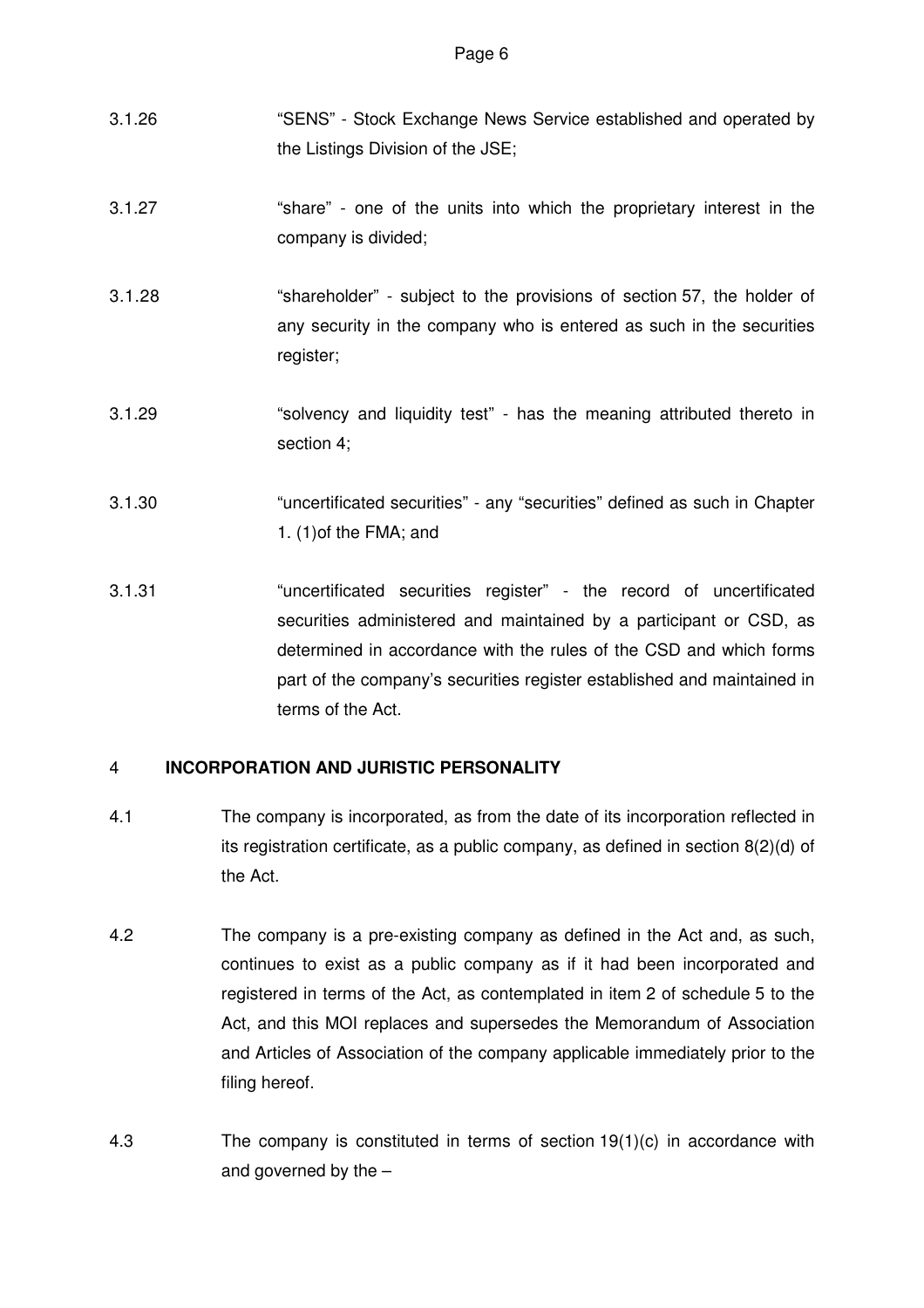3.1.26 "SENS" - Stock Exchange News Service established and operated by the Listings Division of the JSE;

3.1.27 "share" - one of the units into which the proprietary interest in the company is divided;

3.1.28 "shareholder" - subject to the provisions of section 57, the holder of any security in the company who is entered as such in the securities register;

3.1.29 "solvency and liquidity test" - has the meaning attributed thereto in section 4;

3.1.30 "uncertificated securities" - any "securities" defined as such in Chapter 1. (1)of the FMA; and

3.1.31 "uncertificated securities register" - the record of uncertificated securities administered and maintained by a participant or CSD, as determined in accordance with the rules of the CSD and which forms part of the company's securities register established and maintained in terms of the Act.

## 4 INCORPORATION AND JURISTIC PERSONALITY

4.1 The company is incorporated, as from the date of its incorporation reflected in its registration certificate, as a public company, as defined in section 8(2)(d) of the Act.

4.2 The company is a pre-existing company as defined in the Act and, as such, continues to exist as a public company as if it had been incorporated and registered in terms of the Act, as contemplated in item 2 of schedule 5 to the Act, and this MOI replaces and supersedes the Memorandum of Association and Articles of Association of the company applicable immediately prior to the filing hereof.

4.3 The company is constituted in terms of section 19(1)(c) in accordance with and governed by the –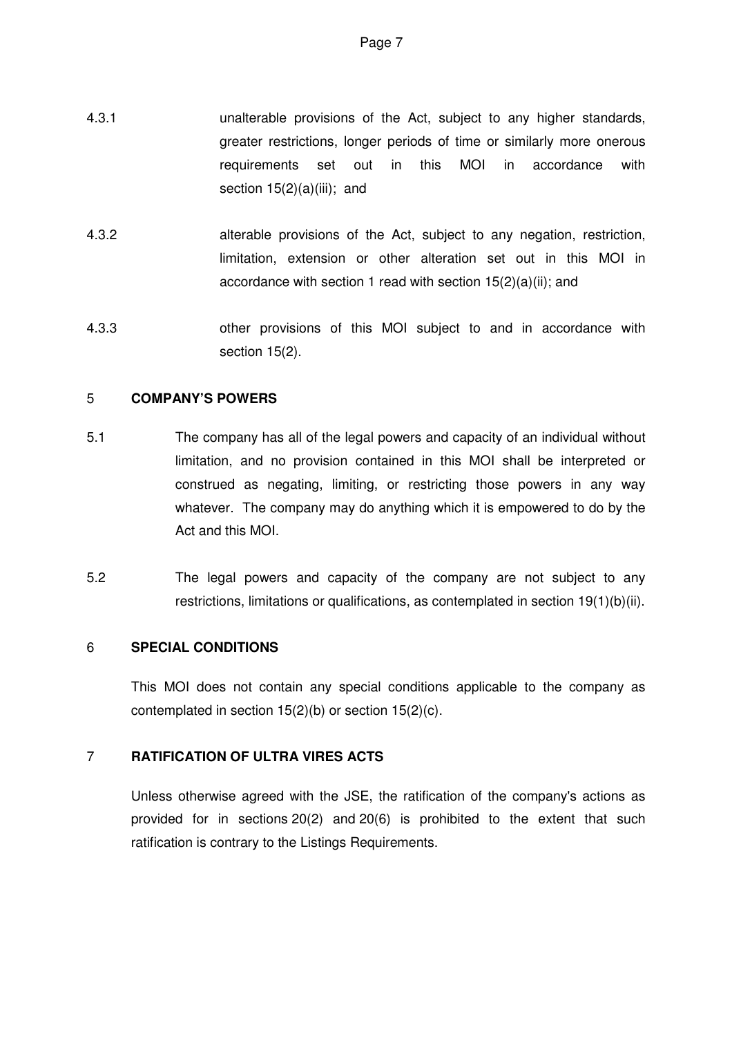4.3.1 unalterable provisions of the Act, subject to any higher standards, greater restrictions, longer periods of time or similarly more onerous requirements set out in this MOI in accordance with section 15(2)(a)(iii); and

4.3.2 alterable provisions of the Act, subject to any negation, restriction, limitation, extension or other alteration set out in this MOI in accordance with section 1 read with section 15(2)(a)(ii); and

4.3.3 other provisions of this MOI subject to and in accordance with section 15(2).

## 5 COMPANY'S POWERS

5.1 The company has all of the legal powers and capacity of an individual without limitation, and no provision contained in this MOI shall be interpreted or construed as negating, limiting, or restricting those powers in any way whatever. The company may do anything which it is empowered to do by the Act and this MOI.

5.2 The legal powers and capacity of the company are not subject to any restrictions, limitations or qualifications, as contemplated in section 19(1)(b)(ii).

## 6 SPECIAL CONDITIONS

This MOI does not contain any special conditions applicable to the company as contemplated in section 15(2)(b) or section 15(2)(c).

## 7 RATIFICATION OF ULTRA VIRES ACTS

Unless otherwise agreed with the JSE, the ratification of the company's actions as provided for in sections 20(2) and 20(6) is prohibited to the extent that such ratification is contrary to the Listings Requirements.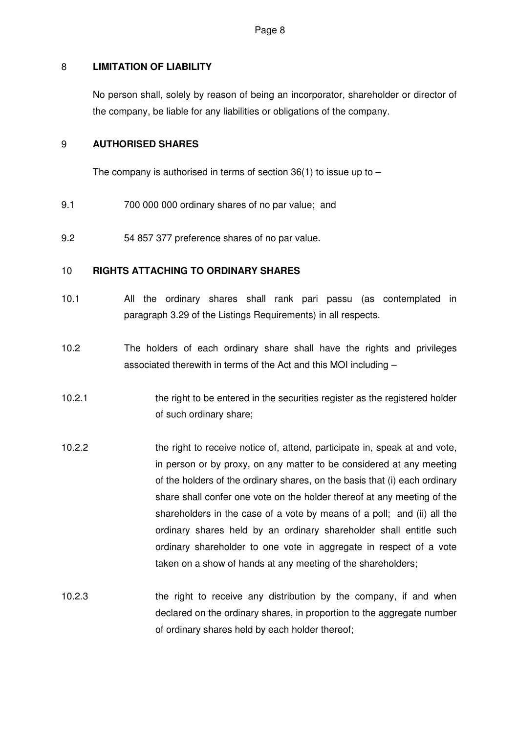## 8 LIMITATION OF LIABILITY

No person shall, solely by reason of being an incorporator, shareholder or director of the company, be liable for any liabilities or obligations of the company.

## 9 AUTHORISED SHARES

The company is authorised in terms of section 36(1) to issue up to –

9.1 700 000 000 ordinary shares of no par value; and

9.2 54 857 377 preference shares of no par value.

## 10 RIGHTS ATTACHING TO ORDINARY SHARES

10.1 All the ordinary shares shall rank pari passu (as contemplated in paragraph 3.29 of the Listings Requirements) in all respects.

10.2 The holders of each ordinary share shall have the rights and privileges associated therewith in terms of the Act and this MOI including –

10.2.1 the right to be entered in the securities register as the registered holder of such ordinary share;

10.2.2 the right to receive notice of, attend, participate in, speak at and vote, in person or by proxy, on any matter to be considered at any meeting of the holders of the ordinary shares, on the basis that (i) each ordinary share shall confer one vote on the holder thereof at any meeting of the shareholders in the case of a vote by means of a poll; and (ii) all the ordinary shares held by an ordinary shareholder shall entitle such ordinary shareholder to one vote in aggregate in respect of a vote taken on a show of hands at any meeting of the shareholders;

10.2.3 the right to receive any distribution by the company, if and when declared on the ordinary shares, in proportion to the aggregate number of ordinary shares held by each holder thereof;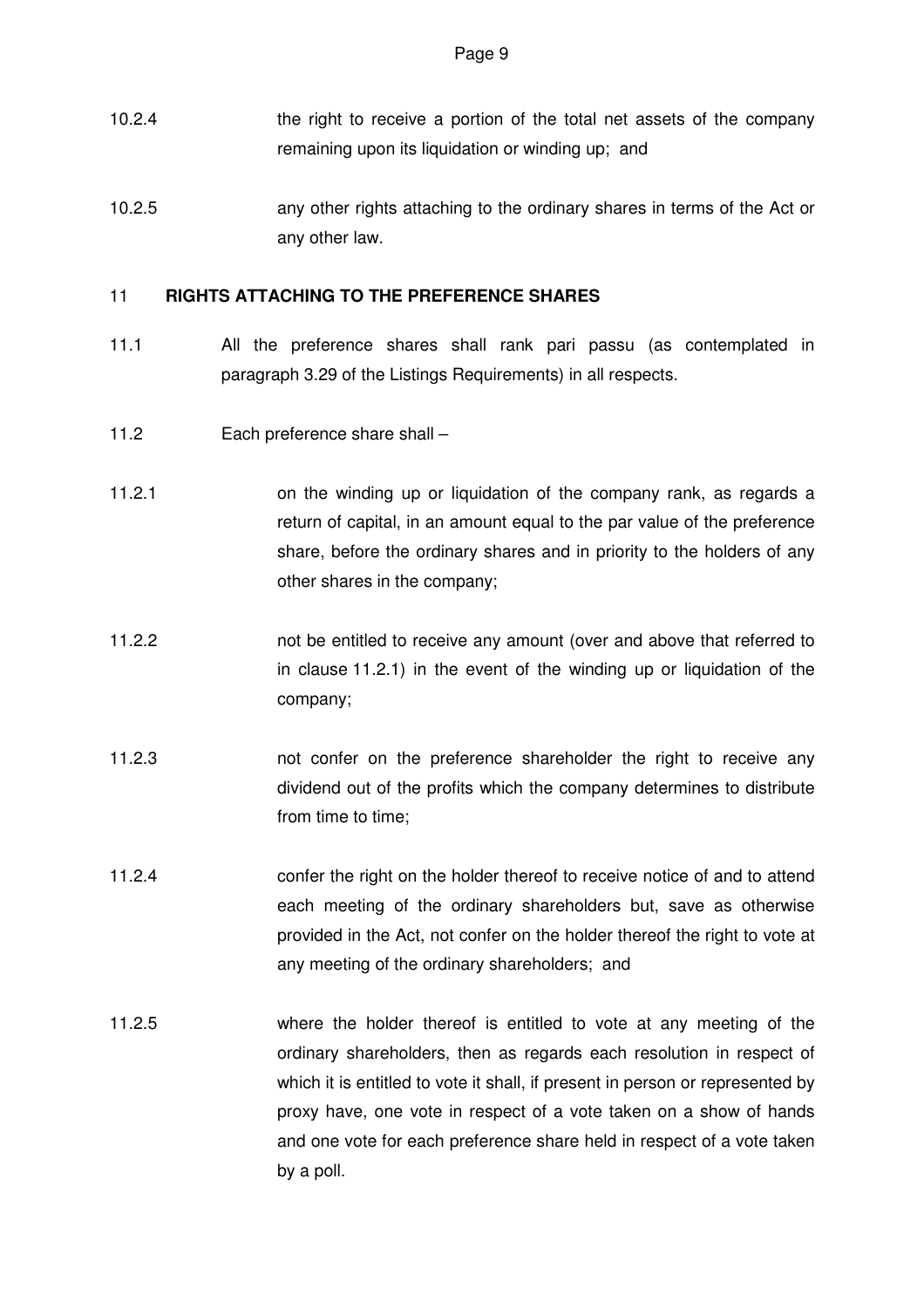10.2.4 the right to receive a portion of the total net assets of the company remaining upon its liquidation or winding up; and

10.2.5 any other rights attaching to the ordinary shares in terms of the Act or any other law.

## 11 RIGHTS ATTACHING TO THE PREFERENCE SHARES

11.1 All the preference shares shall rank pari passu (as contemplated in paragraph 3.29 of the Listings Requirements) in all respects.

11.2 Each preference share shall –

11.2.1 on the winding up or liquidation of the company rank, as regards a return of capital, in an amount equal to the par value of the preference share, before the ordinary shares and in priority to the holders of any other shares in the company;

11.2.2 not be entitled to receive any amount (over and above that referred to in clause 11.2.1) in the event of the winding up or liquidation of the company;

11.2.3 not confer on the preference shareholder the right to receive any dividend out of the profits which the company determines to distribute from time to time;

11.2.4 confer the right on the holder thereof to receive notice of and to attend each meeting of the ordinary shareholders but, save as otherwise provided in the Act, not confer on the holder thereof the right to vote at any meeting of the ordinary shareholders; and

11.2.5 where the holder thereof is entitled to vote at any meeting of the ordinary shareholders, then as regards each resolution in respect of which it is entitled to vote it shall, if present in person or represented by proxy have, one vote in respect of a vote taken on a show of hands and one vote for each preference share held in respect of a vote taken by a poll.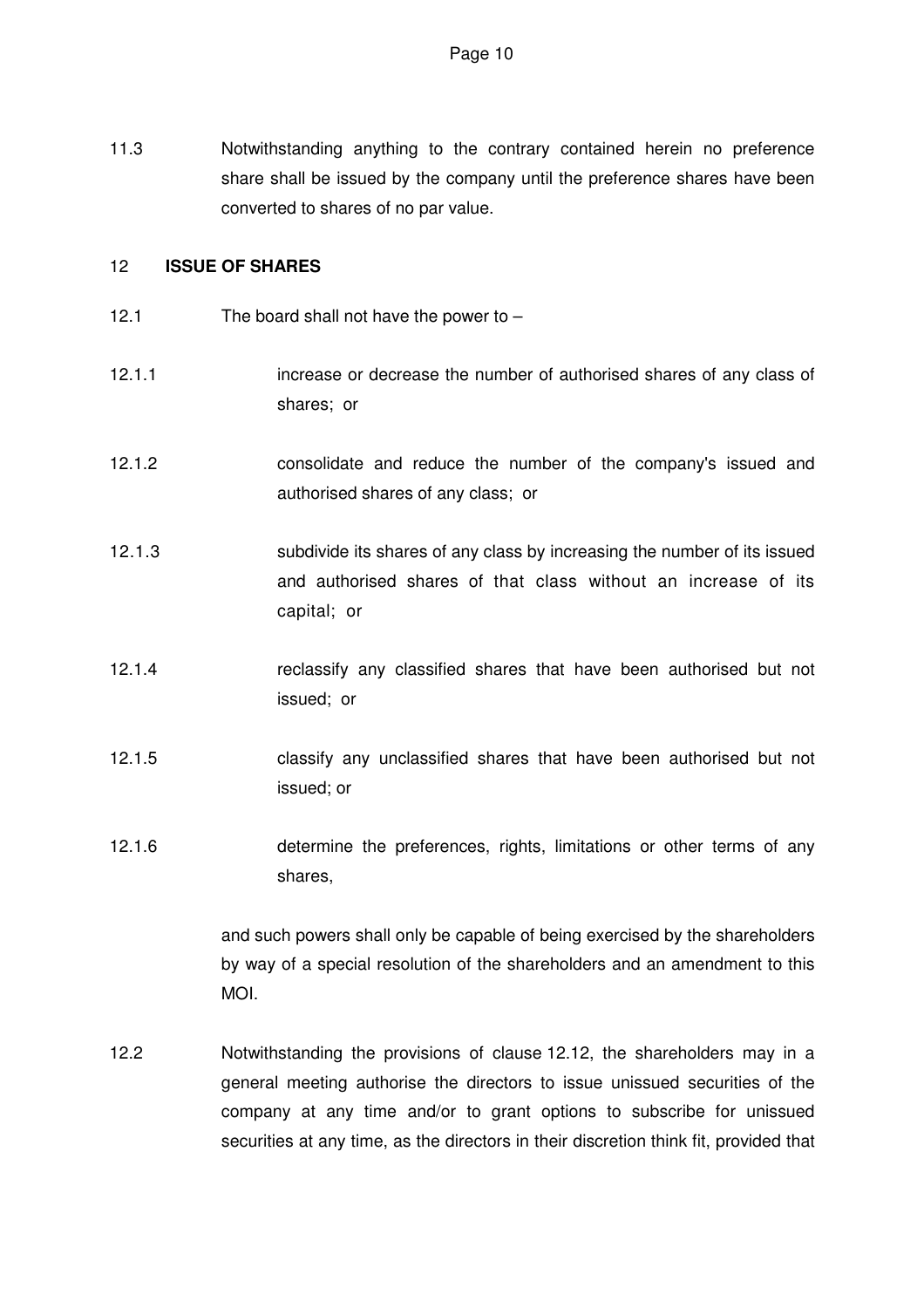11.3 Notwithstanding anything to the contrary contained herein no preference share shall be issued by the company until the preference shares have been converted to shares of no par value.

## 12 ISSUE OF SHARES

12.1 The board shall not have the power to –

12.1.1 increase or decrease the number of authorised shares of any class of shares; or

12.1.2 consolidate and reduce the number of the company's issued and authorised shares of any class; or

12.1.3 subdivide its shares of any class by increasing the number of its issued and authorised shares of that class without an increase of its capital; or

12.1.4 reclassify any classified shares that have been authorised but not issued; or

12.1.5 classify any unclassified shares that have been authorised but not issued; or

12.1.6 determine the preferences, rights, limitations or other terms of any shares,

and such powers shall only be capable of being exercised by the shareholders by way of a special resolution of the shareholders and an amendment to this MOI.

12.2 Notwithstanding the provisions of clause 12.12, the shareholders may in a general meeting authorise the directors to issue unissued securities of the company at any time and/or to grant options to subscribe for unissued securities at any time, as the directors in their discretion think fit, provided that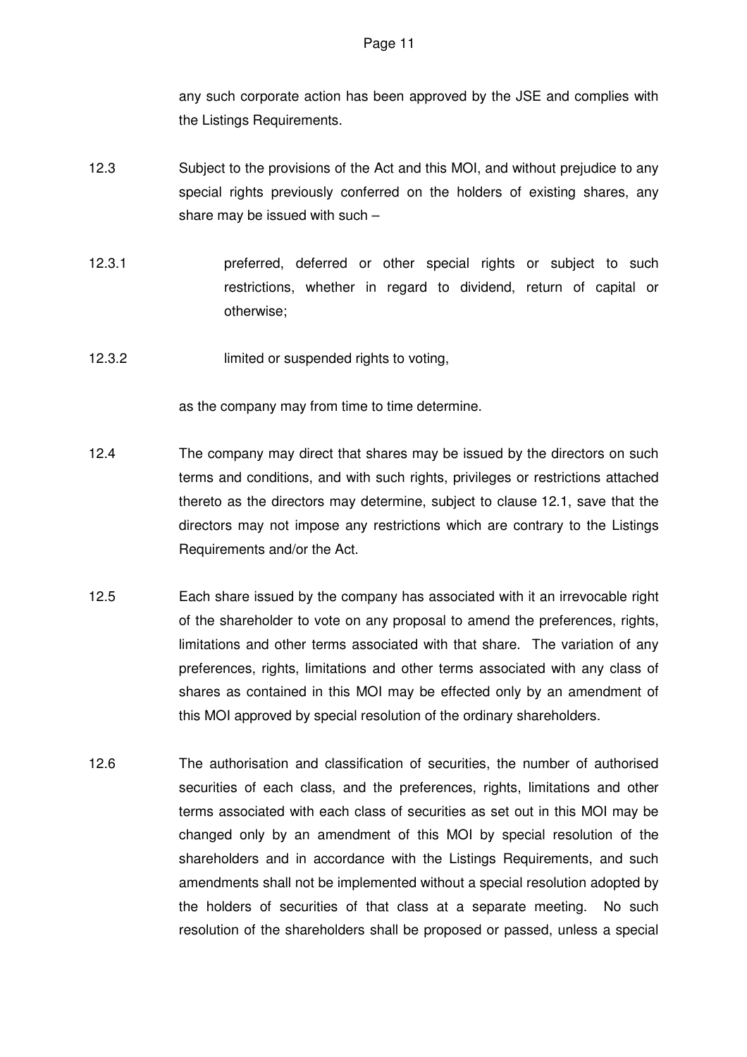any such corporate action has been approved by the JSE and complies with the Listings Requirements.

12.3 Subject to the provisions of the Act and this MOI, and without prejudice to any special rights previously conferred on the holders of existing shares, any share may be issued with such –

12.3.1 preferred, deferred or other special rights or subject to such restrictions, whether in regard to dividend, return of capital or otherwise;

12.3.2 limited or suspended rights to voting,

as the company may from time to time determine.

12.4 The company may direct that shares may be issued by the directors on such terms and conditions, and with such rights, privileges or restrictions attached thereto as the directors may determine, subject to clause 12.1, save that the directors may not impose any restrictions which are contrary to the Listings Requirements and/or the Act.

12.5 Each share issued by the company has associated with it an irrevocable right of the shareholder to vote on any proposal to amend the preferences, rights, limitations and other terms associated with that share. The variation of any preferences, rights, limitations and other terms associated with any class of shares as contained in this MOI may be effected only by an amendment of this MOI approved by special resolution of the ordinary shareholders.

12.6 The authorisation and classification of securities, the number of authorised securities of each class, and the preferences, rights, limitations and other terms associated with each class of securities as set out in this MOI may be changed only by an amendment of this MOI by special resolution of the shareholders and in accordance with the Listings Requirements, and such amendments shall not be implemented without a special resolution adopted by the holders of securities of that class at a separate meeting. No such resolution of the shareholders shall be proposed or passed, unless a special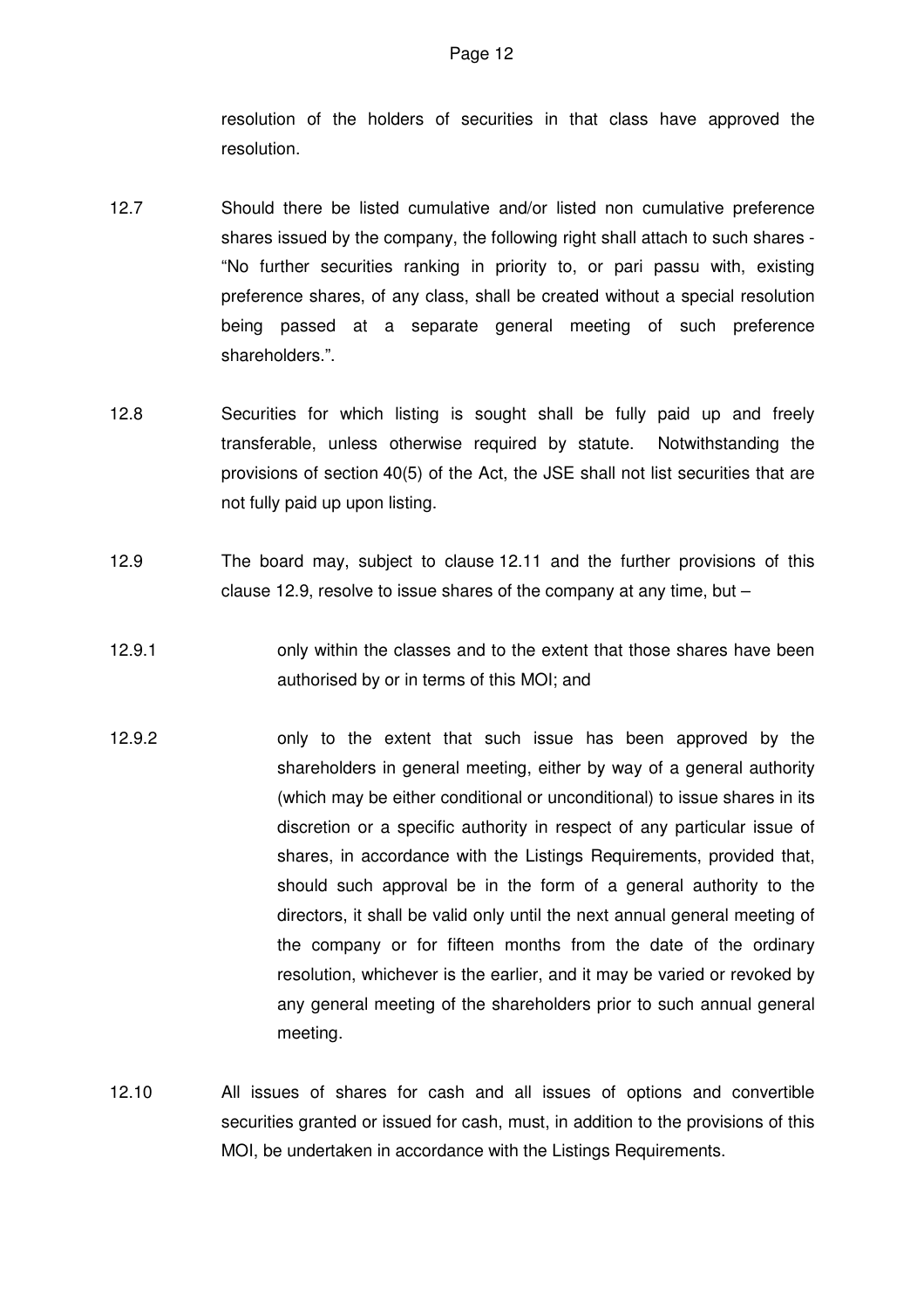resolution of the holders of securities in that class have approved the resolution.

12.7 Should there be listed cumulative and/or listed non cumulative preference shares issued by the company, the following right shall attach to such shares - "No further securities ranking in priority to, or pari passu with, existing preference shares, of any class, shall be created without a special resolution being passed at a separate general meeting of such preference shareholders.".

12.8 Securities for which listing is sought shall be fully paid up and freely transferable, unless otherwise required by statute. Notwithstanding the provisions of section 40(5) of the Act, the JSE shall not list securities that are not fully paid up upon listing.

12.9 The board may, subject to clause 12.11 and the further provisions of this clause 12.9, resolve to issue shares of the company at any time, but –

12.9.1 only within the classes and to the extent that those shares have been authorised by or in terms of this MOI; and

12.9.2 only to the extent that such issue has been approved by the shareholders in general meeting, either by way of a general authority (which may be either conditional or unconditional) to issue shares in its discretion or a specific authority in respect of any particular issue of shares, in accordance with the Listings Requirements, provided that, should such approval be in the form of a general authority to the directors, it shall be valid only until the next annual general meeting of the company or for fifteen months from the date of the ordinary resolution, whichever is the earlier, and it may be varied or revoked by any general meeting of the shareholders prior to such annual general meeting.

12.10 All issues of shares for cash and all issues of options and convertible securities granted or issued for cash, must, in addition to the provisions of this MOI, be undertaken in accordance with the Listings Requirements.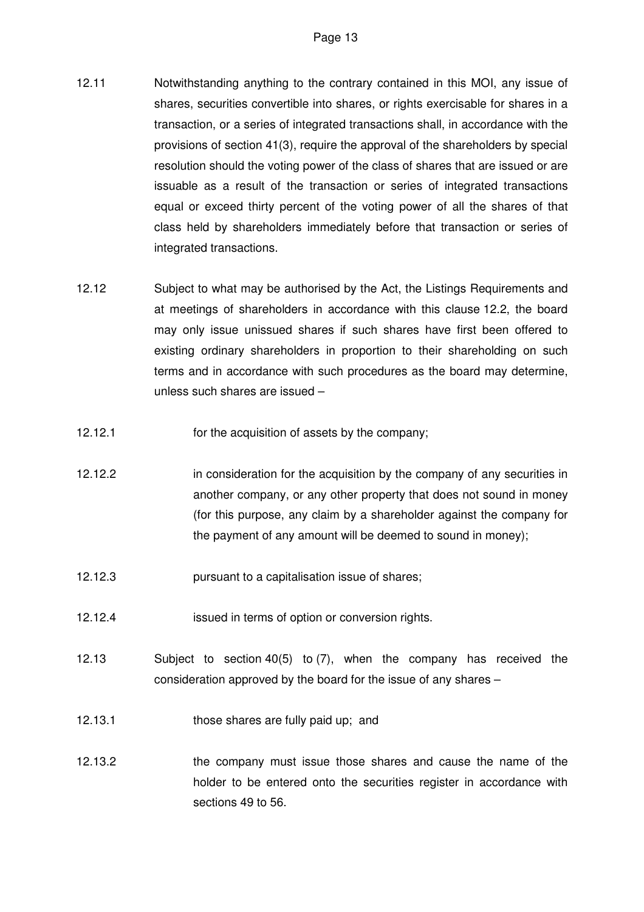12.11 Notwithstanding anything to the contrary contained in this MOI, any issue of shares, securities convertible into shares, or rights exercisable for shares in a transaction, or a series of integrated transactions shall, in accordance with the provisions of section 41(3), require the approval of the shareholders by special resolution should the voting power of the class of shares that are issued or are issuable as a result of the transaction or series of integrated transactions equal or exceed thirty percent of the voting power of all the shares of that class held by shareholders immediately before that transaction or series of integrated transactions.

12.12 Subject to what may be authorised by the Act, the Listings Requirements and at meetings of shareholders in accordance with this clause 12.2, the board may only issue unissued shares if such shares have first been offered to existing ordinary shareholders in proportion to their shareholding on such terms and in accordance with such procedures as the board may determine, unless such shares are issued –

12.12.1 for the acquisition of assets by the company;

12.12.2 in consideration for the acquisition by the company of any securities in another company, or any other property that does not sound in money (for this purpose, any claim by a shareholder against the company for the payment of any amount will be deemed to sound in money);

12.12.3 pursuant to a capitalisation issue of shares;

12.12.4 issued in terms of option or conversion rights.

12.13 Subject to section 40(5) to (7), when the company has received the consideration approved by the board for the issue of any shares –

12.13.1 those shares are fully paid up; and

12.13.2 the company must issue those shares and cause the name of the holder to be entered onto the securities register in accordance with sections 49 to 56.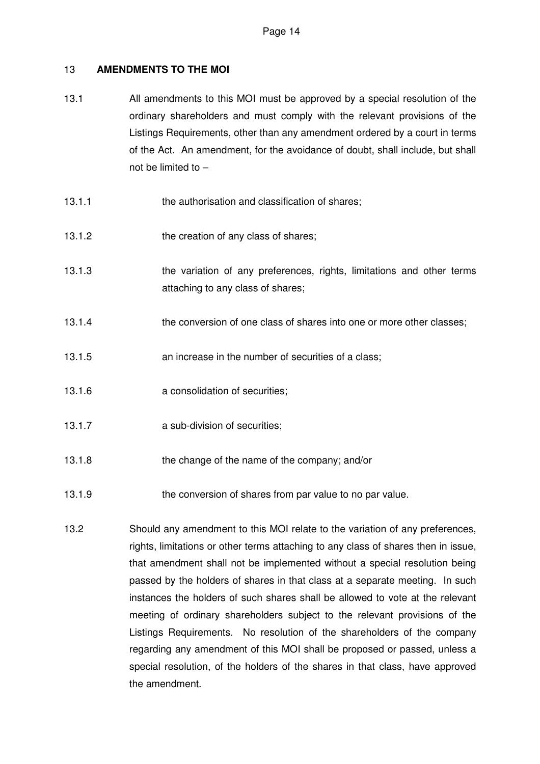## 13 AMENDMENTS TO THE MOI

13.1 All amendments to this MOI must be approved by a special resolution of the ordinary shareholders and must comply with the relevant provisions of the Listings Requirements, other than any amendment ordered by a court in terms of the Act. An amendment, for the avoidance of doubt, shall include, but shall not be limited to –

13.1.1 the authorisation and classification of shares;

13.1.2 the creation of any class of shares;

13.1.3 the variation of any preferences, rights, limitations and other terms attaching to any class of shares;

13.1.4 the conversion of one class of shares into one or more other classes;

13.1.5 an increase in the number of securities of a class;

13.1.6 a consolidation of securities;

13.1.7 a sub-division of securities;

13.1.8 the change of the name of the company; and/or

13.1.9 the conversion of shares from par value to no par value.

13.2 Should any amendment to this MOI relate to the variation of any preferences, rights, limitations or other terms attaching to any class of shares then in issue, that amendment shall not be implemented without a special resolution being passed by the holders of shares in that class at a separate meeting. In such instances the holders of such shares shall be allowed to vote at the relevant meeting of ordinary shareholders subject to the relevant provisions of the Listings Requirements. No resolution of the shareholders of the company regarding any amendment of this MOI shall be proposed or passed, unless a special resolution, of the holders of the shares in that class, have approved the amendment.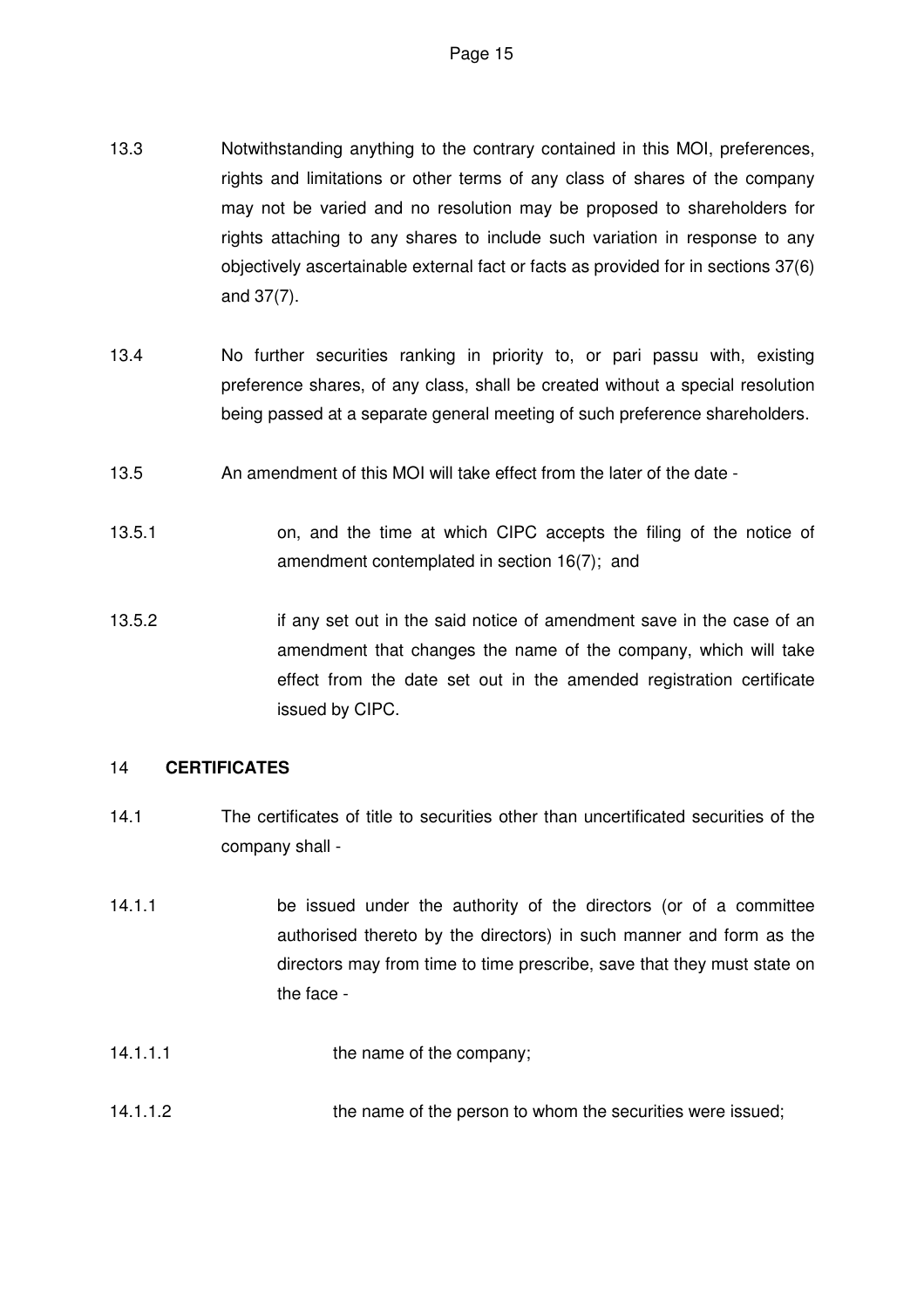13.3 Notwithstanding anything to the contrary contained in this MOI, preferences, rights and limitations or other terms of any class of shares of the company may not be varied and no resolution may be proposed to shareholders for rights attaching to any shares to include such variation in response to any objectively ascertainable external fact or facts as provided for in sections 37(6) and 37(7).

13.4 No further securities ranking in priority to, or pari passu with, existing preference shares, of any class, shall be created without a special resolution being passed at a separate general meeting of such preference shareholders.

13.5 An amendment of this MOI will take effect from the later of the date -

13.5.1 on, and the time at which CIPC accepts the filing of the notice of amendment contemplated in section 16(7); and

13.5.2 if any set out in the said notice of amendment save in the case of an amendment that changes the name of the company, which will take effect from the date set out in the amended registration certificate issued by CIPC.

## 14 **CERTIFICATES**

14.1 The certificates of title to securities other than uncertificated securities of the company shall -

14.1.1 be issued under the authority of the directors (or of a committee authorised thereto by the directors) in such manner and form as the directors may from time to time prescribe, save that they must state on the face -

14.1.1.1 the name of the company;

14.1.1.2 the name of the person to whom the securities were issued;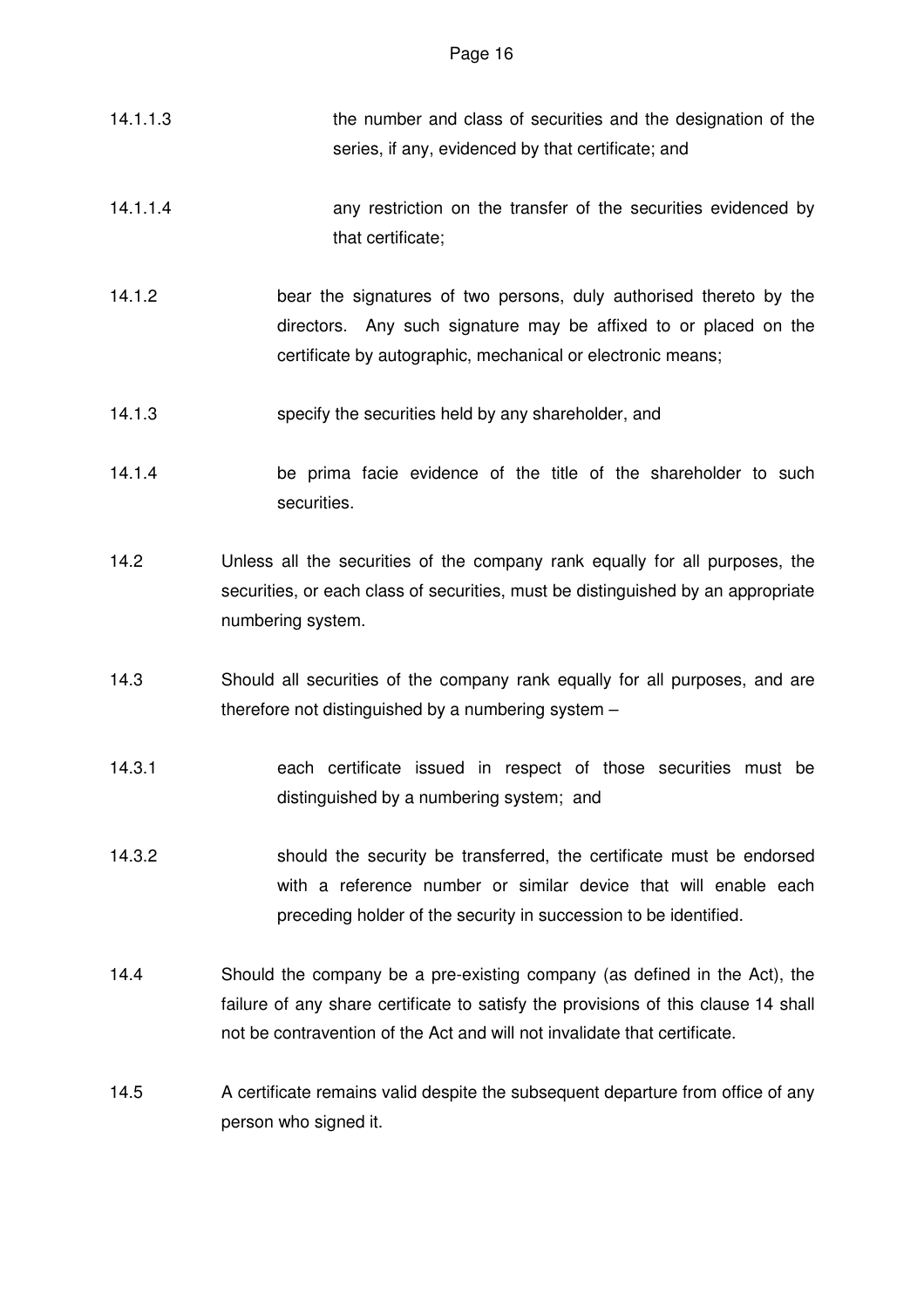14.1.1.3 the number and class of securities and the designation of the series, if any, evidenced by that certificate; and

14.1.1.4 any restriction on the transfer of the securities evidenced by that certificate;

14.1.2 bear the signatures of two persons, duly authorised thereto by the directors. Any such signature may be affixed to or placed on the certificate by autographic, mechanical or electronic means;

14.1.3 specify the securities held by any shareholder, and

14.1.4 be prima facie evidence of the title of the shareholder to such securities.

14.2 Unless all the securities of the company rank equally for all purposes, the securities, or each class of securities, must be distinguished by an appropriate numbering system.

14.3 Should all securities of the company rank equally for all purposes, and are therefore not distinguished by a numbering system –

14.3.1 each certificate issued in respect of those securities must be distinguished by a numbering system; and

14.3.2 should the security be transferred, the certificate must be endorsed with a reference number or similar device that will enable each preceding holder of the security in succession to be identified.

14.4 Should the company be a pre-existing company (as defined in the Act), the failure of any share certificate to satisfy the provisions of this clause 14 shall not be contravention of the Act and will not invalidate that certificate.

14.5 A certificate remains valid despite the subsequent departure from office of any person who signed it.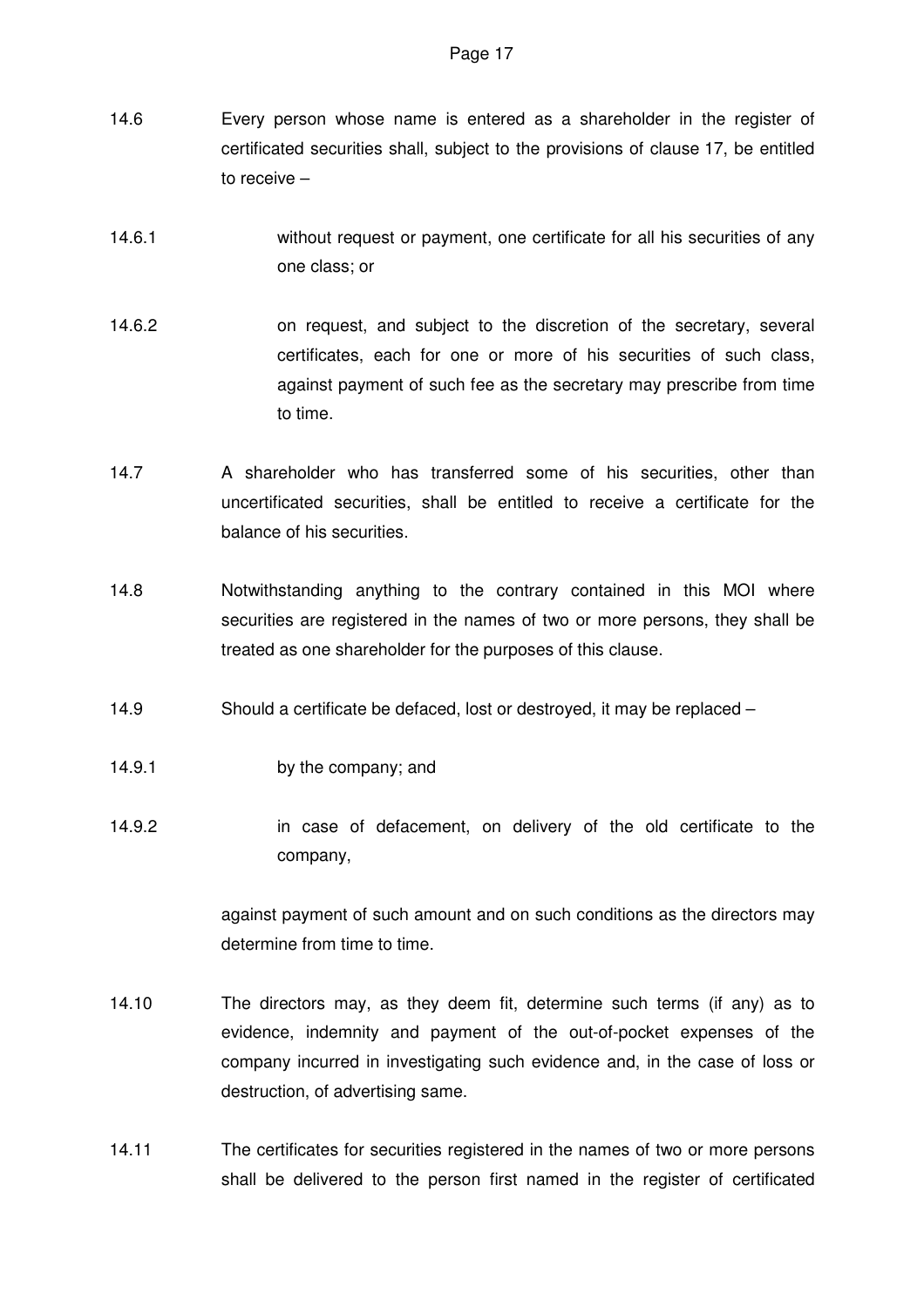14.6 Every person whose name is entered as a shareholder in the register of certificated securities shall, subject to the provisions of clause 17, be entitled to receive –

14.6.1 without request or payment, one certificate for all his securities of any one class; or

14.6.2 on request, and subject to the discretion of the secretary, several certificates, each for one or more of his securities of such class, against payment of such fee as the secretary may prescribe from time to time.

14.7 A shareholder who has transferred some of his securities, other than uncertificated securities, shall be entitled to receive a certificate for the balance of his securities.

14.8 Notwithstanding anything to the contrary contained in this MOI where securities are registered in the names of two or more persons, they shall be treated as one shareholder for the purposes of this clause.

14.9 Should a certificate be defaced, lost or destroyed, it may be replaced –

14.9.1 by the company; and

14.9.2 in case of defacement, on delivery of the old certificate to the company,

against payment of such amount and on such conditions as the directors may determine from time to time.

14.10 The directors may, as they deem fit, determine such terms (if any) as to evidence, indemnity and payment of the out-of-pocket expenses of the company incurred in investigating such evidence and, in the case of loss or destruction, of advertising same.

14.11 The certificates for securities registered in the names of two or more persons shall be delivered to the person first named in the register of certificated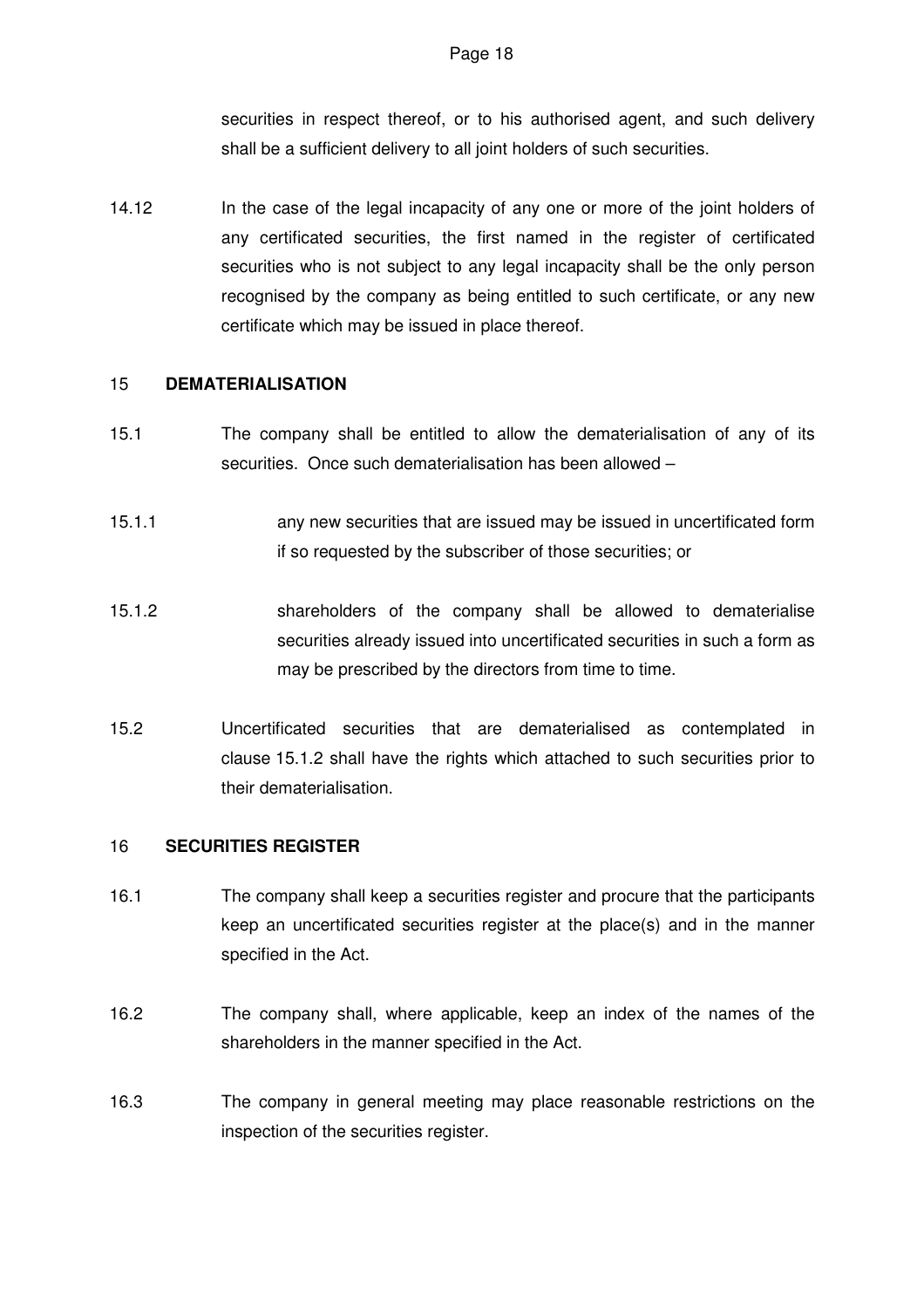securities in respect thereof, or to his authorised agent, and such delivery shall be a sufficient delivery to all joint holders of such securities.

14.12 In the case of the legal incapacity of any one or more of the joint holders of any certificated securities, the first named in the register of certificated securities who is not subject to any legal incapacity shall be the only person recognised by the company as being entitled to such certificate, or any new certificate which may be issued in place thereof.

## 15 DEMATERIALISATION

15.1 The company shall be entitled to allow the dematerialisation of any of its securities. Once such dematerialisation has been allowed –

15.1.1 any new securities that are issued may be issued in uncertificated form if so requested by the subscriber of those securities; or

15.1.2 shareholders of the company shall be allowed to dematerialise securities already issued into uncertificated securities in such a form as may be prescribed by the directors from time to time.

15.2 Uncertificated securities that are dematerialised as contemplated in clause 15.1.2 shall have the rights which attached to such securities prior to their dematerialisation.

## 16 SECURITIES REGISTER

16.1 The company shall keep a securities register and procure that the participants keep an uncertificated securities register at the place(s) and in the manner specified in the Act.

16.2 The company shall, where applicable, keep an index of the names of the shareholders in the manner specified in the Act.

16.3 The company in general meeting may place reasonable restrictions on the inspection of the securities register.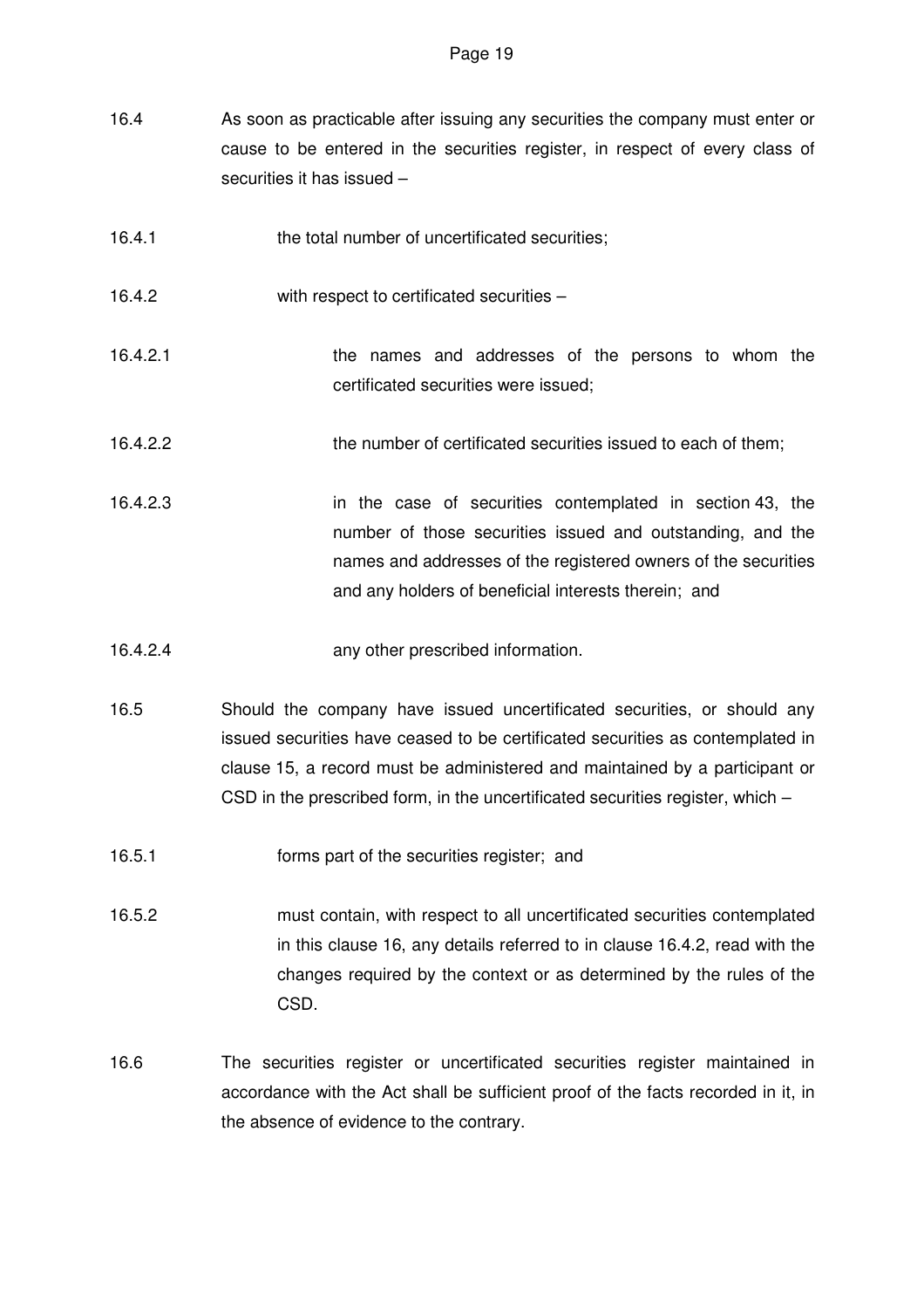16.4 As soon as practicable after issuing any securities the company must enter or cause to be entered in the securities register, in respect of every class of securities it has issued –

16.4.1 the total number of uncertificated securities;

16.4.2 with respect to certificated securities –

16.4.2.1 the names and addresses of the persons to whom the certificated securities were issued;

16.4.2.2 the number of certificated securities issued to each of them;

16.4.2.3 in the case of securities contemplated in section 43, the number of those securities issued and outstanding, and the names and addresses of the registered owners of the securities and any holders of beneficial interests therein; and

16.4.2.4 any other prescribed information.

16.5 Should the company have issued uncertificated securities, or should any issued securities have ceased to be certificated securities as contemplated in clause 15, a record must be administered and maintained by a participant or CSD in the prescribed form, in the uncertificated securities register, which –

16.5.1 forms part of the securities register; and

16.5.2 must contain, with respect to all uncertificated securities contemplated in this clause 16, any details referred to in clause 16.4.2, read with the changes required by the context or as determined by the rules of the CSD.

16.6 The securities register or uncertificated securities register maintained in accordance with the Act shall be sufficient proof of the facts recorded in it, in the absence of evidence to the contrary.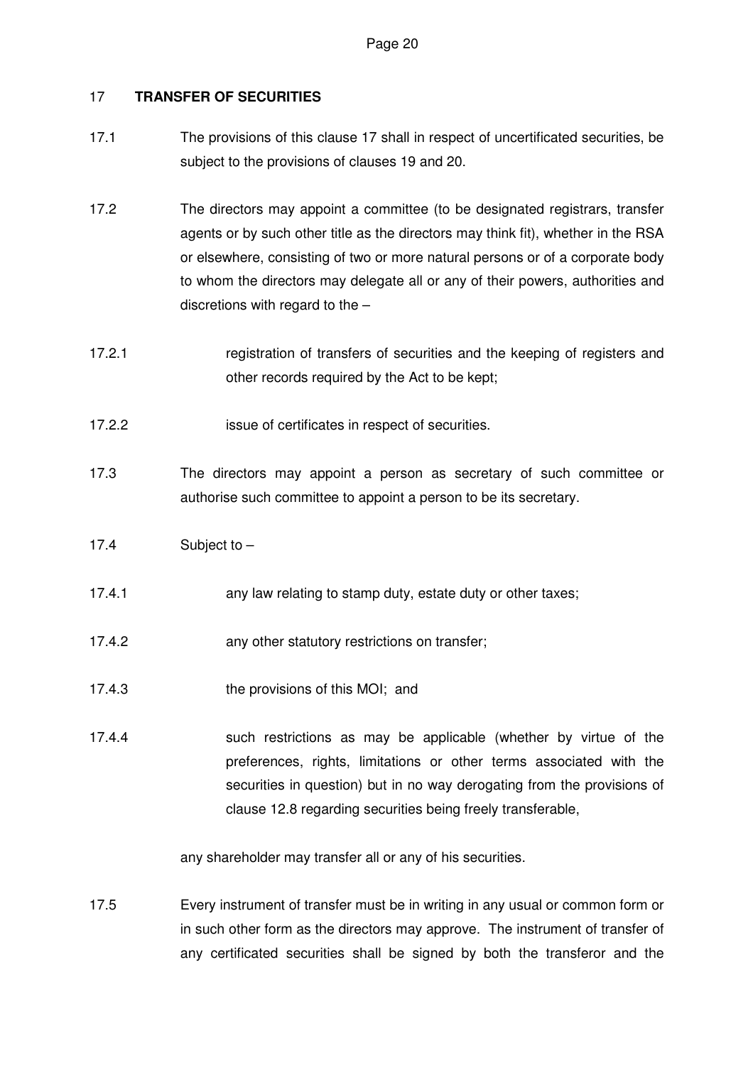## 17 **TRANSFER OF SECURITIES**

17.1 The provisions of this clause 17 shall in respect of uncertificated securities, be subject to the provisions of clauses 19 and 20.

17.2 The directors may appoint a committee (to be designated registrars, transfer agents or by such other title as the directors may think fit), whether in the RSA or elsewhere, consisting of two or more natural persons or of a corporate body to whom the directors may delegate all or any of their powers, authorities and discretions with regard to the –

17.2.1 registration of transfers of securities and the keeping of registers and other records required by the Act to be kept;

17.2.2 issue of certificates in respect of securities.

17.3 The directors may appoint a person as secretary of such committee or authorise such committee to appoint a person to be its secretary.

17.4 Subject to –

17.4.1 any law relating to stamp duty, estate duty or other taxes;

17.4.2 any other statutory restrictions on transfer;

17.4.3 the provisions of this MOI; and

17.4.4 such restrictions as may be applicable (whether by virtue of the preferences, rights, limitations or other terms associated with the securities in question) but in no way derogating from the provisions of clause 12.8 regarding securities being freely transferable,

any shareholder may transfer all or any of his securities.

17.5 Every instrument of transfer must be in writing in any usual or common form or in such other form as the directors may approve. The instrument of transfer of any certificated securities shall be signed by both the transferor and the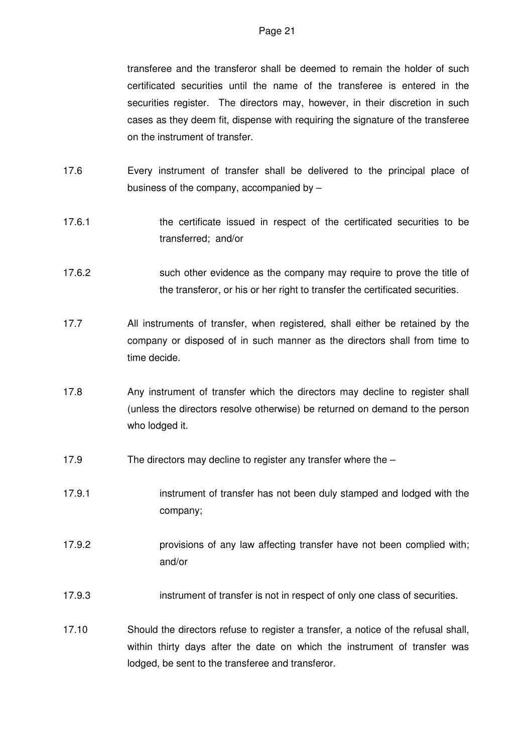transferee and the transferor shall be deemed to remain the holder of such certificated securities until the name of the transferee is entered in the securities register. The directors may, however, in their discretion in such cases as they deem fit, dispense with requiring the signature of the transferee on the instrument of transfer.

17.6 Every instrument of transfer shall be delivered to the principal place of business of the company, accompanied by –

17.6.1 the certificate issued in respect of the certificated securities to be transferred; and/or

17.6.2 such other evidence as the company may require to prove the title of the transferor, or his or her right to transfer the certificated securities.

17.7 All instruments of transfer, when registered, shall either be retained by the company or disposed of in such manner as the directors shall from time to time decide.

17.8 Any instrument of transfer which the directors may decline to register shall (unless the directors resolve otherwise) be returned on demand to the person who lodged it.

17.9 The directors may decline to register any transfer where the –

17.9.1 instrument of transfer has not been duly stamped and lodged with the company;

17.9.2 provisions of any law affecting transfer have not been complied with; and/or

17.9.3 instrument of transfer is not in respect of only one class of securities.

17.10 Should the directors refuse to register a transfer, a notice of the refusal shall, within thirty days after the date on which the instrument of transfer was lodged, be sent to the transferee and transferor.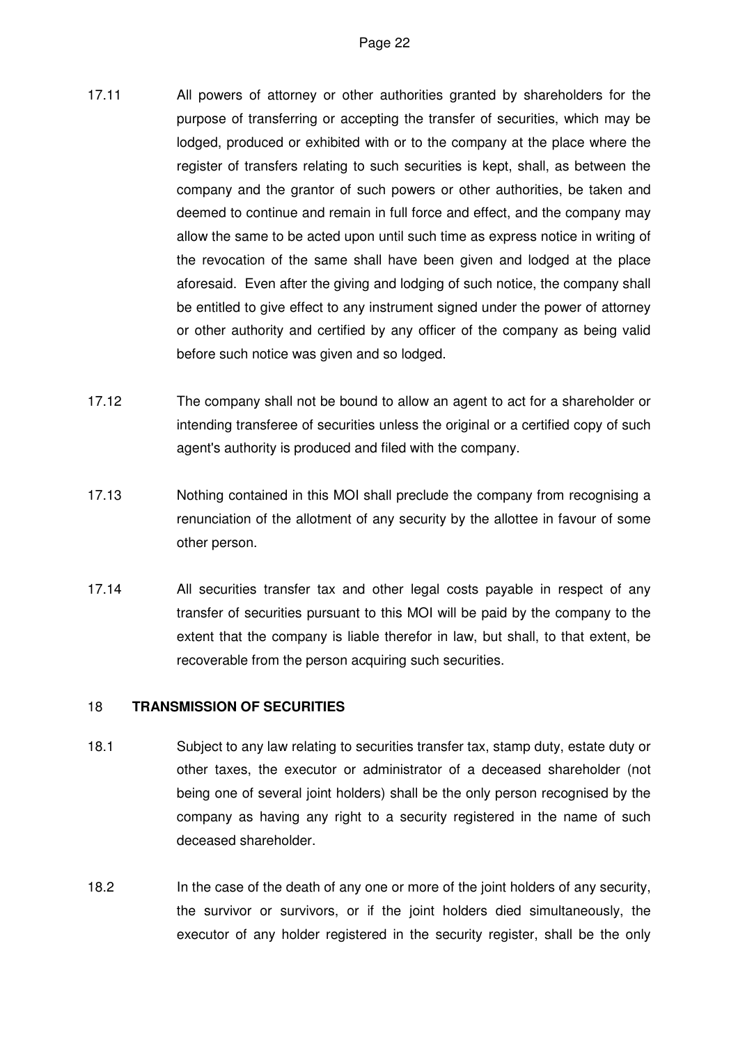17.11 All powers of attorney or other authorities granted by shareholders for the purpose of transferring or accepting the transfer of securities, which may be lodged, produced or exhibited with or to the company at the place where the register of transfers relating to such securities is kept, shall, as between the company and the grantor of such powers or other authorities, be taken and deemed to continue and remain in full force and effect, and the company may allow the same to be acted upon until such time as express notice in writing of the revocation of the same shall have been given and lodged at the place aforesaid. Even after the giving and lodging of such notice, the company shall be entitled to give effect to any instrument signed under the power of attorney or other authority and certified by any officer of the company as being valid before such notice was given and so lodged.

17.12 The company shall not be bound to allow an agent to act for a shareholder or intending transferee of securities unless the original or a certified copy of such agent's authority is produced and filed with the company.

17.13 Nothing contained in this MOI shall preclude the company from recognising a renunciation of the allotment of any security by the allottee in favour of some other person.

17.14 All securities transfer tax and other legal costs payable in respect of any transfer of securities pursuant to this MOI will be paid by the company to the extent that the company is liable therefor in law, but shall, to that extent, be recoverable from the person acquiring such securities.

## 18 TRANSMISSION OF SECURITIES

18.1 Subject to any law relating to securities transfer tax, stamp duty, estate duty or other taxes, the executor or administrator of a deceased shareholder (not being one of several joint holders) shall be the only person recognised by the company as having any right to a security registered in the name of such deceased shareholder.

18.2 In the case of the death of any one or more of the joint holders of any security, the survivor or survivors, or if the joint holders died simultaneously, the executor of any holder registered in the security register, shall be the only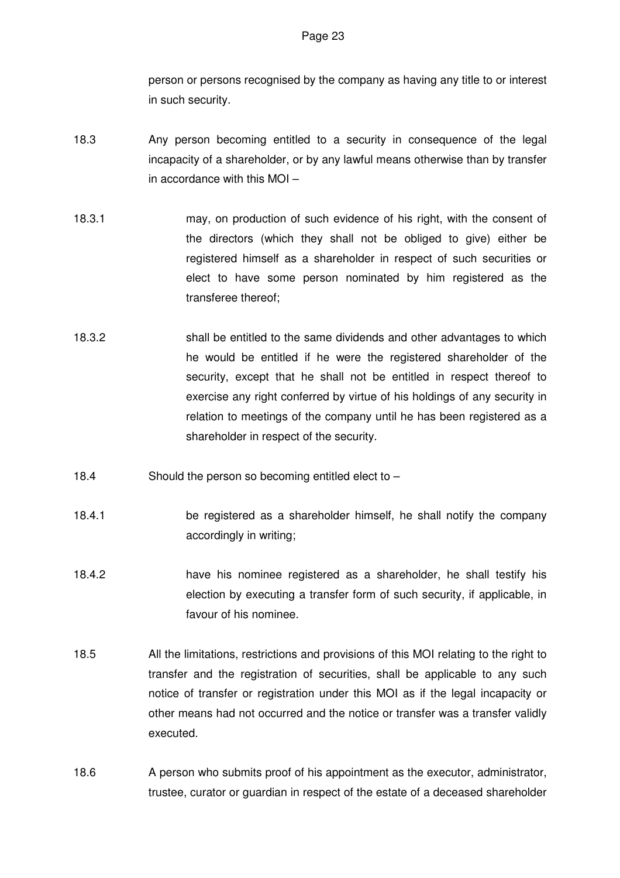person or persons recognised by the company as having any title to or interest in such security.

18.3 Any person becoming entitled to a security in consequence of the legal incapacity of a shareholder, or by any lawful means otherwise than by transfer in accordance with this MOI –

18.3.1 may, on production of such evidence of his right, with the consent of the directors (which they shall not be obliged to give) either be registered himself as a shareholder in respect of such securities or elect to have some person nominated by him registered as the transferee thereof;

18.3.2 shall be entitled to the same dividends and other advantages to which he would be entitled if he were the registered shareholder of the security, except that he shall not be entitled in respect thereof to exercise any right conferred by virtue of his holdings of any security in relation to meetings of the company until he has been registered as a shareholder in respect of the security.

18.4 Should the person so becoming entitled elect to –

18.4.1 be registered as a shareholder himself, he shall notify the company accordingly in writing;

18.4.2 have his nominee registered as a shareholder, he shall testify his election by executing a transfer form of such security, if applicable, in favour of his nominee.

18.5 All the limitations, restrictions and provisions of this MOI relating to the right to transfer and the registration of securities, shall be applicable to any such notice of transfer or registration under this MOI as if the legal incapacity or other means had not occurred and the notice or transfer was a transfer validly executed.

18.6 A person who submits proof of his appointment as the executor, administrator, trustee, curator or guardian in respect of the estate of a deceased shareholder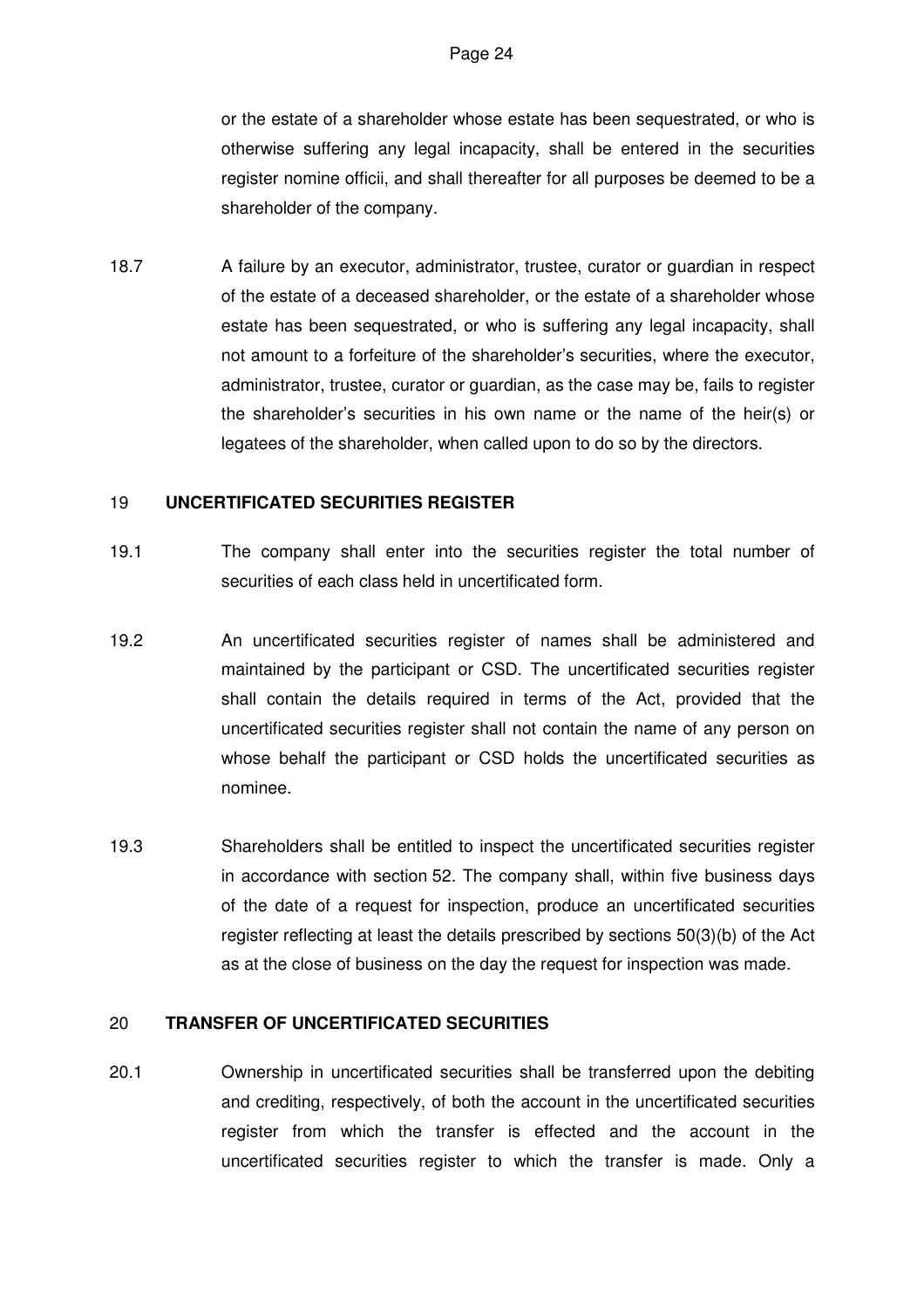or the estate of a shareholder whose estate has been sequestrated, or who is otherwise suffering any legal incapacity, shall be entered in the securities register nomine officii, and shall thereafter for all purposes be deemed to be a shareholder of the company.

18.7 A failure by an executor, administrator, trustee, curator or guardian in respect of the estate of a deceased shareholder, or the estate of a shareholder whose estate has been sequestrated, or who is suffering any legal incapacity, shall not amount to a forfeiture of the shareholder's securities, where the executor, administrator, trustee, curator or guardian, as the case may be, fails to register the shareholder's securities in his own name or the name of the heir(s) or legatees of the shareholder, when called upon to do so by the directors.

## 19 UNCERTIFICATED SECURITIES REGISTER

19.1 The company shall enter into the securities register the total number of securities of each class held in uncertificated form.

19.2 An uncertificated securities register of names shall be administered and maintained by the participant or CSD. The uncertificated securities register shall contain the details required in terms of the Act, provided that the uncertificated securities register shall not contain the name of any person on whose behalf the participant or CSD holds the uncertificated securities as nominee.

19.3 Shareholders shall be entitled to inspect the uncertificated securities register in accordance with section 52. The company shall, within five business days of the date of a request for inspection, produce an uncertificated securities register reflecting at least the details prescribed by sections 50(3)(b) of the Act as at the close of business on the day the request for inspection was made.

## 20 TRANSFER OF UNCERTIFICATED SECURITIES

20.1 Ownership in uncertificated securities shall be transferred upon the debiting and crediting, respectively, of both the account in the uncertificated securities register from which the transfer is effected and the account in the uncertificated securities register to which the transfer is made. Only a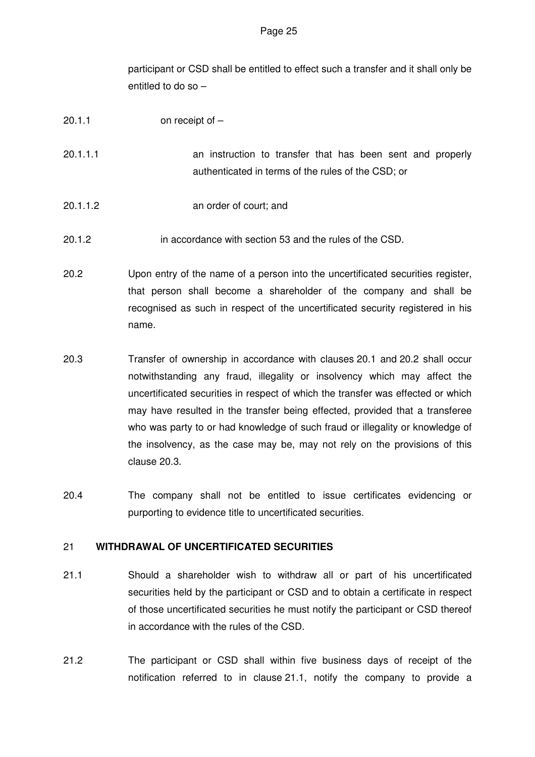participant or CSD shall be entitled to effect such a transfer and it shall only be entitled to do so –

20.1.1 on receipt of –

20.1.1.1 an instruction to transfer that has been sent and properly authenticated in terms of the rules of the CSD; or

20.1.1.2 an order of court; and

20.1.2 in accordance with section 53 and the rules of the CSD.

20.2 Upon entry of the name of a person into the uncertificated securities register, that person shall become a shareholder of the company and shall be recognised as such in respect of the uncertificated security registered in his name.

20.3 Transfer of ownership in accordance with clauses 20.1 and 20.2 shall occur notwithstanding any fraud, illegality or insolvency which may affect the uncertificated securities in respect of which the transfer was effected or which may have resulted in the transfer being effected, provided that a transferee who was party to or had knowledge of such fraud or illegality or knowledge of the insolvency, as the case may be, may not rely on the provisions of this clause 20.3.

20.4 The company shall not be entitled to issue certificates evidencing or purporting to evidence title to uncertificated securities.

## 21 WITHDRAWAL OF UNCERTIFICATED SECURITIES

21.1 Should a shareholder wish to withdraw all or part of his uncertificated securities held by the participant or CSD and to obtain a certificate in respect of those uncertificated securities he must notify the participant or CSD thereof in accordance with the rules of the CSD.

21.2 The participant or CSD shall within five business days of receipt of the notification referred to in clause 21.1, notify the company to provide a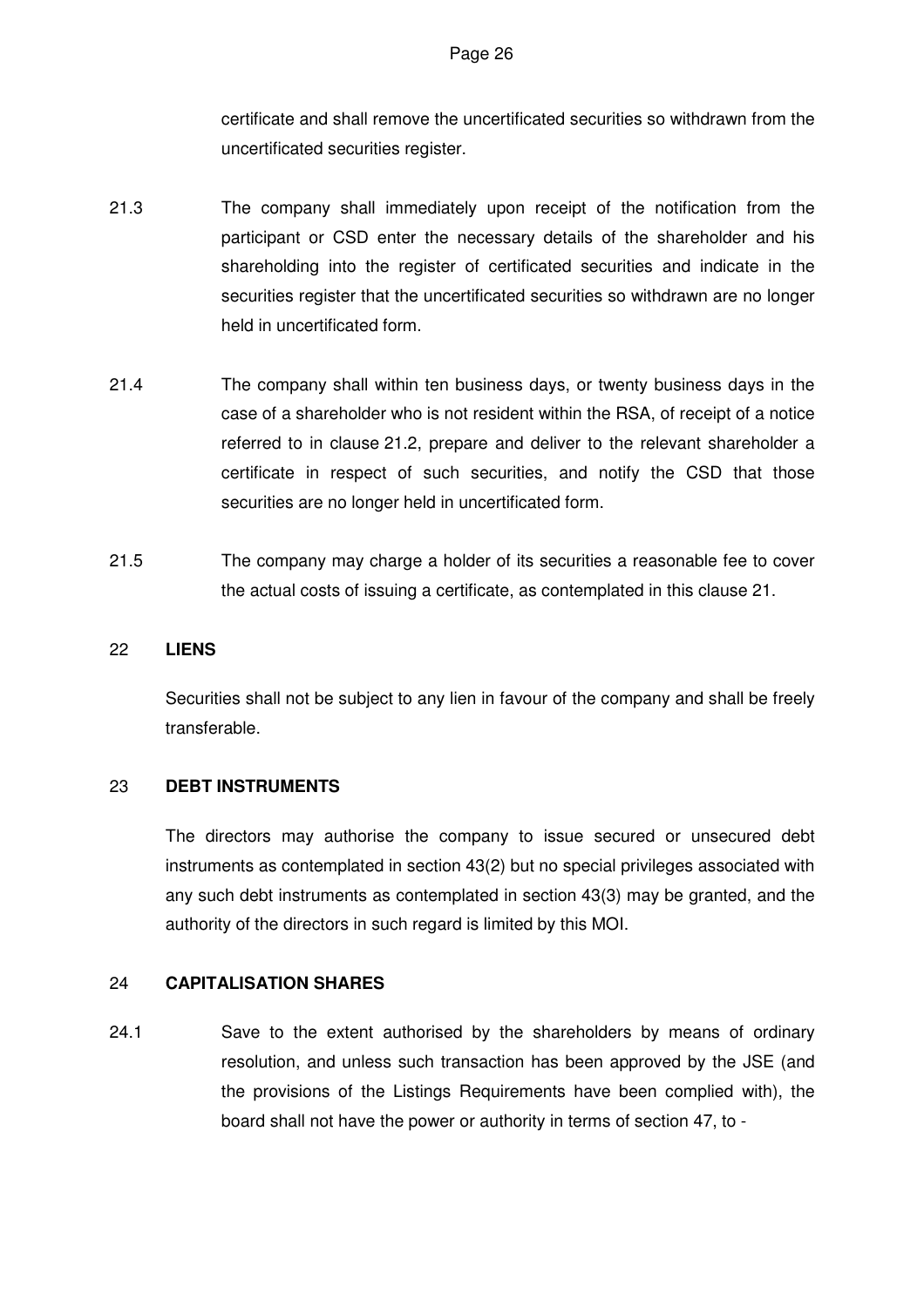certificate and shall remove the uncertificated securities so withdrawn from the uncertificated securities register.

21.3 The company shall immediately upon receipt of the notification from the participant or CSD enter the necessary details of the shareholder and his shareholding into the register of certificated securities and indicate in the securities register that the uncertificated securities so withdrawn are no longer held in uncertificated form.

21.4 The company shall within ten business days, or twenty business days in the case of a shareholder who is not resident within the RSA, of receipt of a notice referred to in clause 21.2, prepare and deliver to the relevant shareholder a certificate in respect of such securities, and notify the CSD that those securities are no longer held in uncertificated form.

21.5 The company may charge a holder of its securities a reasonable fee to cover the actual costs of issuing a certificate, as contemplated in this clause 21.

## 22 LIENS

Securities shall not be subject to any lien in favour of the company and shall be freely transferable.

## 23 DEBT INSTRUMENTS

The directors may authorise the company to issue secured or unsecured debt instruments as contemplated in section 43(2) but no special privileges associated with any such debt instruments as contemplated in section 43(3) may be granted, and the authority of the directors in such regard is limited by this MOI.

## 24 CAPITALISATION SHARES

24.1 Save to the extent authorised by the shareholders by means of ordinary resolution, and unless such transaction has been approved by the JSE (and the provisions of the Listings Requirements have been complied with), the board shall not have the power or authority in terms of section 47, to -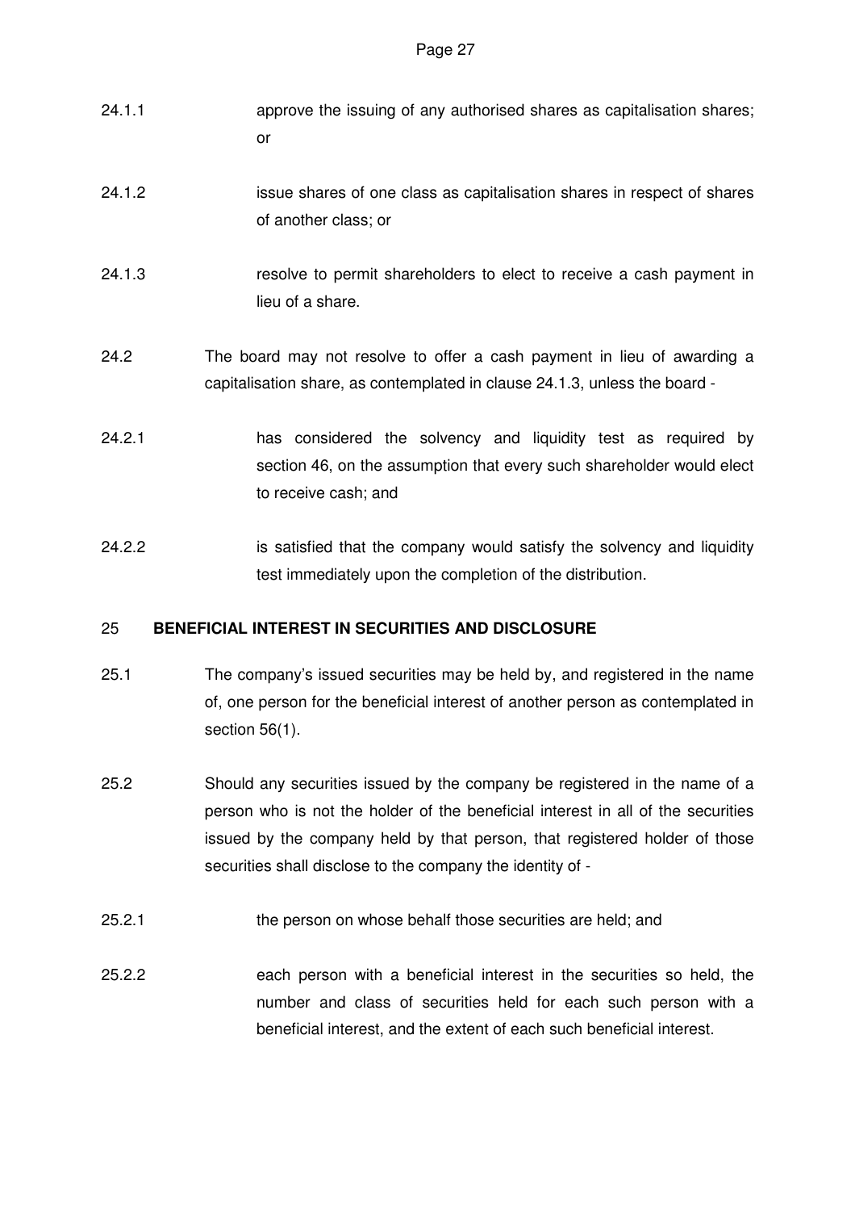24.1.1 approve the issuing of any authorised shares as capitalisation shares; or

24.1.2 issue shares of one class as capitalisation shares in respect of shares of another class; or

24.1.3 resolve to permit shareholders to elect to receive a cash payment in lieu of a share.

24.2 The board may not resolve to offer a cash payment in lieu of awarding a capitalisation share, as contemplated in clause 24.1.3, unless the board -

24.2.1 has considered the solvency and liquidity test as required by section 46, on the assumption that every such shareholder would elect to receive cash; and

24.2.2 is satisfied that the company would satisfy the solvency and liquidity test immediately upon the completion of the distribution.

## 25 BENEFICIAL INTEREST IN SECURITIES AND DISCLOSURE

25.1 The company's issued securities may be held by, and registered in the name of, one person for the beneficial interest of another person as contemplated in section 56(1).

25.2 Should any securities issued by the company be registered in the name of a person who is not the holder of the beneficial interest in all of the securities issued by the company held by that person, that registered holder of those securities shall disclose to the company the identity of -

25.2.1 the person on whose behalf those securities are held; and

25.2.2 each person with a beneficial interest in the securities so held, the number and class of securities held for each such person with a beneficial interest, and the extent of each such beneficial interest.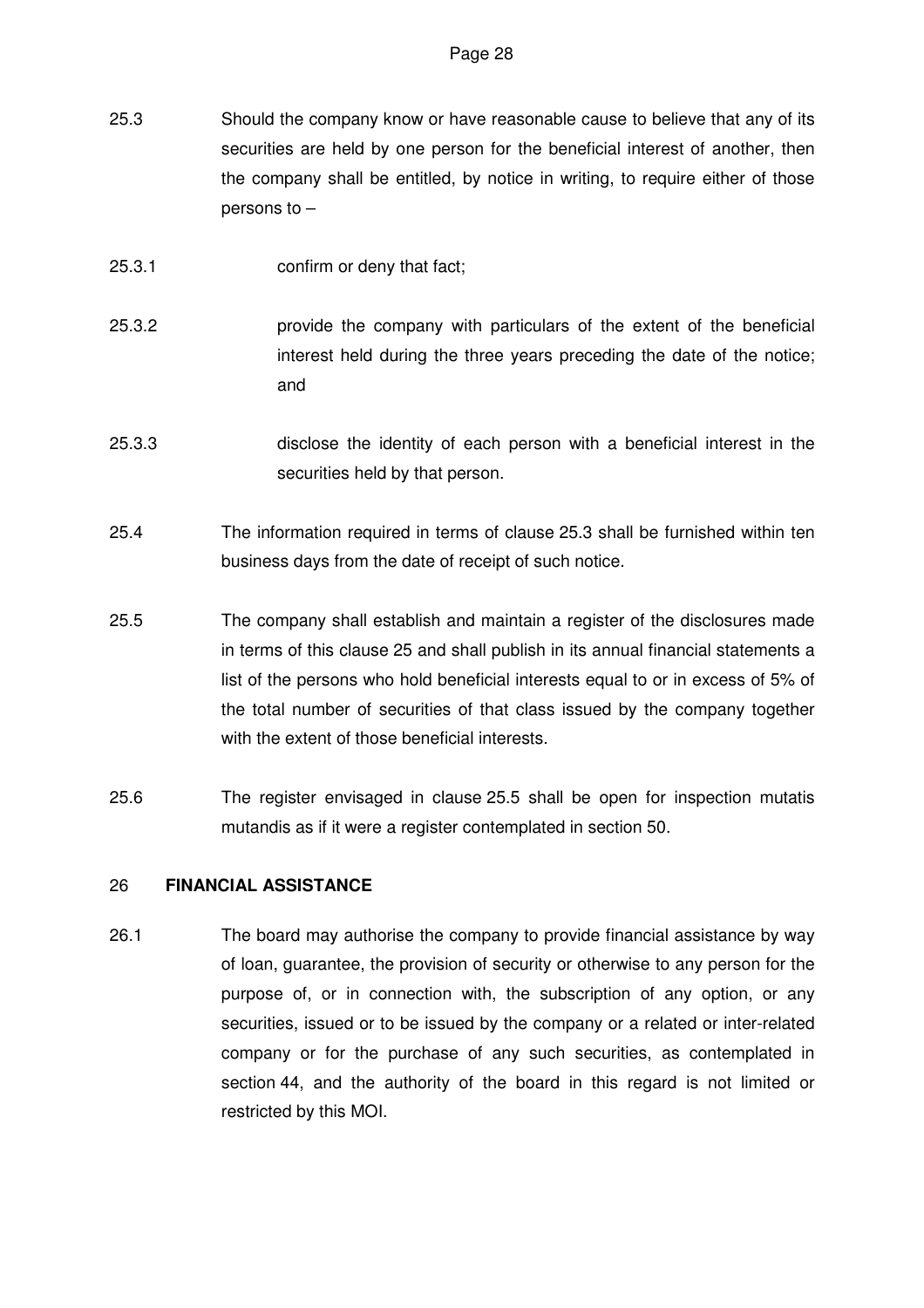25.3 Should the company know or have reasonable cause to believe that any of its securities are held by one person for the beneficial interest of another, then the company shall be entitled, by notice in writing, to require either of those persons to –

25.3.1 confirm or deny that fact;

25.3.2 provide the company with particulars of the extent of the beneficial interest held during the three years preceding the date of the notice; and

25.3.3 disclose the identity of each person with a beneficial interest in the securities held by that person.

25.4 The information required in terms of clause 25.3 shall be furnished within ten business days from the date of receipt of such notice.

25.5 The company shall establish and maintain a register of the disclosures made in terms of this clause 25 and shall publish in its annual financial statements a list of the persons who hold beneficial interests equal to or in excess of 5% of the total number of securities of that class issued by the company together with the extent of those beneficial interests.

25.6 The register envisaged in clause 25.5 shall be open for inspection mutatis mutandis as if it were a register contemplated in section 50.

## 26 FINANCIAL ASSISTANCE

26.1 The board may authorise the company to provide financial assistance by way of loan, guarantee, the provision of security or otherwise to any person for the purpose of, or in connection with, the subscription of any option, or any securities, issued or to be issued by the company or a related or inter-related company or for the purchase of any such securities, as contemplated in section 44, and the authority of the board in this regard is not limited or restricted by this MOI.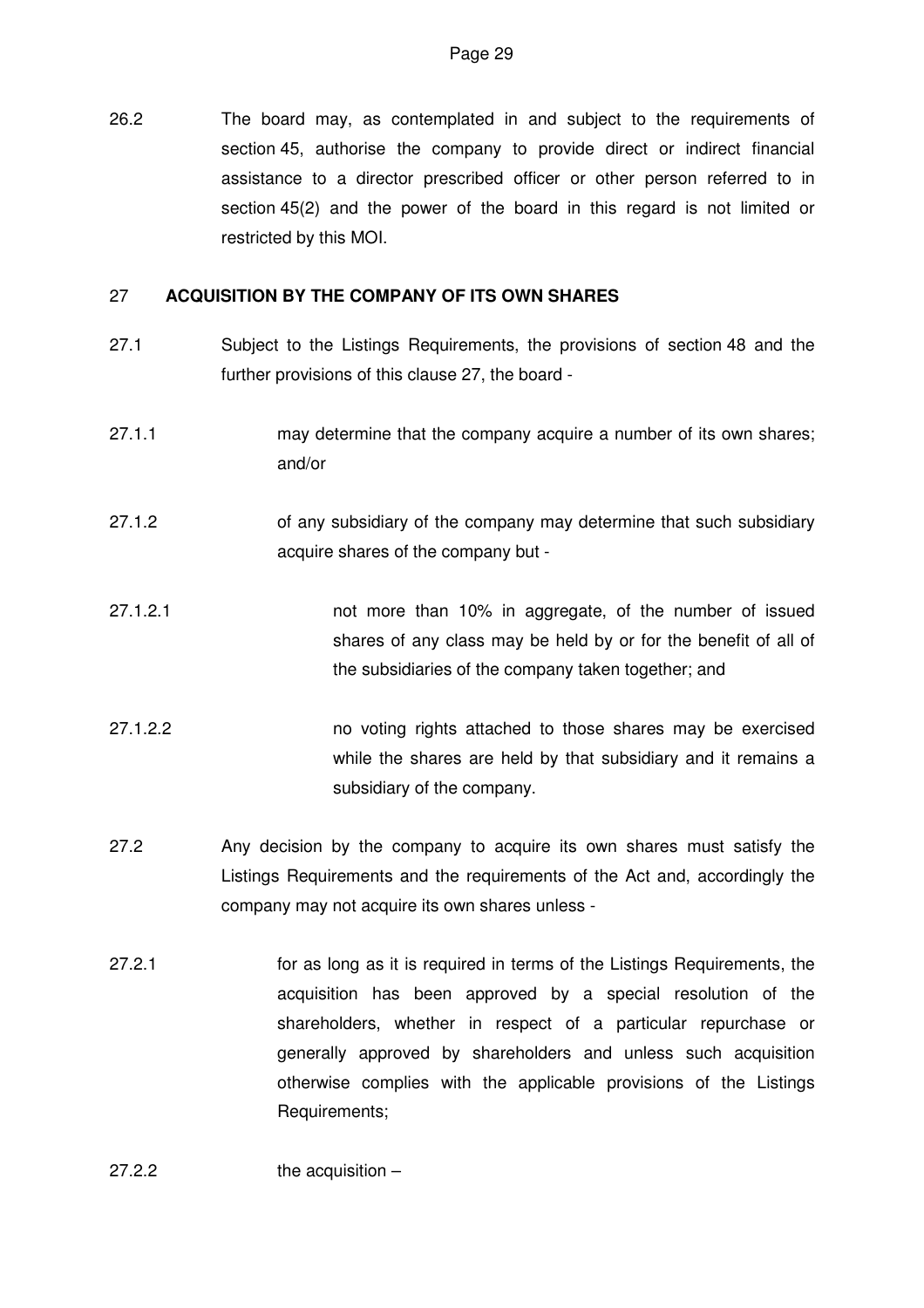26.2 The board may, as contemplated in and subject to the requirements of section 45, authorise the company to provide direct or indirect financial assistance to a director prescribed officer or other person referred to in section 45(2) and the power of the board in this regard is not limited or restricted by this MOI.

## 27 ACQUISITION BY THE COMPANY OF ITS OWN SHARES

27.1 Subject to the Listings Requirements, the provisions of section 48 and the further provisions of this clause 27, the board -

27.1.1 may determine that the company acquire a number of its own shares; and/or

27.1.2 of any subsidiary of the company may determine that such subsidiary acquire shares of the company but -

27.1.2.1 not more than 10% in aggregate, of the number of issued shares of any class may be held by or for the benefit of all of the subsidiaries of the company taken together; and

27.1.2.2 no voting rights attached to those shares may be exercised while the shares are held by that subsidiary and it remains a subsidiary of the company.

27.2 Any decision by the company to acquire its own shares must satisfy the Listings Requirements and the requirements of the Act and, accordingly the company may not acquire its own shares unless -

27.2.1 for as long as it is required in terms of the Listings Requirements, the acquisition has been approved by a special resolution of the shareholders, whether in respect of a particular repurchase or generally approved by shareholders and unless such acquisition otherwise complies with the applicable provisions of the Listings Requirements;

27.2.2 the acquisition –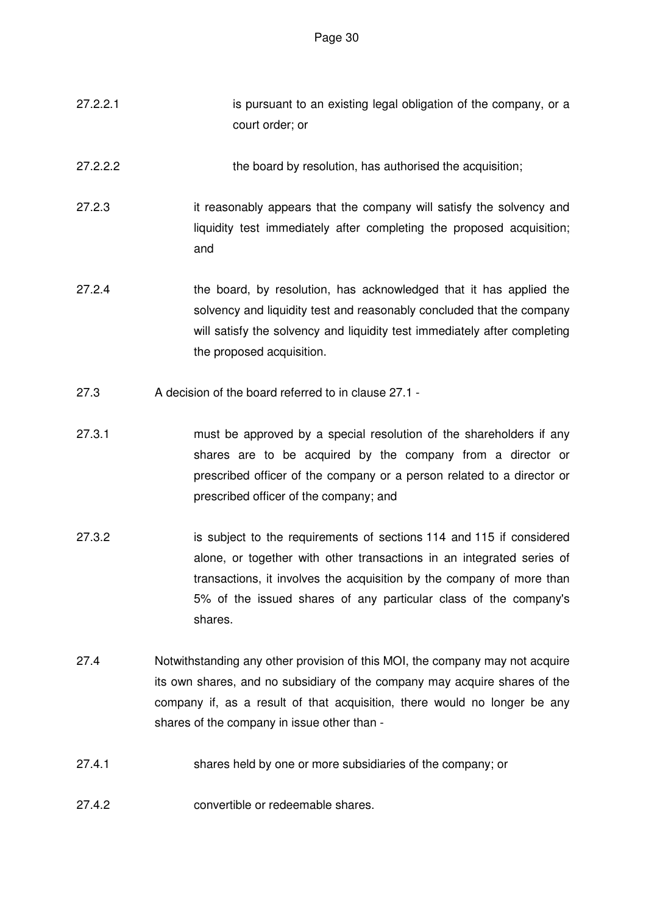27.2.2.1 is pursuant to an existing legal obligation of the company, or a court order; or

27.2.2.2 the board by resolution, has authorised the acquisition;

27.2.3 it reasonably appears that the company will satisfy the solvency and liquidity test immediately after completing the proposed acquisition; and

27.2.4 the board, by resolution, has acknowledged that it has applied the solvency and liquidity test and reasonably concluded that the company will satisfy the solvency and liquidity test immediately after completing the proposed acquisition.

27.3 A decision of the board referred to in clause 27.1 -

27.3.1 must be approved by a special resolution of the shareholders if any shares are to be acquired by the company from a director or prescribed officer of the company or a person related to a director or prescribed officer of the company; and

27.3.2 is subject to the requirements of sections 114 and 115 if considered alone, or together with other transactions in an integrated series of transactions, it involves the acquisition by the company of more than 5% of the issued shares of any particular class of the company's shares.

27.4 Notwithstanding any other provision of this MOI, the company may not acquire its own shares, and no subsidiary of the company may acquire shares of the company if, as a result of that acquisition, there would no longer be any shares of the company in issue other than -

27.4.1 shares held by one or more subsidiaries of the company; or

27.4.2 convertible or redeemable shares.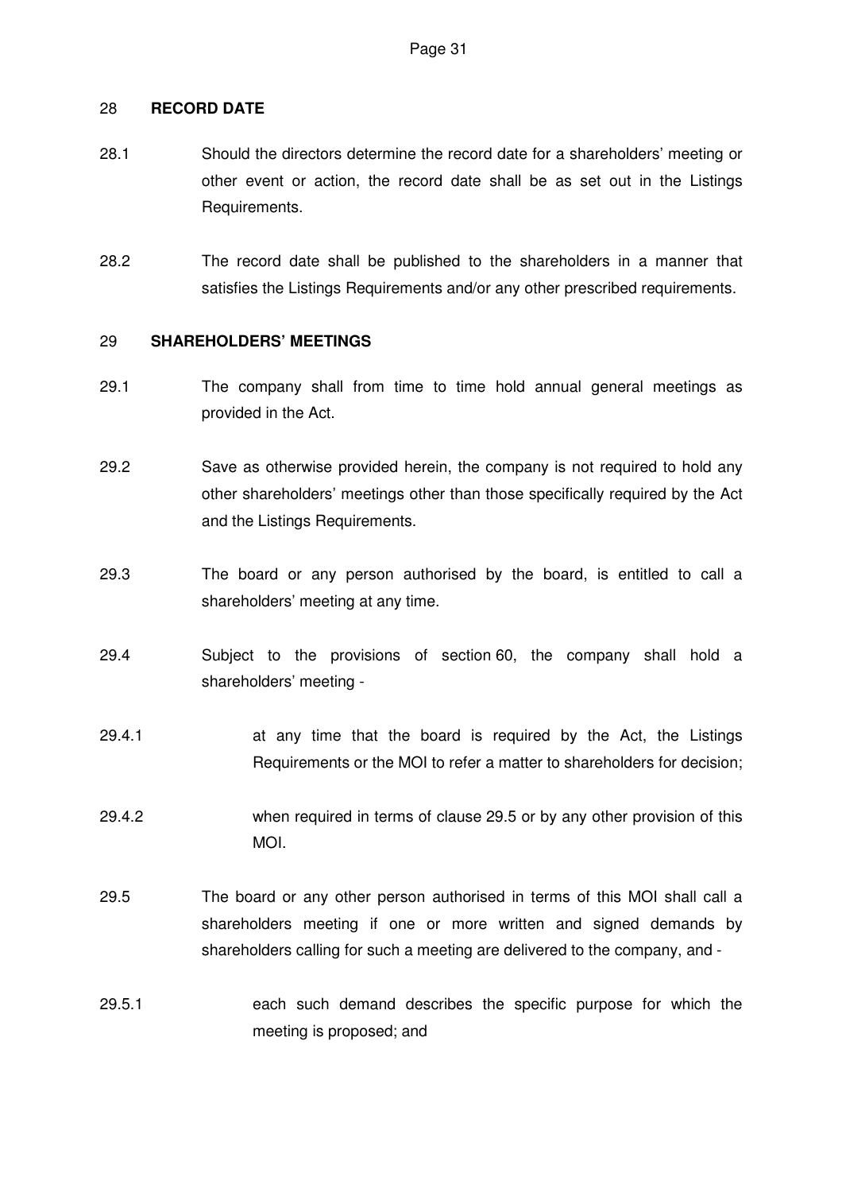## 28 RECORD DATE

28.1 Should the directors determine the record date for a shareholders' meeting or other event or action, the record date shall be as set out in the Listings Requirements.

28.2 The record date shall be published to the shareholders in a manner that satisfies the Listings Requirements and/or any other prescribed requirements.

## 29 SHAREHOLDERS' MEETINGS

29.1 The company shall from time to time hold annual general meetings as provided in the Act.

29.2 Save as otherwise provided herein, the company is not required to hold any other shareholders' meetings other than those specifically required by the Act and the Listings Requirements.

29.3 The board or any person authorised by the board, is entitled to call a shareholders' meeting at any time.

29.4 Subject to the provisions of section 60, the company shall hold a shareholders' meeting -

29.4.1 at any time that the board is required by the Act, the Listings Requirements or the MOI to refer a matter to shareholders for decision;

29.4.2 when required in terms of clause 29.5 or by any other provision of this MOI.

29.5 The board or any other person authorised in terms of this MOI shall call a shareholders meeting if one or more written and signed demands by shareholders calling for such a meeting are delivered to the company, and -

29.5.1 each such demand describes the specific purpose for which the meeting is proposed; and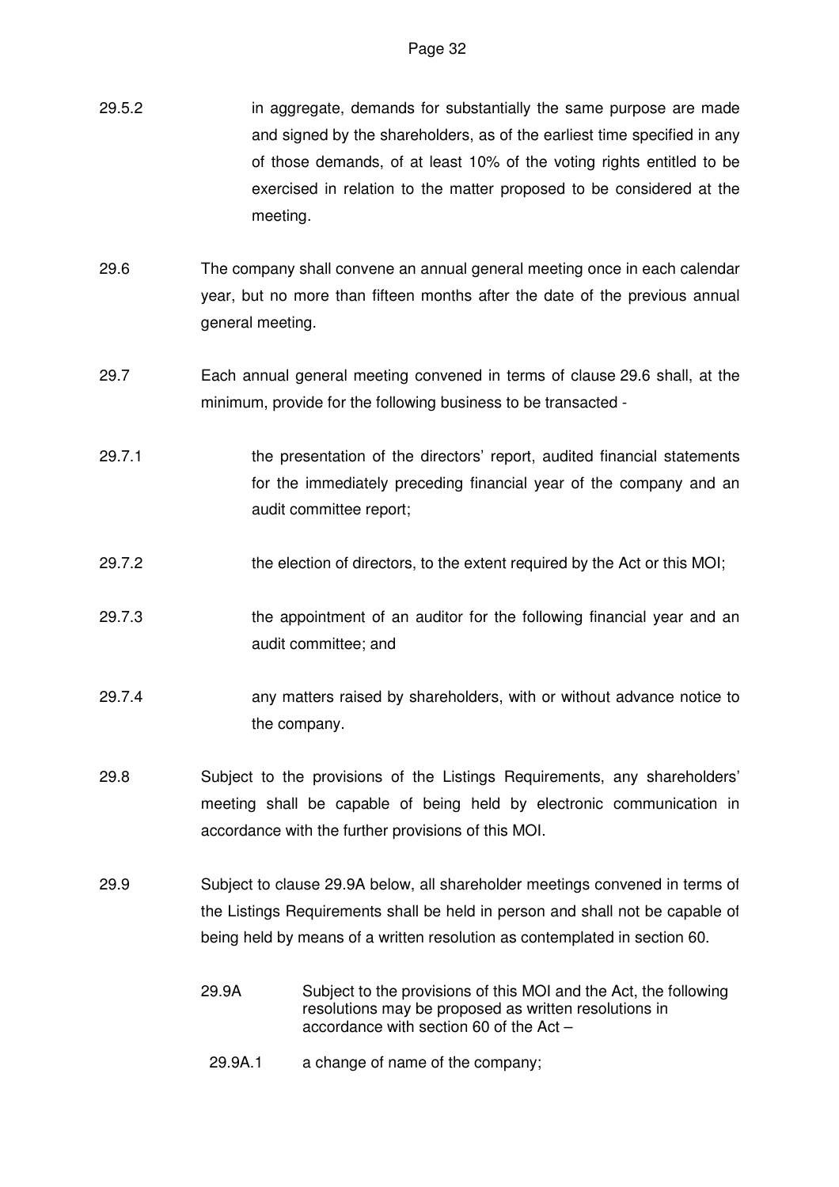29.5.2 in aggregate, demands for substantially the same purpose are made and signed by the shareholders, as of the earliest time specified in any of those demands, of at least 10% of the voting rights entitled to be exercised in relation to the matter proposed to be considered at the meeting.

29.6 The company shall convene an annual general meeting once in each calendar year, but no more than fifteen months after the date of the previous annual general meeting.

29.7 Each annual general meeting convened in terms of clause 29.6 shall, at the minimum, provide for the following business to be transacted -

29.7.1 the presentation of the directors' report, audited financial statements for the immediately preceding financial year of the company and an audit committee report;

29.7.2 the election of directors, to the extent required by the Act or this MOI;

29.7.3 the appointment of an auditor for the following financial year and an audit committee; and

29.7.4 any matters raised by shareholders, with or without advance notice to the company.

29.8 Subject to the provisions of the Listings Requirements, any shareholders' meeting shall be capable of being held by electronic communication in accordance with the further provisions of this MOI.

29.9 Subject to clause 29.9A below, all shareholder meetings convened in terms of the Listings Requirements shall be held in person and shall not be capable of being held by means of a written resolution as contemplated in section 60.

29.9A Subject to the provisions of this MOI and the Act, the following resolutions may be proposed as written resolutions in accordance with section 60 of the Act –

29.9A.1 a change of name of the company;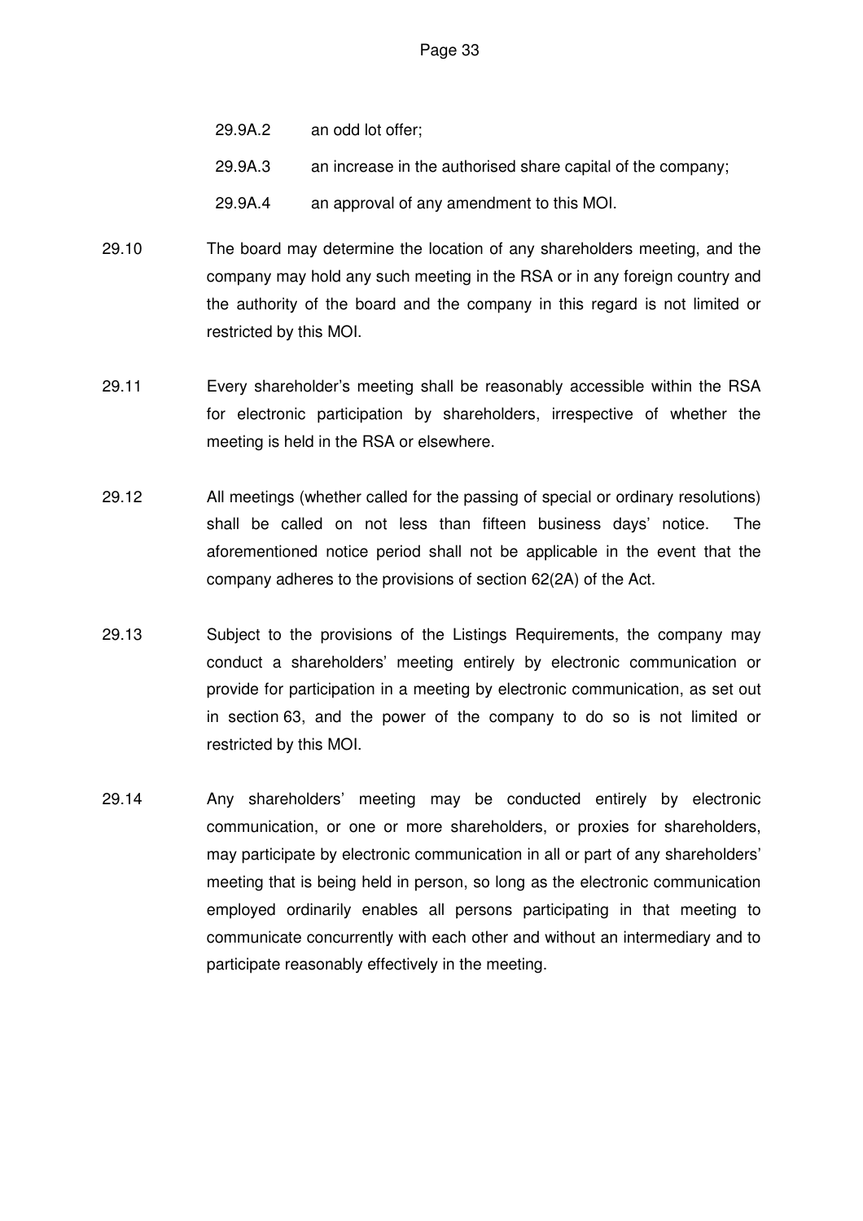29.9A.2 an odd lot offer;

29.9A.3 an increase in the authorised share capital of the company;

29.9A.4 an approval of any amendment to this MOI.

29.10 The board may determine the location of any shareholders meeting, and the company may hold any such meeting in the RSA or in any foreign country and the authority of the board and the company in this regard is not limited or restricted by this MOI.

29.11 Every shareholder's meeting shall be reasonably accessible within the RSA for electronic participation by shareholders, irrespective of whether the meeting is held in the RSA or elsewhere.

29.12 All meetings (whether called for the passing of special or ordinary resolutions) shall be called on not less than fifteen business days' notice. The aforementioned notice period shall not be applicable in the event that the company adheres to the provisions of section 62(2A) of the Act.

29.13 Subject to the provisions of the Listings Requirements, the company may conduct a shareholders' meeting entirely by electronic communication or provide for participation in a meeting by electronic communication, as set out in section 63, and the power of the company to do so is not limited or restricted by this MOI.

29.14 Any shareholders' meeting may be conducted entirely by electronic communication, or one or more shareholders, or proxies for shareholders, may participate by electronic communication in all or part of any shareholders' meeting that is being held in person, so long as the electronic communication employed ordinarily enables all persons participating in that meeting to communicate concurrently with each other and without an intermediary and to participate reasonably effectively in the meeting.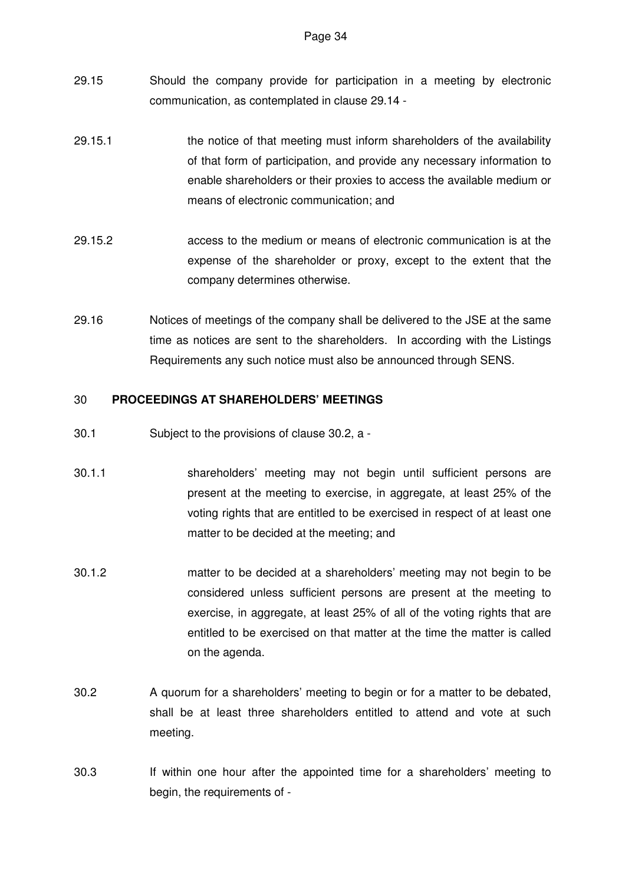29.15 Should the company provide for participation in a meeting by electronic communication, as contemplated in clause 29.14 -

29.15.1 the notice of that meeting must inform shareholders of the availability of that form of participation, and provide any necessary information to enable shareholders or their proxies to access the available medium or means of electronic communication; and

29.15.2 access to the medium or means of electronic communication is at the expense of the shareholder or proxy, except to the extent that the company determines otherwise.

29.16 Notices of meetings of the company shall be delivered to the JSE at the same time as notices are sent to the shareholders. In according with the Listings Requirements any such notice must also be announced through SENS.

## 30 PROCEEDINGS AT SHAREHOLDERS' MEETINGS

30.1 Subject to the provisions of clause 30.2, a -

30.1.1 shareholders' meeting may not begin until sufficient persons are present at the meeting to exercise, in aggregate, at least 25% of the voting rights that are entitled to be exercised in respect of at least one matter to be decided at the meeting; and

30.1.2 matter to be decided at a shareholders' meeting may not begin to be considered unless sufficient persons are present at the meeting to exercise, in aggregate, at least 25% of all of the voting rights that are entitled to be exercised on that matter at the time the matter is called on the agenda.

30.2 A quorum for a shareholders' meeting to begin or for a matter to be debated, shall be at least three shareholders entitled to attend and vote at such meeting.

30.3 If within one hour after the appointed time for a shareholders' meeting to begin, the requirements of -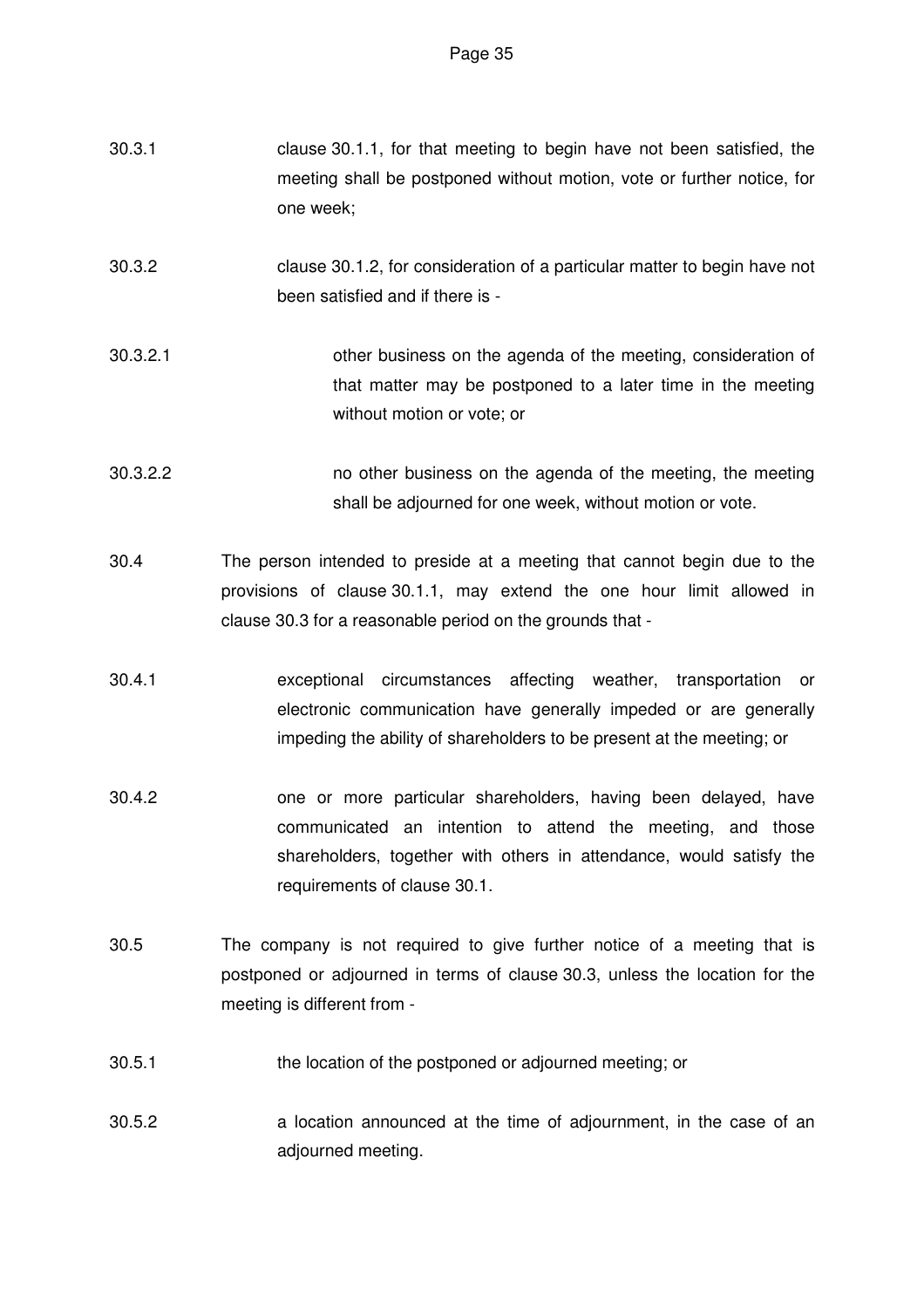30.3.1 clause 30.1.1, for that meeting to begin have not been satisfied, the meeting shall be postponed without motion, vote or further notice, for one week;

30.3.2 clause 30.1.2, for consideration of a particular matter to begin have not been satisfied and if there is -

30.3.2.1 other business on the agenda of the meeting, consideration of that matter may be postponed to a later time in the meeting without motion or vote; or

30.3.2.2 no other business on the agenda of the meeting, the meeting shall be adjourned for one week, without motion or vote.

30.4 The person intended to preside at a meeting that cannot begin due to the provisions of clause 30.1.1, may extend the one hour limit allowed in clause 30.3 for a reasonable period on the grounds that -

30.4.1 exceptional circumstances affecting weather, transportation or electronic communication have generally impeded or are generally impeding the ability of shareholders to be present at the meeting; or

30.4.2 one or more particular shareholders, having been delayed, have communicated an intention to attend the meeting, and those shareholders, together with others in attendance, would satisfy the requirements of clause 30.1.

30.5 The company is not required to give further notice of a meeting that is postponed or adjourned in terms of clause 30.3, unless the location for the meeting is different from -

30.5.1 the location of the postponed or adjourned meeting; or

30.5.2 a location announced at the time of adjournment, in the case of an adjourned meeting.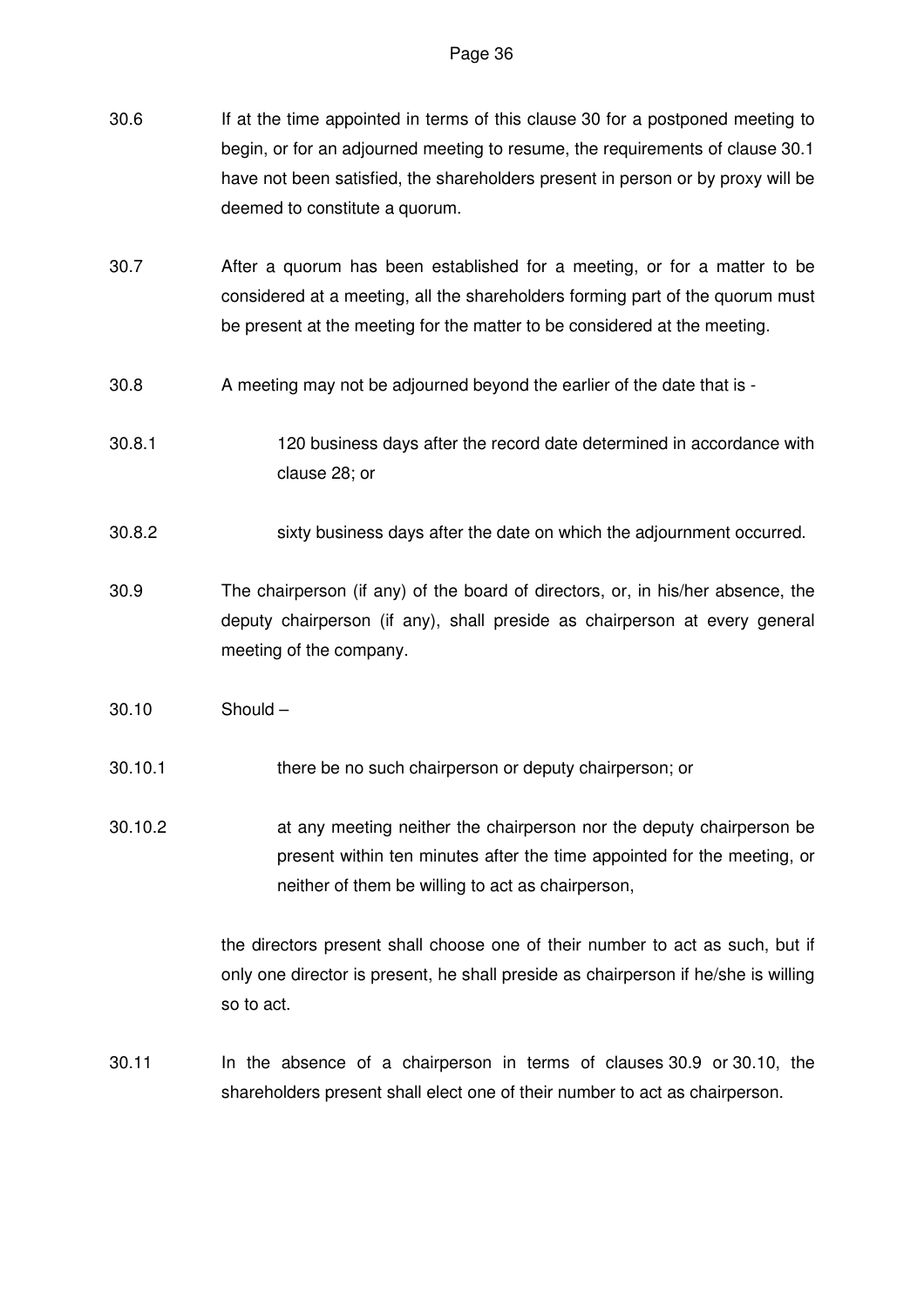30.6 If at the time appointed in terms of this clause 30 for a postponed meeting to begin, or for an adjourned meeting to resume, the requirements of clause 30.1 have not been satisfied, the shareholders present in person or by proxy will be deemed to constitute a quorum.

30.7 After a quorum has been established for a meeting, or for a matter to be considered at a meeting, all the shareholders forming part of the quorum must be present at the meeting for the matter to be considered at the meeting.

30.8 A meeting may not be adjourned beyond the earlier of the date that is -

30.8.1 120 business days after the record date determined in accordance with clause 28; or

30.8.2 sixty business days after the date on which the adjournment occurred.

30.9 The chairperson (if any) of the board of directors, or, in his/her absence, the deputy chairperson (if any), shall preside as chairperson at every general meeting of the company.

30.10 Should –

30.10.1 there be no such chairperson or deputy chairperson; or

30.10.2 at any meeting neither the chairperson nor the deputy chairperson be present within ten minutes after the time appointed for the meeting, or neither of them be willing to act as chairperson,

the directors present shall choose one of their number to act as such, but if only one director is present, he shall preside as chairperson if he/she is willing so to act.

30.11 In the absence of a chairperson in terms of clauses 30.9 or 30.10, the shareholders present shall elect one of their number to act as chairperson.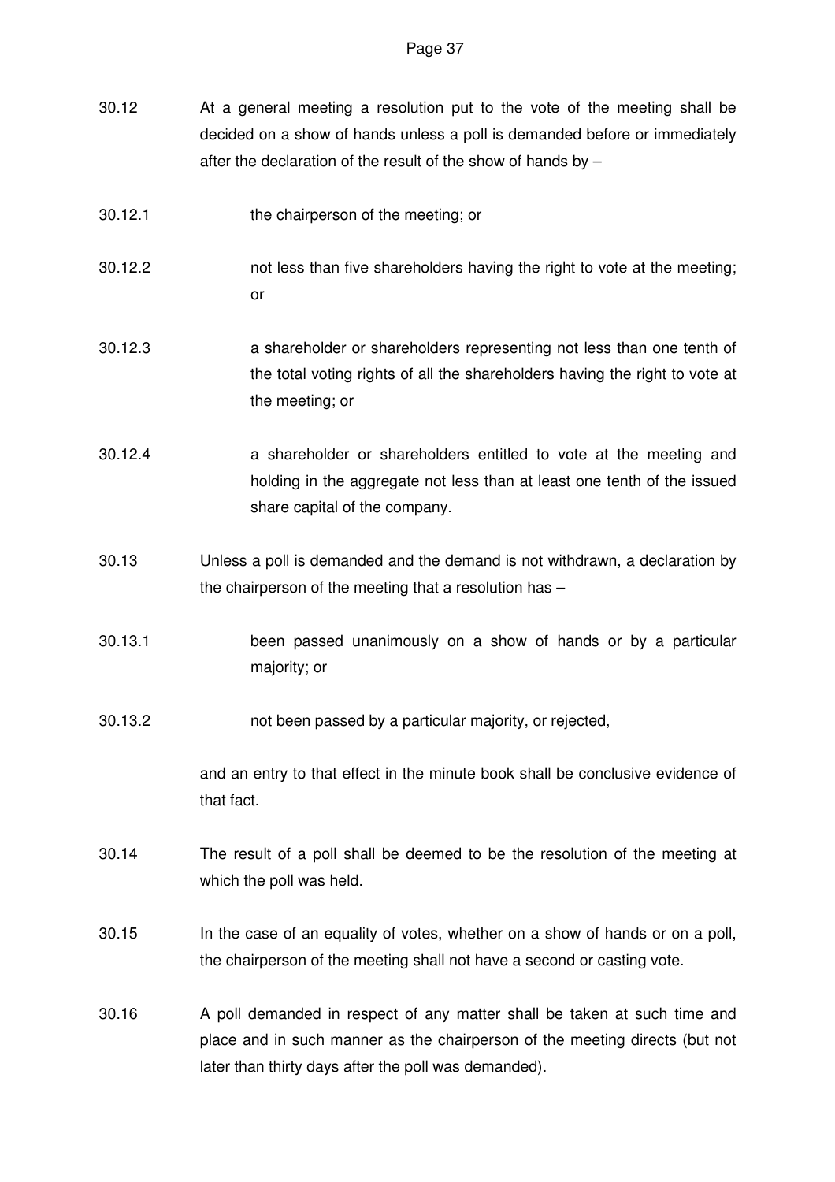30.12 At a general meeting a resolution put to the vote of the meeting shall be decided on a show of hands unless a poll is demanded before or immediately after the declaration of the result of the show of hands by –

30.12.1 the chairperson of the meeting; or

30.12.2 not less than five shareholders having the right to vote at the meeting; or

30.12.3 a shareholder or shareholders representing not less than one tenth of the total voting rights of all the shareholders having the right to vote at the meeting; or

30.12.4 a shareholder or shareholders entitled to vote at the meeting and holding in the aggregate not less than at least one tenth of the issued share capital of the company.

30.13 Unless a poll is demanded and the demand is not withdrawn, a declaration by the chairperson of the meeting that a resolution has –

30.13.1 been passed unanimously on a show of hands or by a particular majority; or

30.13.2 not been passed by a particular majority, or rejected,

and an entry to that effect in the minute book shall be conclusive evidence of that fact.

30.14 The result of a poll shall be deemed to be the resolution of the meeting at which the poll was held.

30.15 In the case of an equality of votes, whether on a show of hands or on a poll, the chairperson of the meeting shall not have a second or casting vote.

30.16 A poll demanded in respect of any matter shall be taken at such time and place and in such manner as the chairperson of the meeting directs (but not later than thirty days after the poll was demanded).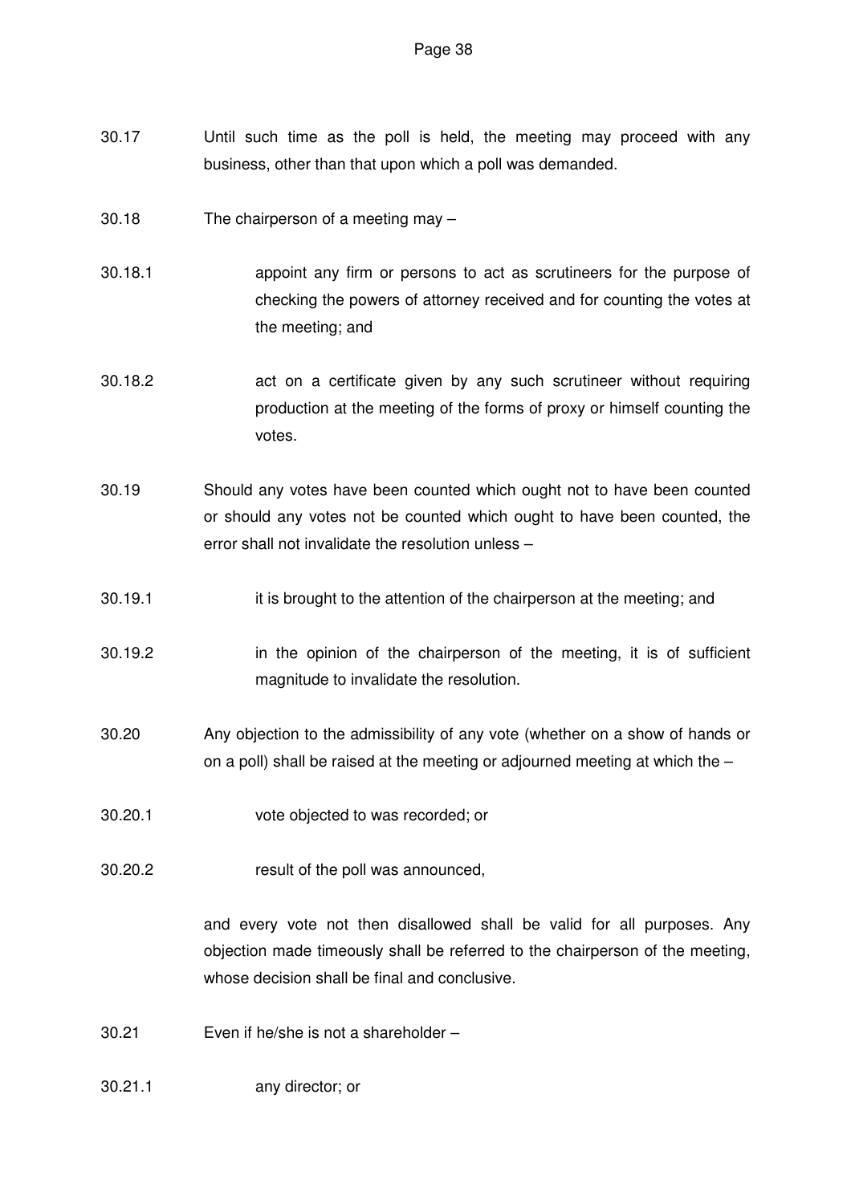30.17 Until such time as the poll is held, the meeting may proceed with any business, other than that upon which a poll was demanded.

30.18 The chairperson of a meeting may –

30.18.1 appoint any firm or persons to act as scrutineers for the purpose of checking the powers of attorney received and for counting the votes at the meeting; and

30.18.2 act on a certificate given by any such scrutineer without requiring production at the meeting of the forms of proxy or himself counting the votes.

30.19 Should any votes have been counted which ought not to have been counted or should any votes not be counted which ought to have been counted, the error shall not invalidate the resolution unless –

30.19.1 it is brought to the attention of the chairperson at the meeting; and

30.19.2 in the opinion of the chairperson of the meeting, it is of sufficient magnitude to invalidate the resolution.

30.20 Any objection to the admissibility of any vote (whether on a show of hands or on a poll) shall be raised at the meeting or adjourned meeting at which the –

30.20.1 vote objected to was recorded; or

30.20.2 result of the poll was announced,

and every vote not then disallowed shall be valid for all purposes. Any objection made timeously shall be referred to the chairperson of the meeting, whose decision shall be final and conclusive.

30.21 Even if he/she is not a shareholder –

30.21.1 any director; or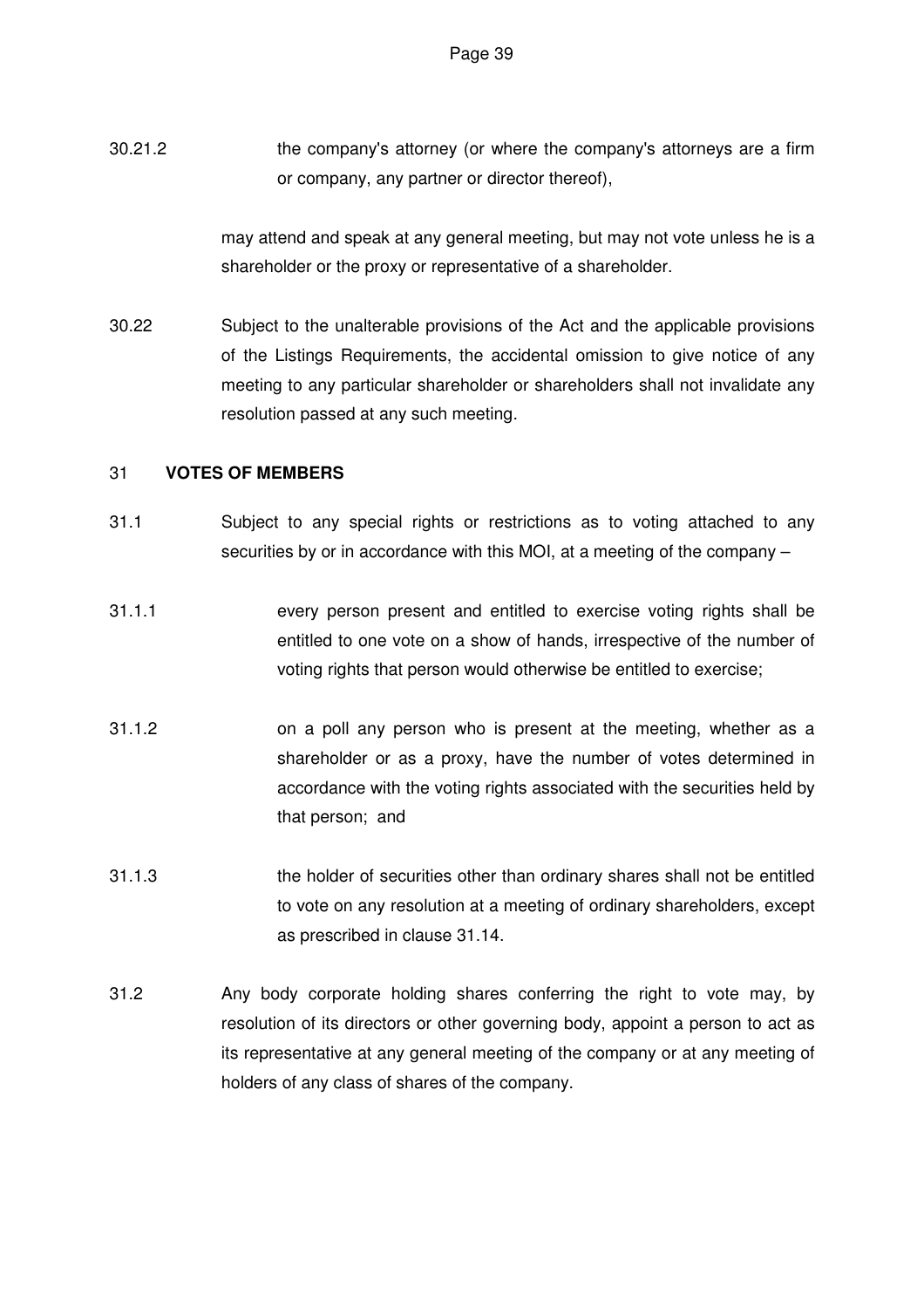30.21.2 the company's attorney (or where the company's attorneys are a firm or company, any partner or director thereof),

may attend and speak at any general meeting, but may not vote unless he is a shareholder or the proxy or representative of a shareholder.

30.22 Subject to the unalterable provisions of the Act and the applicable provisions of the Listings Requirements, the accidental omission to give notice of any meeting to any particular shareholder or shareholders shall not invalidate any resolution passed at any such meeting.

## 31 VOTES OF MEMBERS

31.1 Subject to any special rights or restrictions as to voting attached to any securities by or in accordance with this MOI, at a meeting of the company –

31.1.1 every person present and entitled to exercise voting rights shall be entitled to one vote on a show of hands, irrespective of the number of voting rights that person would otherwise be entitled to exercise;

31.1.2 on a poll any person who is present at the meeting, whether as a shareholder or as a proxy, have the number of votes determined in accordance with the voting rights associated with the securities held by that person; and

31.1.3 the holder of securities other than ordinary shares shall not be entitled to vote on any resolution at a meeting of ordinary shareholders, except as prescribed in clause 31.14.

31.2 Any body corporate holding shares conferring the right to vote may, by resolution of its directors or other governing body, appoint a person to act as its representative at any general meeting of the company or at any meeting of holders of any class of shares of the company.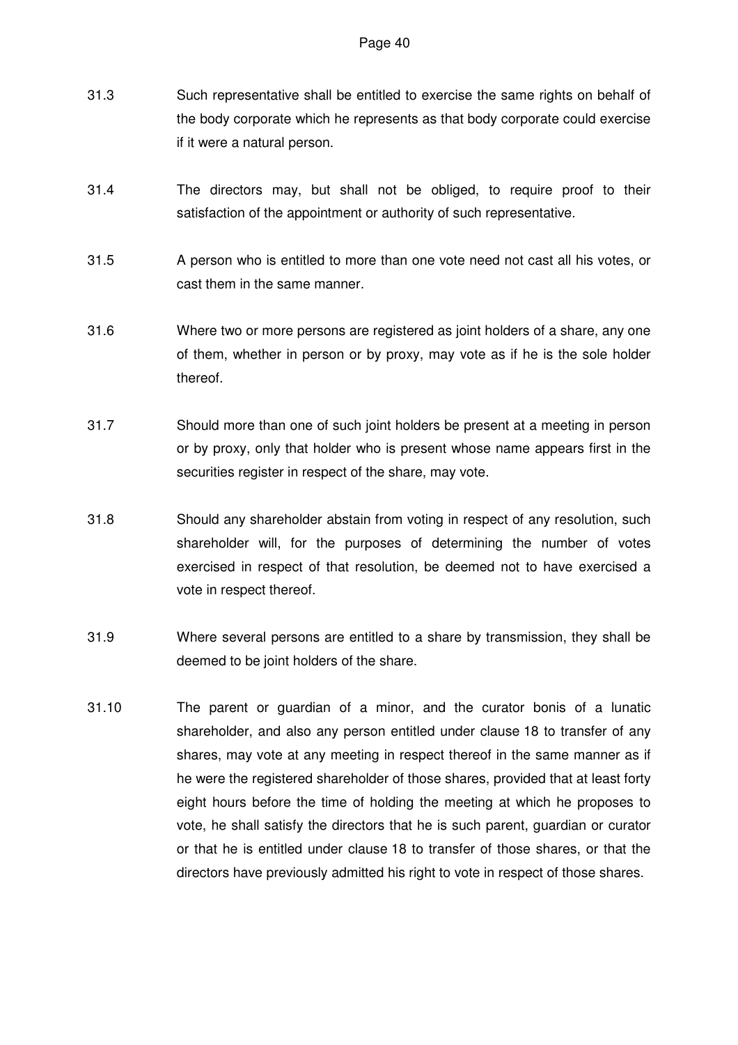31.3 Such representative shall be entitled to exercise the same rights on behalf of the body corporate which he represents as that body corporate could exercise if it were a natural person.

31.4 The directors may, but shall not be obliged, to require proof to their satisfaction of the appointment or authority of such representative.

31.5 A person who is entitled to more than one vote need not cast all his votes, or cast them in the same manner.

31.6 Where two or more persons are registered as joint holders of a share, any one of them, whether in person or by proxy, may vote as if he is the sole holder thereof.

31.7 Should more than one of such joint holders be present at a meeting in person or by proxy, only that holder who is present whose name appears first in the securities register in respect of the share, may vote.

31.8 Should any shareholder abstain from voting in respect of any resolution, such shareholder will, for the purposes of determining the number of votes exercised in respect of that resolution, be deemed not to have exercised a vote in respect thereof.

31.9 Where several persons are entitled to a share by transmission, they shall be deemed to be joint holders of the share.

31.10 The parent or guardian of a minor, and the curator bonis of a lunatic shareholder, and also any person entitled under clause 18 to transfer of any shares, may vote at any meeting in respect thereof in the same manner as if he were the registered shareholder of those shares, provided that at least forty eight hours before the time of holding the meeting at which he proposes to vote, he shall satisfy the directors that he is such parent, guardian or curator or that he is entitled under clause 18 to transfer of those shares, or that the directors have previously admitted his right to vote in respect of those shares.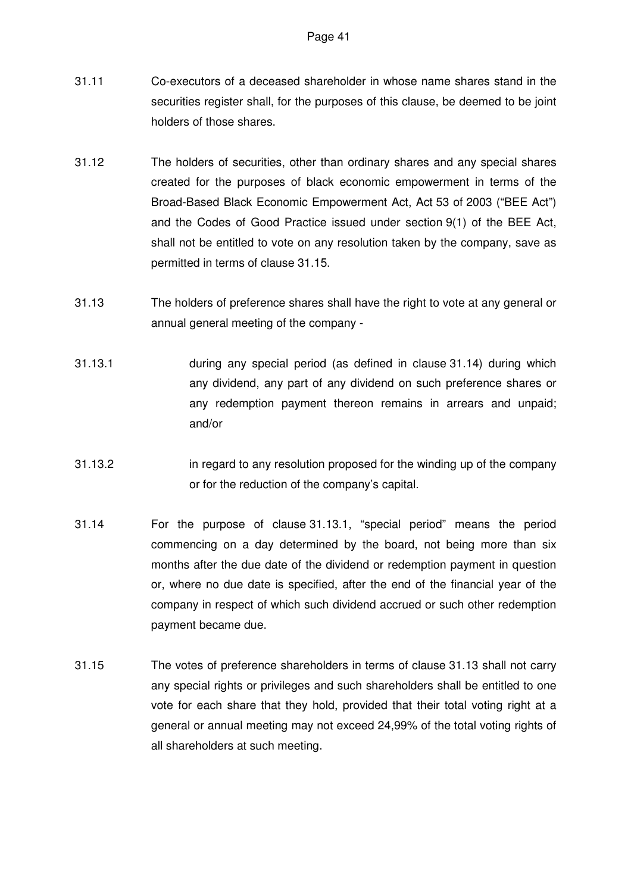31.11 Co-executors of a deceased shareholder in whose name shares stand in the securities register shall, for the purposes of this clause, be deemed to be joint holders of those shares.

31.12 The holders of securities, other than ordinary shares and any special shares created for the purposes of black economic empowerment in terms of the Broad-Based Black Economic Empowerment Act, Act 53 of 2003 ("BEE Act") and the Codes of Good Practice issued under section 9(1) of the BEE Act, shall not be entitled to vote on any resolution taken by the company, save as permitted in terms of clause 31.15.

31.13 The holders of preference shares shall have the right to vote at any general or annual general meeting of the company -

31.13.1 during any special period (as defined in clause 31.14) during which any dividend, any part of any dividend on such preference shares or any redemption payment thereon remains in arrears and unpaid; and/or

31.13.2 in regard to any resolution proposed for the winding up of the company or for the reduction of the company's capital.

31.14 For the purpose of clause 31.13.1, "special period" means the period commencing on a day determined by the board, not being more than six months after the due date of the dividend or redemption payment in question or, where no due date is specified, after the end of the financial year of the company in respect of which such dividend accrued or such other redemption payment became due.

31.15 The votes of preference shareholders in terms of clause 31.13 shall not carry any special rights or privileges and such shareholders shall be entitled to one vote for each share that they hold, provided that their total voting right at a general or annual meeting may not exceed 24,99% of the total voting rights of all shareholders at such meeting.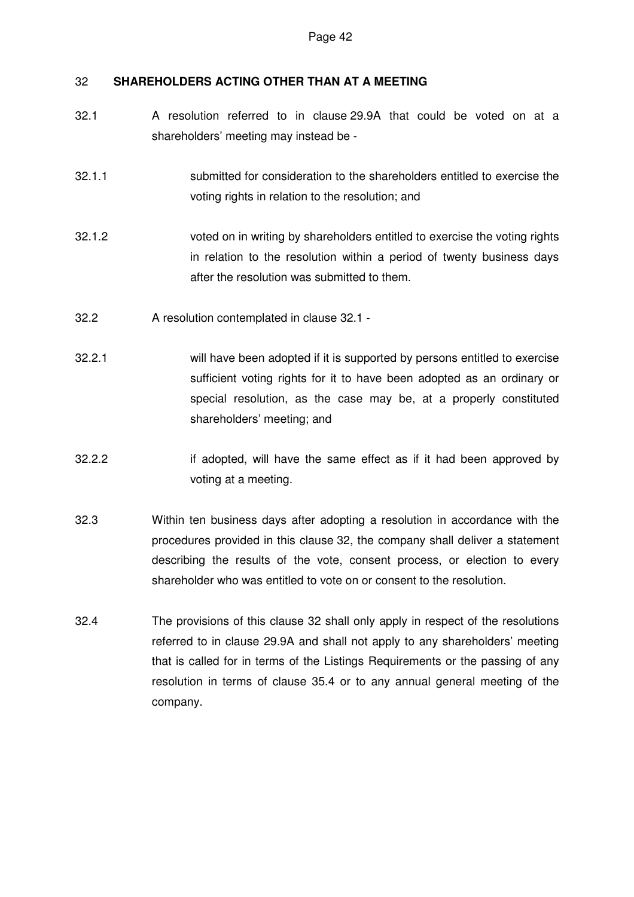## 32 SHAREHOLDERS ACTING OTHER THAN AT A MEETING

32.1 A resolution referred to in clause 29.9A that could be voted on at a shareholders' meeting may instead be -

32.1.1 submitted for consideration to the shareholders entitled to exercise the voting rights in relation to the resolution; and

32.1.2 voted on in writing by shareholders entitled to exercise the voting rights in relation to the resolution within a period of twenty business days after the resolution was submitted to them.

32.2 A resolution contemplated in clause 32.1 -

32.2.1 will have been adopted if it is supported by persons entitled to exercise sufficient voting rights for it to have been adopted as an ordinary or special resolution, as the case may be, at a properly constituted shareholders' meeting; and

32.2.2 if adopted, will have the same effect as if it had been approved by voting at a meeting.

32.3 Within ten business days after adopting a resolution in accordance with the procedures provided in this clause 32, the company shall deliver a statement describing the results of the vote, consent process, or election to every shareholder who was entitled to vote on or consent to the resolution.

32.4 The provisions of this clause 32 shall only apply in respect of the resolutions referred to in clause 29.9A and shall not apply to any shareholders' meeting that is called for in terms of the Listings Requirements or the passing of any resolution in terms of clause 35.4 or to any annual general meeting of the company.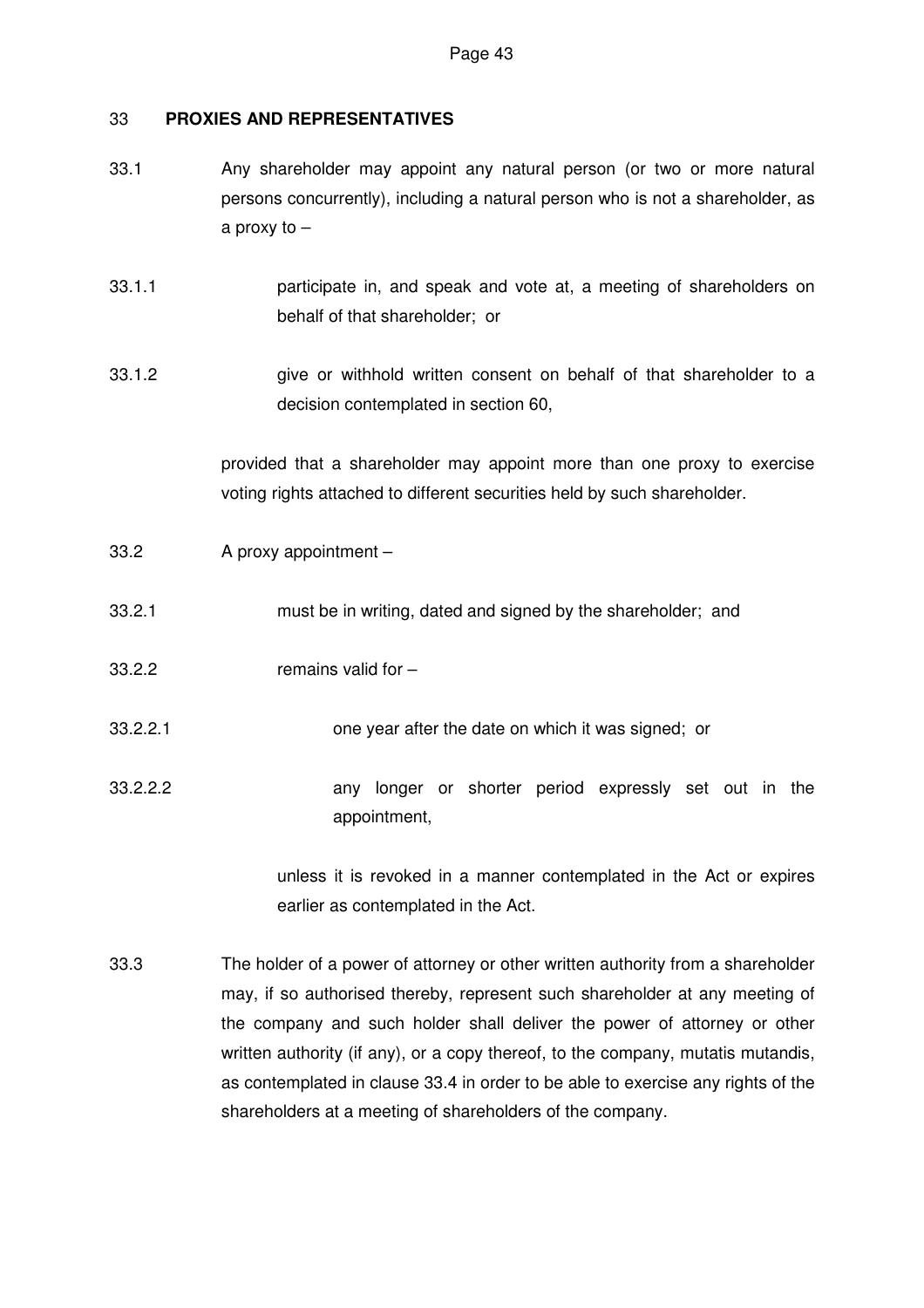## 33 **PROXIES AND REPRESENTATIVES**

33.1 Any shareholder may appoint any natural person (or two or more natural persons concurrently), including a natural person who is not a shareholder, as a proxy to –

33.1.1 participate in, and speak and vote at, a meeting of shareholders on behalf of that shareholder; or

33.1.2 give or withhold written consent on behalf of that shareholder to a decision contemplated in section 60,

provided that a shareholder may appoint more than one proxy to exercise voting rights attached to different securities held by such shareholder.

33.2 A proxy appointment –

33.2.1 must be in writing, dated and signed by the shareholder; and

33.2.2 remains valid for –

33.2.2.1 one year after the date on which it was signed; or

33.2.2.2 any longer or shorter period expressly set out in the appointment,

unless it is revoked in a manner contemplated in the Act or expires earlier as contemplated in the Act.

33.3 The holder of a power of attorney or other written authority from a shareholder may, if so authorised thereby, represent such shareholder at any meeting of the company and such holder shall deliver the power of attorney or other written authority (if any), or a copy thereof, to the company, mutatis mutandis, as contemplated in clause 33.4 in order to be able to exercise any rights of the shareholders at a meeting of shareholders of the company.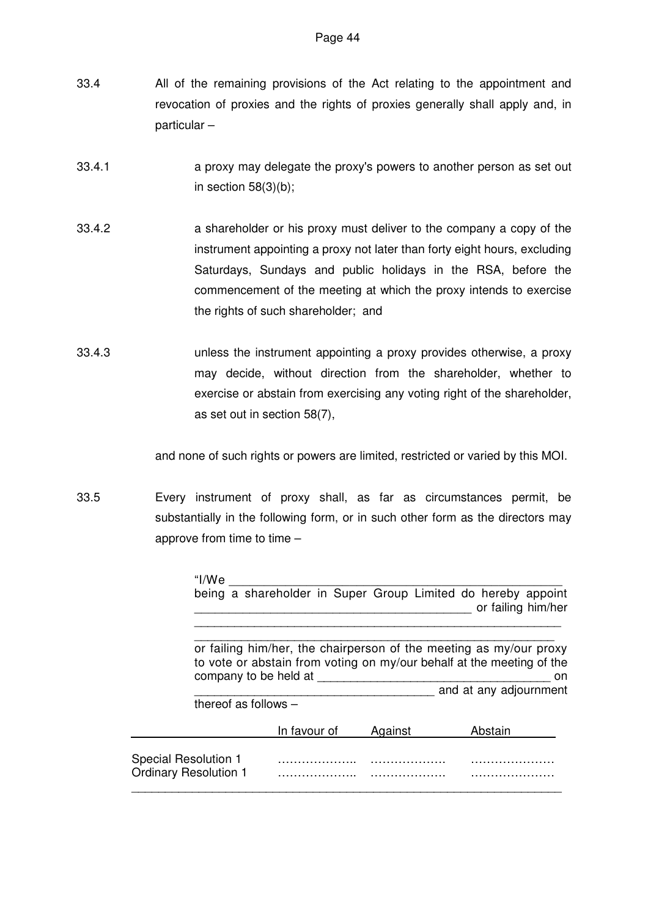33.4 All of the remaining provisions of the Act relating to the appointment and revocation of proxies and the rights of proxies generally shall apply and, in particular –

33.4.1 a proxy may delegate the proxy's powers to another person as set out in section 58(3)(b);

33.4.2 a shareholder or his proxy must deliver to the company a copy of the instrument appointing a proxy not later than forty eight hours, excluding Saturdays, Sundays and public holidays in the RSA, before the commencement of the meeting at which the proxy intends to exercise the rights of such shareholder; and

33.4.3 unless the instrument appointing a proxy provides otherwise, a proxy may decide, without direction from the shareholder, whether to exercise or abstain from exercising any voting right of the shareholder, as set out in section 58(7),

and none of such rights or powers are limited, restricted or varied by this MOI.

33.5 Every instrument of proxy shall, as far as circumstances permit, be substantially in the following form, or in such other form as the directors may approve from time to time –

"I/We ______________________________________________
being a shareholder in Super Group Limited do hereby appoint ________________________________________ or failing him/her ________________________________________________________
________________________________________________________
or failing him/her, the chairperson of the meeting as my/our proxy to vote or abstain from voting on my/our behalf at the meeting of the company to be held at __________________________________ on __________________________________ and at any adjournment thereof as follows –

| | In favour of | Against | Abstain |
|---|---|---|---|
| Special Resolution 1 | ……………….. | ………………. | ………………… |
| Ordinary Resolution 1 | ……………….. | ………………. | ………………… |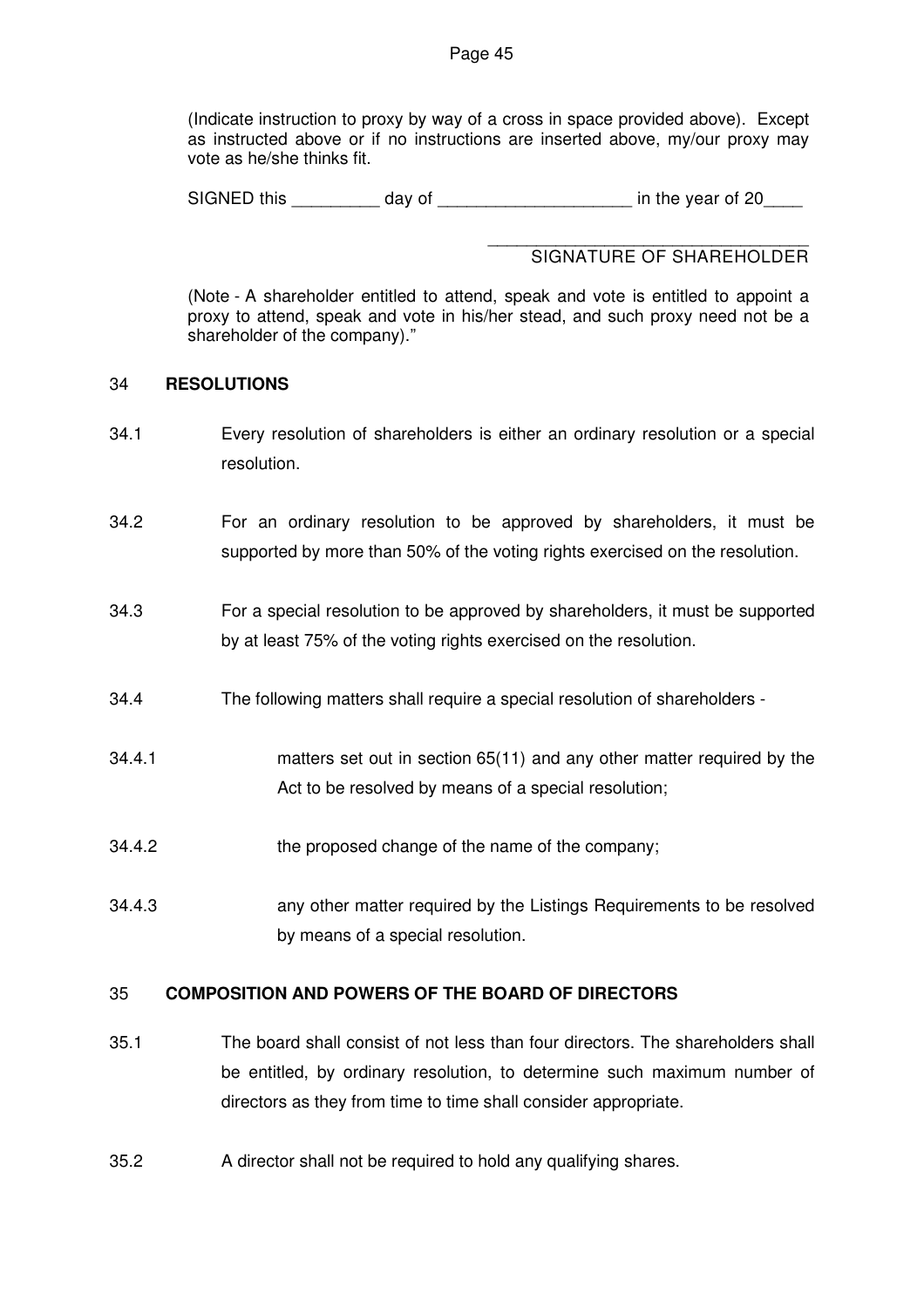(Indicate instruction to proxy by way of a cross in space provided above). Except as instructed above or if no instructions are inserted above, my/our proxy may vote as he/she thinks fit.

SIGNED this _________ day of ____________________ in the year of 20____

_________________________________
SIGNATURE OF SHAREHOLDER

(Note - A shareholder entitled to attend, speak and vote is entitled to appoint a proxy to attend, speak and vote in his/her stead, and such proxy need not be a shareholder of the company)."

## 34 RESOLUTIONS

34.1 Every resolution of shareholders is either an ordinary resolution or a special resolution.

34.2 For an ordinary resolution to be approved by shareholders, it must be supported by more than 50% of the voting rights exercised on the resolution.

34.3 For a special resolution to be approved by shareholders, it must be supported by at least 75% of the voting rights exercised on the resolution.

34.4 The following matters shall require a special resolution of shareholders -

34.4.1 matters set out in section 65(11) and any other matter required by the Act to be resolved by means of a special resolution;

34.4.2 the proposed change of the name of the company;

34.4.3 any other matter required by the Listings Requirements to be resolved by means of a special resolution.

## 35 COMPOSITION AND POWERS OF THE BOARD OF DIRECTORS

35.1 The board shall consist of not less than four directors. The shareholders shall be entitled, by ordinary resolution, to determine such maximum number of directors as they from time to time shall consider appropriate.

35.2 A director shall not be required to hold any qualifying shares.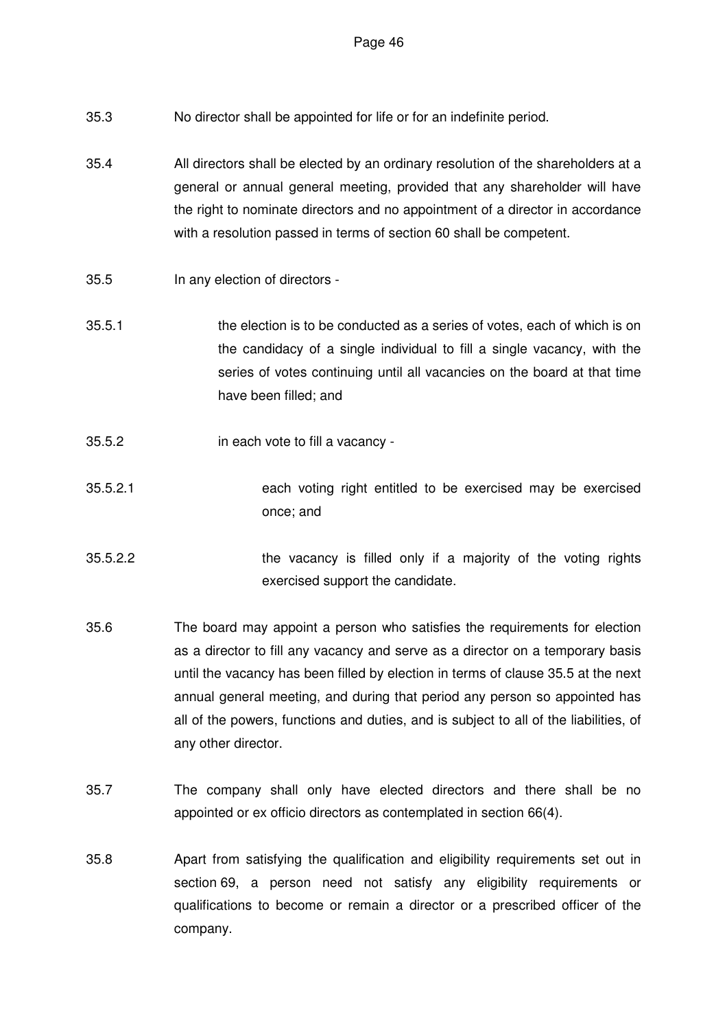35.3 No director shall be appointed for life or for an indefinite period.

35.4 All directors shall be elected by an ordinary resolution of the shareholders at a general or annual general meeting, provided that any shareholder will have the right to nominate directors and no appointment of a director in accordance with a resolution passed in terms of section 60 shall be competent.

35.5 In any election of directors -

35.5.1 the election is to be conducted as a series of votes, each of which is on the candidacy of a single individual to fill a single vacancy, with the series of votes continuing until all vacancies on the board at that time have been filled; and

35.5.2 in each vote to fill a vacancy -

35.5.2.1 each voting right entitled to be exercised may be exercised once; and

35.5.2.2 the vacancy is filled only if a majority of the voting rights exercised support the candidate.

35.6 The board may appoint a person who satisfies the requirements for election as a director to fill any vacancy and serve as a director on a temporary basis until the vacancy has been filled by election in terms of clause 35.5 at the next annual general meeting, and during that period any person so appointed has all of the powers, functions and duties, and is subject to all of the liabilities, of any other director.

35.7 The company shall only have elected directors and there shall be no appointed or ex officio directors as contemplated in section 66(4).

35.8 Apart from satisfying the qualification and eligibility requirements set out in section 69, a person need not satisfy any eligibility requirements or qualifications to become or remain a director or a prescribed officer of the company.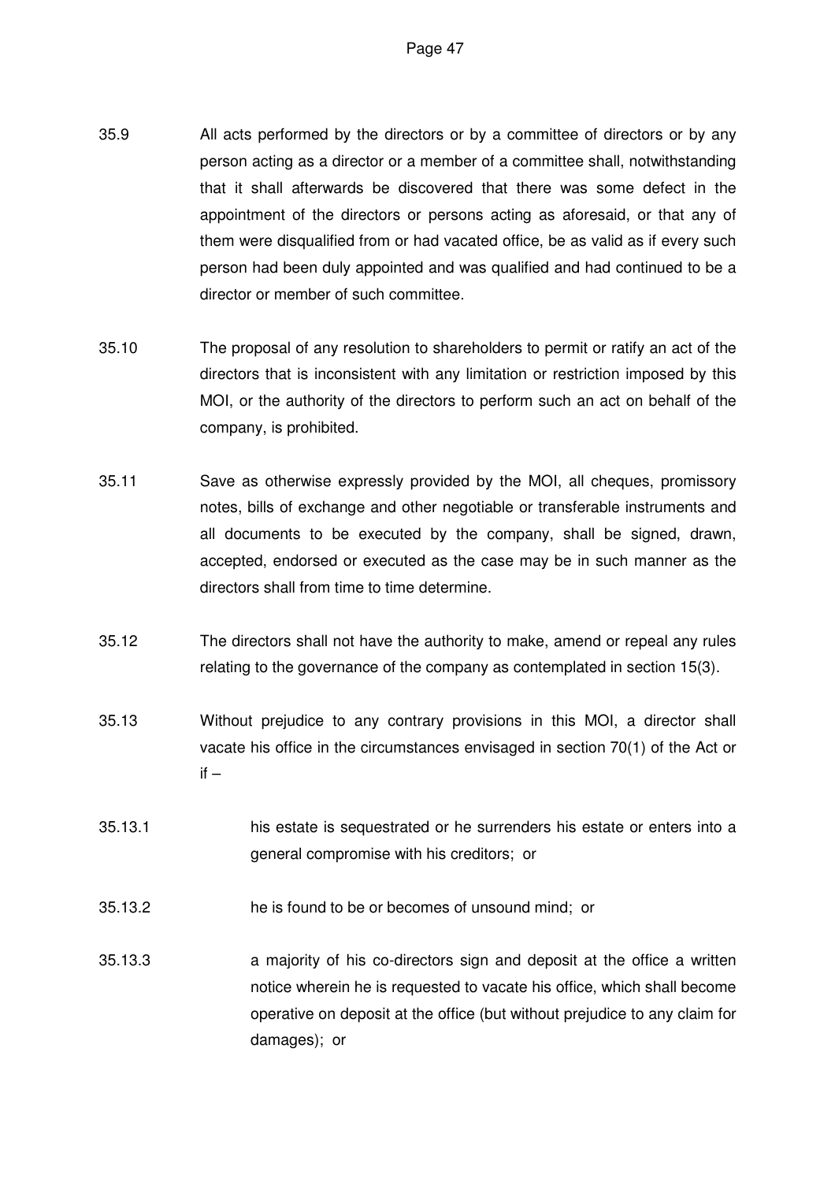35.9 All acts performed by the directors or by a committee of directors or by any person acting as a director or a member of a committee shall, notwithstanding that it shall afterwards be discovered that there was some defect in the appointment of the directors or persons acting as aforesaid, or that any of them were disqualified from or had vacated office, be as valid as if every such person had been duly appointed and was qualified and had continued to be a director or member of such committee.

35.10 The proposal of any resolution to shareholders to permit or ratify an act of the directors that is inconsistent with any limitation or restriction imposed by this MOI, or the authority of the directors to perform such an act on behalf of the company, is prohibited.

35.11 Save as otherwise expressly provided by the MOI, all cheques, promissory notes, bills of exchange and other negotiable or transferable instruments and all documents to be executed by the company, shall be signed, drawn, accepted, endorsed or executed as the case may be in such manner as the directors shall from time to time determine.

35.12 The directors shall not have the authority to make, amend or repeal any rules relating to the governance of the company as contemplated in section 15(3).

35.13 Without prejudice to any contrary provisions in this MOI, a director shall vacate his office in the circumstances envisaged in section 70(1) of the Act or if –

35.13.1 his estate is sequestrated or he surrenders his estate or enters into a general compromise with his creditors; or

35.13.2 he is found to be or becomes of unsound mind; or

35.13.3 a majority of his co-directors sign and deposit at the office a written notice wherein he is requested to vacate his office, which shall become operative on deposit at the office (but without prejudice to any claim for damages); or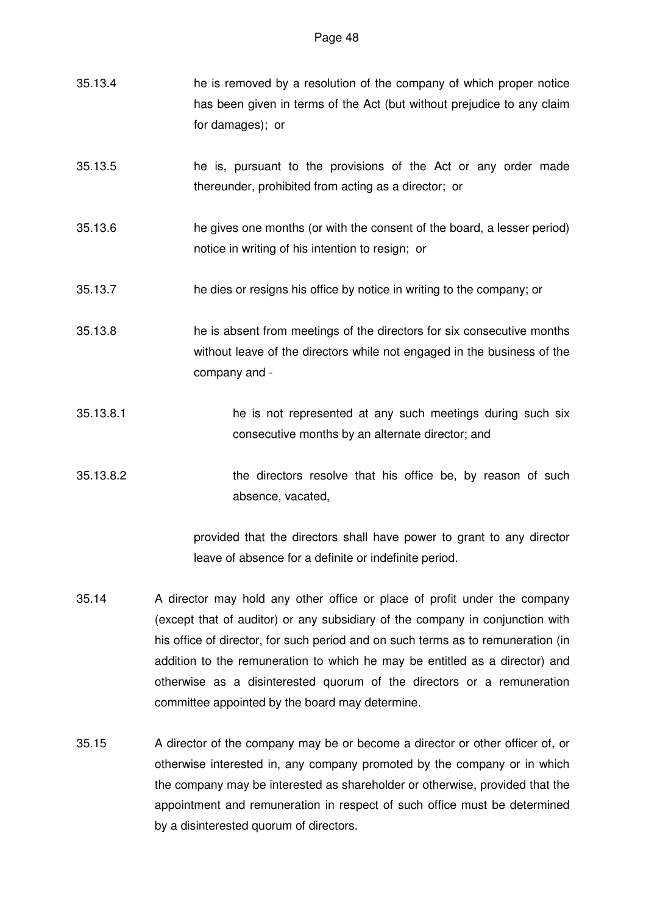35.13.4 he is removed by a resolution of the company of which proper notice has been given in terms of the Act (but without prejudice to any claim for damages); or

35.13.5 he is, pursuant to the provisions of the Act or any order made thereunder, prohibited from acting as a director; or

35.13.6 he gives one months (or with the consent of the board, a lesser period) notice in writing of his intention to resign; or

35.13.7 he dies or resigns his office by notice in writing to the company; or

35.13.8 he is absent from meetings of the directors for six consecutive months without leave of the directors while not engaged in the business of the company and -

35.13.8.1 he is not represented at any such meetings during such six consecutive months by an alternate director; and

35.13.8.2 the directors resolve that his office be, by reason of such absence, vacated,

provided that the directors shall have power to grant to any director leave of absence for a definite or indefinite period.

35.14 A director may hold any other office or place of profit under the company (except that of auditor) or any subsidiary of the company in conjunction with his office of director, for such period and on such terms as to remuneration (in addition to the remuneration to which he may be entitled as a director) and otherwise as a disinterested quorum of the directors or a remuneration committee appointed by the board may determine.

35.15 A director of the company may be or become a director or other officer of, or otherwise interested in, any company promoted by the company or in which the company may be interested as shareholder or otherwise, provided that the appointment and remuneration in respect of such office must be determined by a disinterested quorum of directors.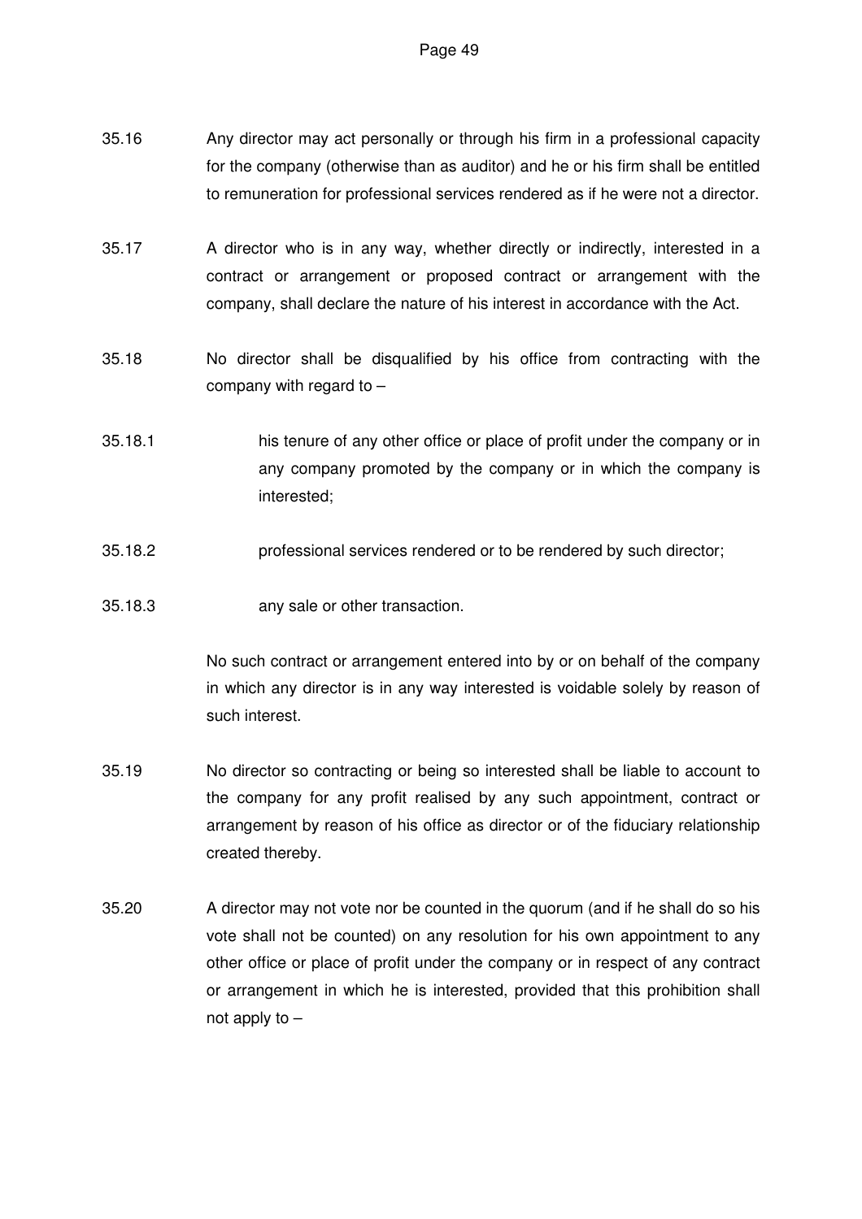35.16 Any director may act personally or through his firm in a professional capacity for the company (otherwise than as auditor) and he or his firm shall be entitled to remuneration for professional services rendered as if he were not a director.

35.17 A director who is in any way, whether directly or indirectly, interested in a contract or arrangement or proposed contract or arrangement with the company, shall declare the nature of his interest in accordance with the Act.

35.18 No director shall be disqualified by his office from contracting with the company with regard to –

35.18.1 his tenure of any other office or place of profit under the company or in any company promoted by the company or in which the company is interested;

35.18.2 professional services rendered or to be rendered by such director;

35.18.3 any sale or other transaction.

No such contract or arrangement entered into by or on behalf of the company in which any director is in any way interested is voidable solely by reason of such interest.

35.19 No director so contracting or being so interested shall be liable to account to the company for any profit realised by any such appointment, contract or arrangement by reason of his office as director or of the fiduciary relationship created thereby.

35.20 A director may not vote nor be counted in the quorum (and if he shall do so his vote shall not be counted) on any resolution for his own appointment to any other office or place of profit under the company or in respect of any contract or arrangement in which he is interested, provided that this prohibition shall not apply to –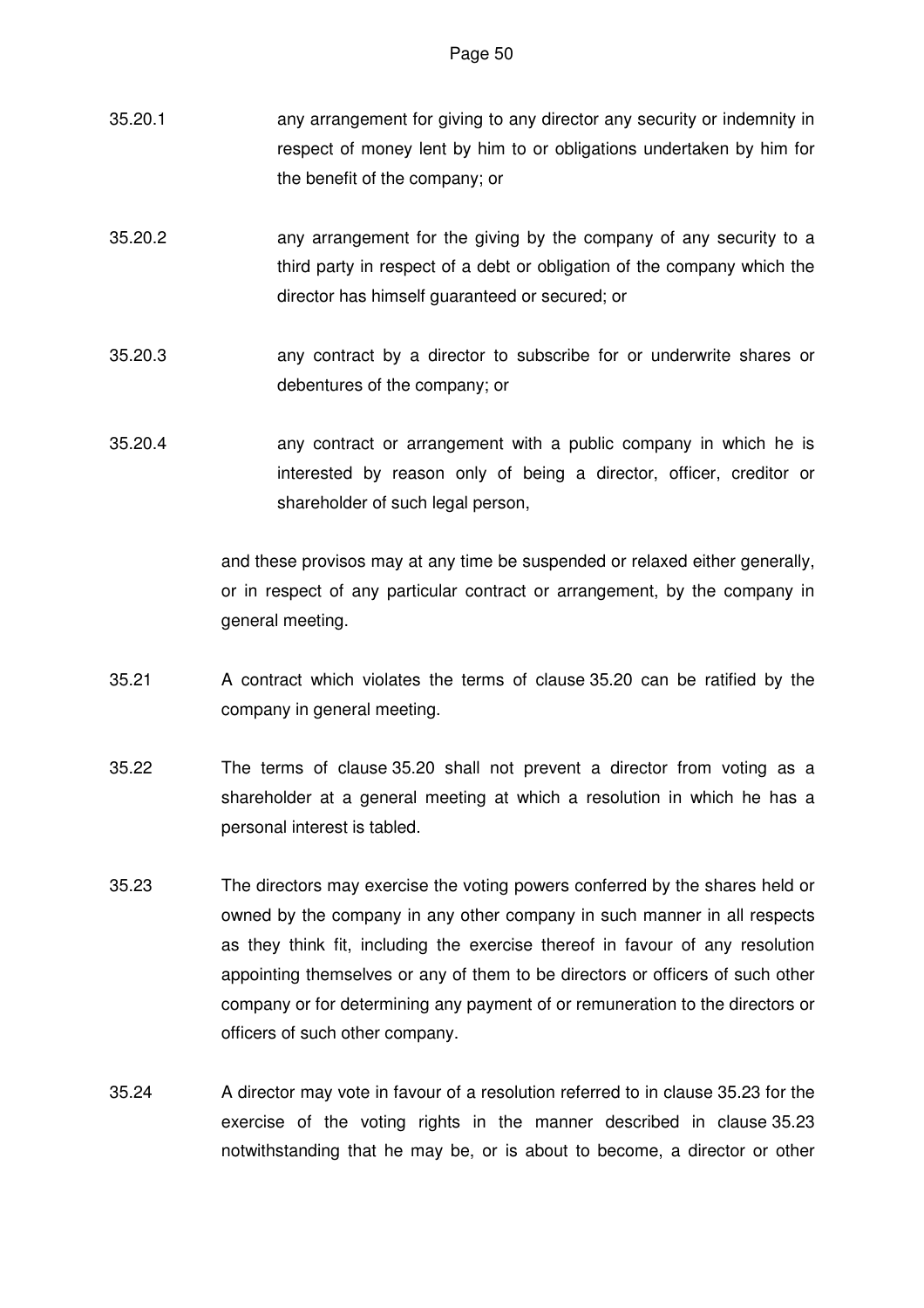35.20.1 any arrangement for giving to any director any security or indemnity in respect of money lent by him to or obligations undertaken by him for the benefit of the company; or

35.20.2 any arrangement for the giving by the company of any security to a third party in respect of a debt or obligation of the company which the director has himself guaranteed or secured; or

35.20.3 any contract by a director to subscribe for or underwrite shares or debentures of the company; or

35.20.4 any contract or arrangement with a public company in which he is interested by reason only of being a director, officer, creditor or shareholder of such legal person,

and these provisos may at any time be suspended or relaxed either generally, or in respect of any particular contract or arrangement, by the company in general meeting.

35.21 A contract which violates the terms of clause 35.20 can be ratified by the company in general meeting.

35.22 The terms of clause 35.20 shall not prevent a director from voting as a shareholder at a general meeting at which a resolution in which he has a personal interest is tabled.

35.23 The directors may exercise the voting powers conferred by the shares held or owned by the company in any other company in such manner in all respects as they think fit, including the exercise thereof in favour of any resolution appointing themselves or any of them to be directors or officers of such other company or for determining any payment of or remuneration to the directors or officers of such other company.

35.24 A director may vote in favour of a resolution referred to in clause 35.23 for the exercise of the voting rights in the manner described in clause 35.23 notwithstanding that he may be, or is about to become, a director or other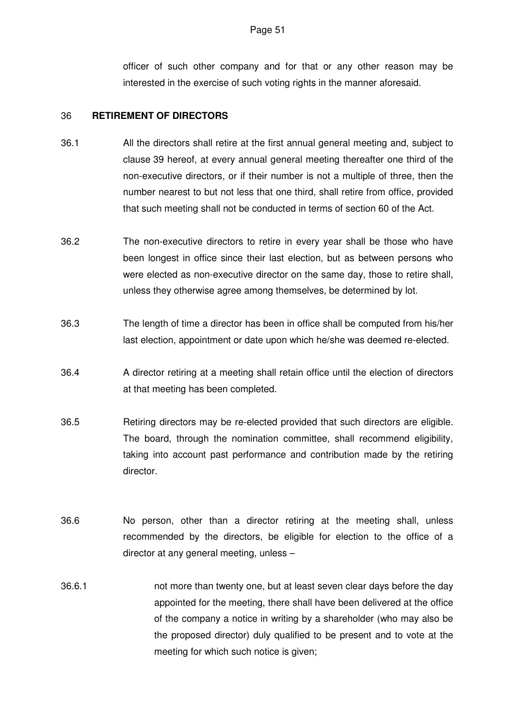officer of such other company and for that or any other reason may be interested in the exercise of such voting rights in the manner aforesaid.

## 36 RETIREMENT OF DIRECTORS

36.1 All the directors shall retire at the first annual general meeting and, subject to clause 39 hereof, at every annual general meeting thereafter one third of the non-executive directors, or if their number is not a multiple of three, then the number nearest to but not less that one third, shall retire from office, provided that such meeting shall not be conducted in terms of section 60 of the Act.

36.2 The non-executive directors to retire in every year shall be those who have been longest in office since their last election, but as between persons who were elected as non-executive director on the same day, those to retire shall, unless they otherwise agree among themselves, be determined by lot.

36.3 The length of time a director has been in office shall be computed from his/her last election, appointment or date upon which he/she was deemed re-elected.

36.4 A director retiring at a meeting shall retain office until the election of directors at that meeting has been completed.

36.5 Retiring directors may be re-elected provided that such directors are eligible. The board, through the nomination committee, shall recommend eligibility, taking into account past performance and contribution made by the retiring director.

36.6 No person, other than a director retiring at the meeting shall, unless recommended by the directors, be eligible for election to the office of a director at any general meeting, unless –

36.6.1 not more than twenty one, but at least seven clear days before the day appointed for the meeting, there shall have been delivered at the office of the company a notice in writing by a shareholder (who may also be the proposed director) duly qualified to be present and to vote at the meeting for which such notice is given;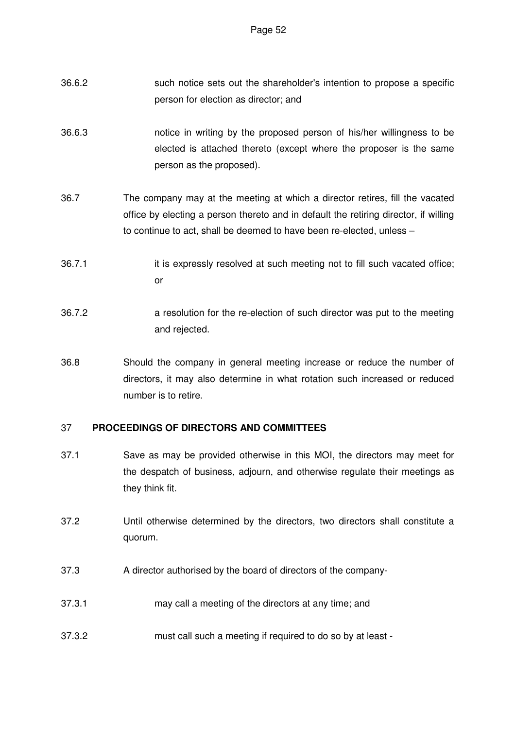36.6.2 such notice sets out the shareholder's intention to propose a specific person for election as director; and

36.6.3 notice in writing by the proposed person of his/her willingness to be elected is attached thereto (except where the proposer is the same person as the proposed).

36.7 The company may at the meeting at which a director retires, fill the vacated office by electing a person thereto and in default the retiring director, if willing to continue to act, shall be deemed to have been re-elected, unless –

36.7.1 it is expressly resolved at such meeting not to fill such vacated office; or

36.7.2 a resolution for the re-election of such director was put to the meeting and rejected.

36.8 Should the company in general meeting increase or reduce the number of directors, it may also determine in what rotation such increased or reduced number is to retire.

## 37 PROCEEDINGS OF DIRECTORS AND COMMITTEES

37.1 Save as may be provided otherwise in this MOI, the directors may meet for the despatch of business, adjourn, and otherwise regulate their meetings as they think fit.

37.2 Until otherwise determined by the directors, two directors shall constitute a quorum.

37.3 A director authorised by the board of directors of the company-

37.3.1 may call a meeting of the directors at any time; and

37.3.2 must call such a meeting if required to do so by at least -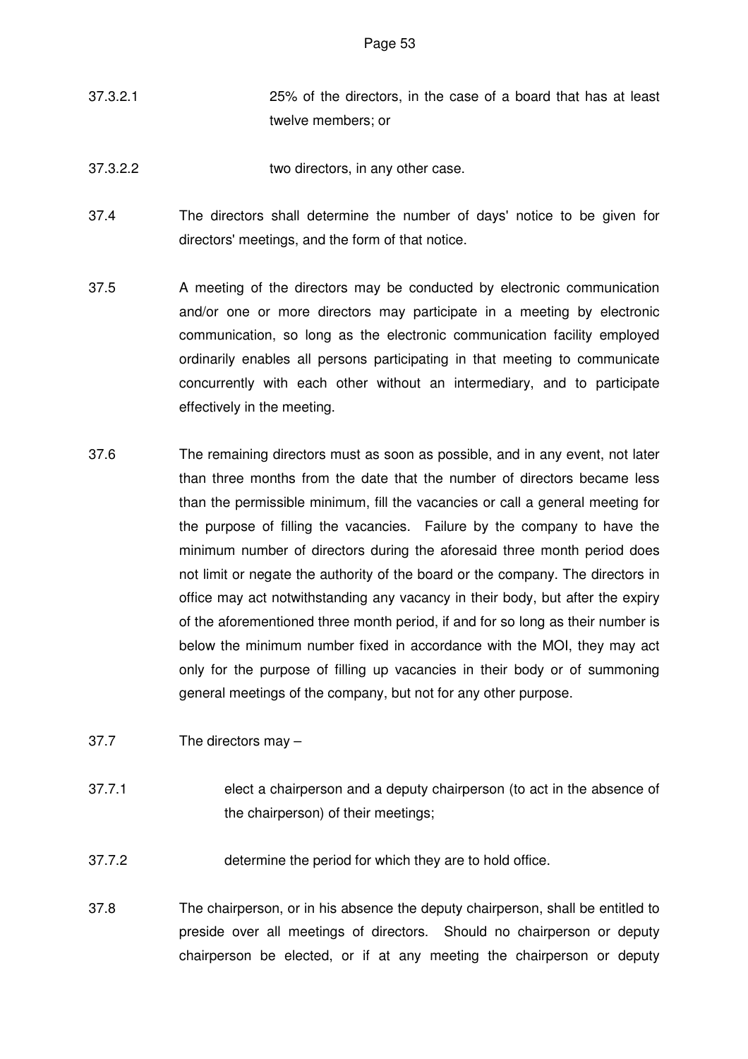37.3.2.1 25% of the directors, in the case of a board that has at least twelve members; or

37.3.2.2 two directors, in any other case.

37.4 The directors shall determine the number of days' notice to be given for directors' meetings, and the form of that notice.

37.5 A meeting of the directors may be conducted by electronic communication and/or one or more directors may participate in a meeting by electronic communication, so long as the electronic communication facility employed ordinarily enables all persons participating in that meeting to communicate concurrently with each other without an intermediary, and to participate effectively in the meeting.

37.6 The remaining directors must as soon as possible, and in any event, not later than three months from the date that the number of directors became less than the permissible minimum, fill the vacancies or call a general meeting for the purpose of filling the vacancies. Failure by the company to have the minimum number of directors during the aforesaid three month period does not limit or negate the authority of the board or the company. The directors in office may act notwithstanding any vacancy in their body, but after the expiry of the aforementioned three month period, if and for so long as their number is below the minimum number fixed in accordance with the MOI, they may act only for the purpose of filling up vacancies in their body or of summoning general meetings of the company, but not for any other purpose.

37.7 The directors may –

37.7.1 elect a chairperson and a deputy chairperson (to act in the absence of the chairperson) of their meetings;

37.7.2 determine the period for which they are to hold office.

37.8 The chairperson, or in his absence the deputy chairperson, shall be entitled to preside over all meetings of directors. Should no chairperson or deputy chairperson be elected, or if at any meeting the chairperson or deputy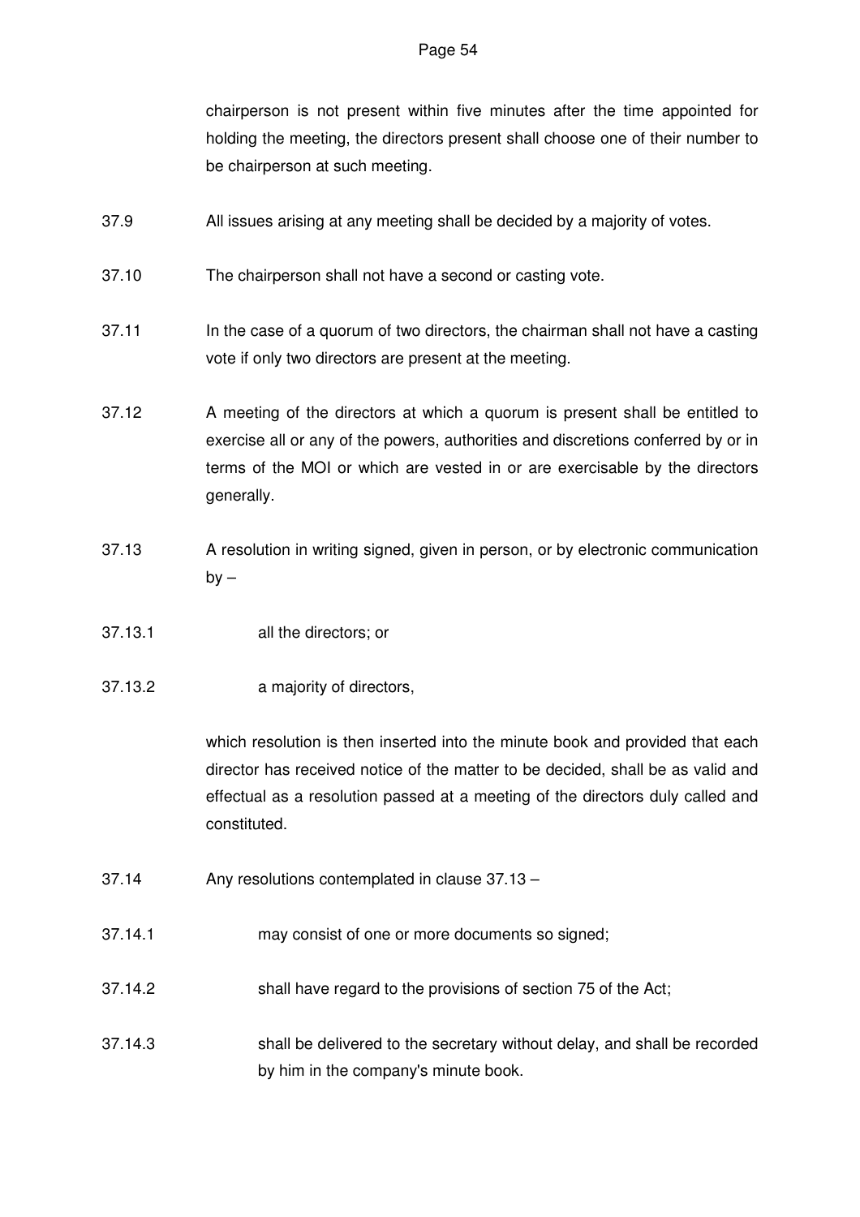chairperson is not present within five minutes after the time appointed for holding the meeting, the directors present shall choose one of their number to be chairperson at such meeting.

37.9 All issues arising at any meeting shall be decided by a majority of votes.

37.10 The chairperson shall not have a second or casting vote.

37.11 In the case of a quorum of two directors, the chairman shall not have a casting vote if only two directors are present at the meeting.

37.12 A meeting of the directors at which a quorum is present shall be entitled to exercise all or any of the powers, authorities and discretions conferred by or in terms of the MOI or which are vested in or are exercisable by the directors generally.

37.13 A resolution in writing signed, given in person, or by electronic communication by –

37.13.1 all the directors; or

37.13.2 a majority of directors,

which resolution is then inserted into the minute book and provided that each director has received notice of the matter to be decided, shall be as valid and effectual as a resolution passed at a meeting of the directors duly called and constituted.

37.14 Any resolutions contemplated in clause 37.13 –

37.14.1 may consist of one or more documents so signed;

37.14.2 shall have regard to the provisions of section 75 of the Act;

37.14.3 shall be delivered to the secretary without delay, and shall be recorded by him in the company's minute book.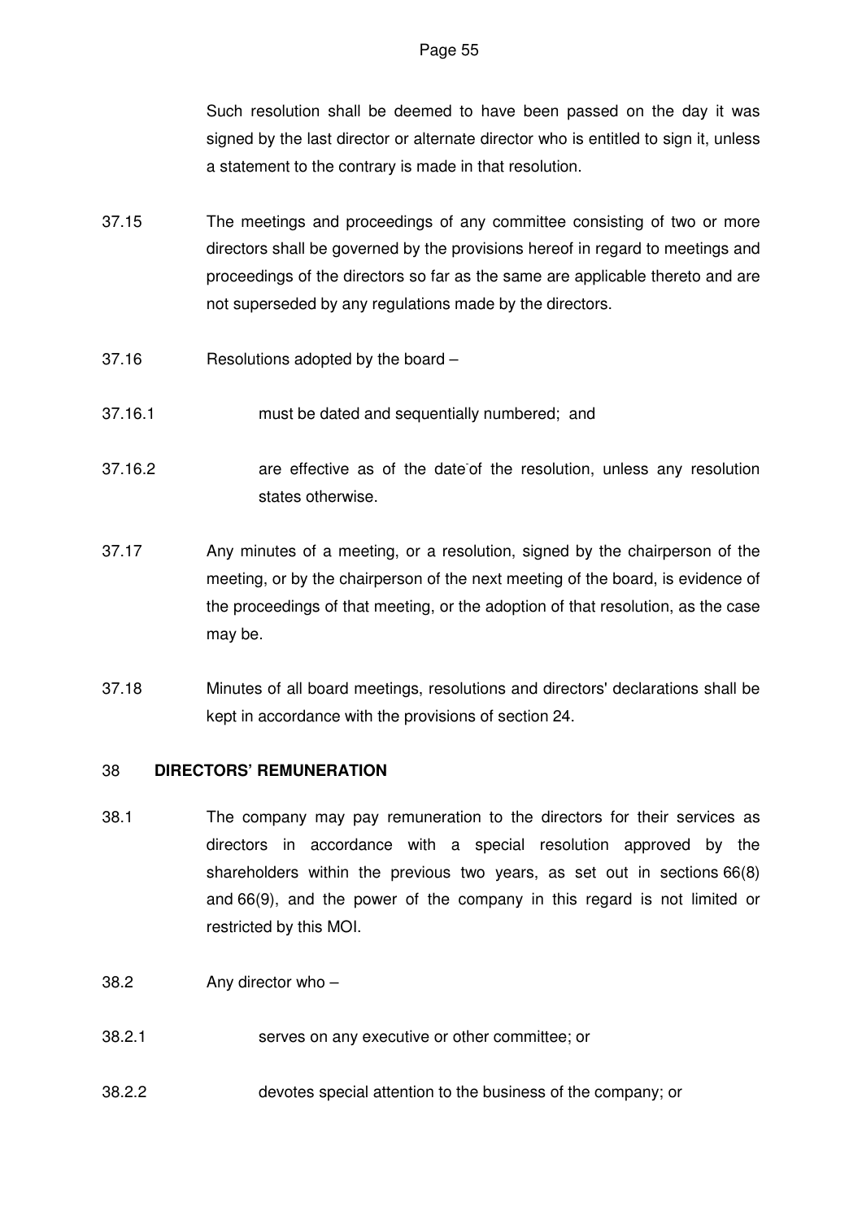Such resolution shall be deemed to have been passed on the day it was signed by the last director or alternate director who is entitled to sign it, unless a statement to the contrary is made in that resolution.

37.15 The meetings and proceedings of any committee consisting of two or more directors shall be governed by the provisions hereof in regard to meetings and proceedings of the directors so far as the same are applicable thereto and are not superseded by any regulations made by the directors.

37.16 Resolutions adopted by the board –

37.16.1 must be dated and sequentially numbered; and

37.16.2 are effective as of the date of the resolution, unless any resolution states otherwise.

37.17 Any minutes of a meeting, or a resolution, signed by the chairperson of the meeting, or by the chairperson of the next meeting of the board, is evidence of the proceedings of that meeting, or the adoption of that resolution, as the case may be.

37.18 Minutes of all board meetings, resolutions and directors' declarations shall be kept in accordance with the provisions of section 24.

## 38 DIRECTORS' REMUNERATION

38.1 The company may pay remuneration to the directors for their services as directors in accordance with a special resolution approved by the shareholders within the previous two years, as set out in sections 66(8) and 66(9), and the power of the company in this regard is not limited or restricted by this MOI.

38.2 Any director who –

38.2.1 serves on any executive or other committee; or

38.2.2 devotes special attention to the business of the company; or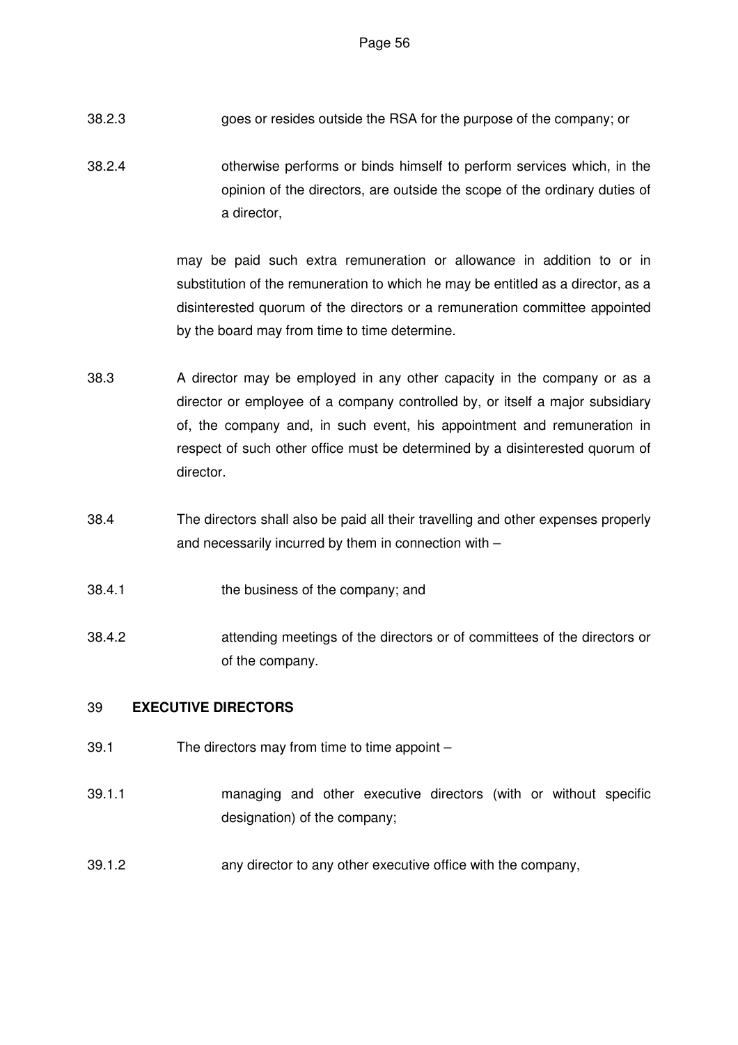38.2.3 goes or resides outside the RSA for the purpose of the company; or

38.2.4 otherwise performs or binds himself to perform services which, in the opinion of the directors, are outside the scope of the ordinary duties of a director,

may be paid such extra remuneration or allowance in addition to or in substitution of the remuneration to which he may be entitled as a director, as a disinterested quorum of the directors or a remuneration committee appointed by the board may from time to time determine.

38.3 A director may be employed in any other capacity in the company or as a director or employee of a company controlled by, or itself a major subsidiary of, the company and, in such event, his appointment and remuneration in respect of such other office must be determined by a disinterested quorum of director.

38.4 The directors shall also be paid all their travelling and other expenses properly and necessarily incurred by them in connection with –

38.4.1 the business of the company; and

38.4.2 attending meetings of the directors or of committees of the directors or of the company.

## 39 EXECUTIVE DIRECTORS

39.1 The directors may from time to time appoint –

39.1.1 managing and other executive directors (with or without specific designation) of the company;

39.1.2 any director to any other executive office with the company,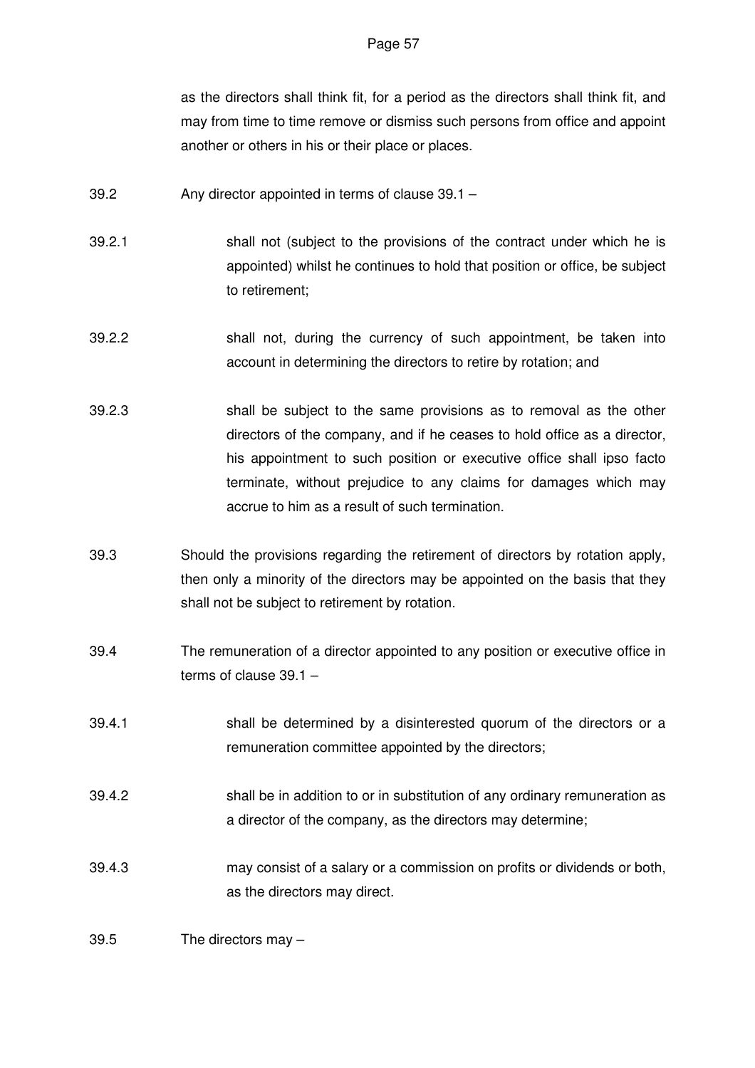as the directors shall think fit, for a period as the directors shall think fit, and may from time to time remove or dismiss such persons from office and appoint another or others in his or their place or places.

39.2 Any director appointed in terms of clause 39.1 –

39.2.1 shall not (subject to the provisions of the contract under which he is appointed) whilst he continues to hold that position or office, be subject to retirement;

39.2.2 shall not, during the currency of such appointment, be taken into account in determining the directors to retire by rotation; and

39.2.3 shall be subject to the same provisions as to removal as the other directors of the company, and if he ceases to hold office as a director, his appointment to such position or executive office shall ipso facto terminate, without prejudice to any claims for damages which may accrue to him as a result of such termination.

39.3 Should the provisions regarding the retirement of directors by rotation apply, then only a minority of the directors may be appointed on the basis that they shall not be subject to retirement by rotation.

39.4 The remuneration of a director appointed to any position or executive office in terms of clause 39.1 –

39.4.1 shall be determined by a disinterested quorum of the directors or a remuneration committee appointed by the directors;

39.4.2 shall be in addition to or in substitution of any ordinary remuneration as a director of the company, as the directors may determine;

39.4.3 may consist of a salary or a commission on profits or dividends or both, as the directors may direct.

39.5 The directors may –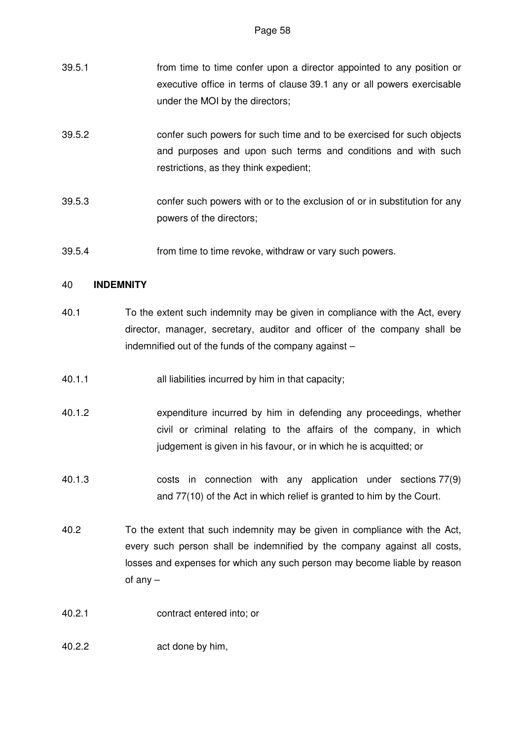39.5.1 from time to time confer upon a director appointed to any position or executive office in terms of clause 39.1 any or all powers exercisable under the MOI by the directors;

39.5.2 confer such powers for such time and to be exercised for such objects and purposes and upon such terms and conditions and with such restrictions, as they think expedient;

39.5.3 confer such powers with or to the exclusion of or in substitution for any powers of the directors;

39.5.4 from time to time revoke, withdraw or vary such powers.

## 40 **INDEMNITY**

40.1 To the extent such indemnity may be given in compliance with the Act, every director, manager, secretary, auditor and officer of the company shall be indemnified out of the funds of the company against –

40.1.1 all liabilities incurred by him in that capacity;

40.1.2 expenditure incurred by him in defending any proceedings, whether civil or criminal relating to the affairs of the company, in which judgement is given in his favour, or in which he is acquitted; or

40.1.3 costs in connection with any application under sections 77(9) and 77(10) of the Act in which relief is granted to him by the Court.

40.2 To the extent that such indemnity may be given in compliance with the Act, every such person shall be indemnified by the company against all costs, losses and expenses for which any such person may become liable by reason of any –

40.2.1 contract entered into; or

40.2.2 act done by him,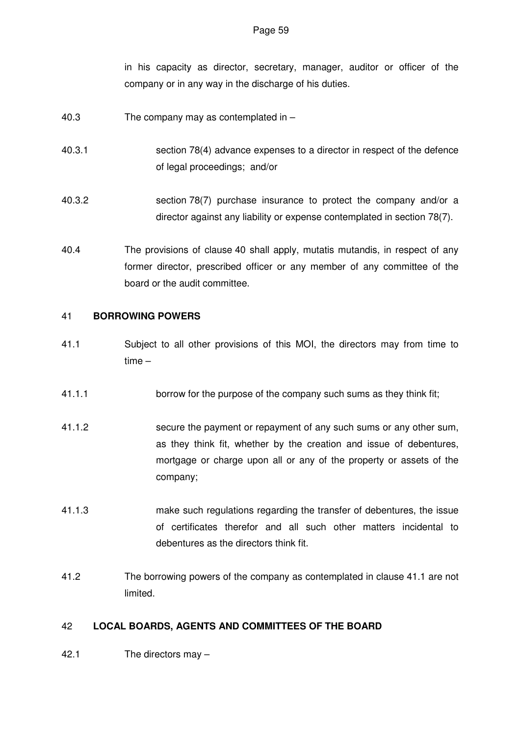in his capacity as director, secretary, manager, auditor or officer of the company or in any way in the discharge of his duties.

40.3 The company may as contemplated in –

40.3.1 section 78(4) advance expenses to a director in respect of the defence of legal proceedings; and/or

40.3.2 section 78(7) purchase insurance to protect the company and/or a director against any liability or expense contemplated in section 78(7).

40.4 The provisions of clause 40 shall apply, mutatis mutandis, in respect of any former director, prescribed officer or any member of any committee of the board or the audit committee.

## 41 BORROWING POWERS

41.1 Subject to all other provisions of this MOI, the directors may from time to time –

41.1.1 borrow for the purpose of the company such sums as they think fit;

41.1.2 secure the payment or repayment of any such sums or any other sum, as they think fit, whether by the creation and issue of debentures, mortgage or charge upon all or any of the property or assets of the company;

41.1.3 make such regulations regarding the transfer of debentures, the issue of certificates therefor and all such other matters incidental to debentures as the directors think fit.

41.2 The borrowing powers of the company as contemplated in clause 41.1 are not limited.

## 42 LOCAL BOARDS, AGENTS AND COMMITTEES OF THE BOARD

42.1 The directors may –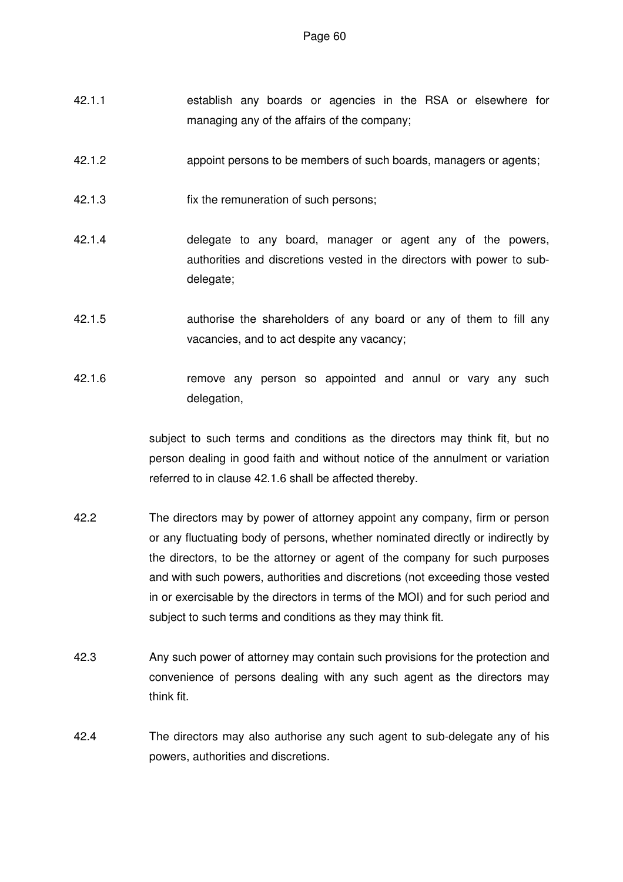42.1.1 establish any boards or agencies in the RSA or elsewhere for managing any of the affairs of the company;

42.1.2 appoint persons to be members of such boards, managers or agents;

42.1.3 fix the remuneration of such persons;

42.1.4 delegate to any board, manager or agent any of the powers, authorities and discretions vested in the directors with power to sub-delegate;

42.1.5 authorise the shareholders of any board or any of them to fill any vacancies, and to act despite any vacancy;

42.1.6 remove any person so appointed and annul or vary any such delegation,

subject to such terms and conditions as the directors may think fit, but no person dealing in good faith and without notice of the annulment or variation referred to in clause 42.1.6 shall be affected thereby.

42.2 The directors may by power of attorney appoint any company, firm or person or any fluctuating body of persons, whether nominated directly or indirectly by the directors, to be the attorney or agent of the company for such purposes and with such powers, authorities and discretions (not exceeding those vested in or exercisable by the directors in terms of the MOI) and for such period and subject to such terms and conditions as they may think fit.

42.3 Any such power of attorney may contain such provisions for the protection and convenience of persons dealing with any such agent as the directors may think fit.

42.4 The directors may also authorise any such agent to sub-delegate any of his powers, authorities and discretions.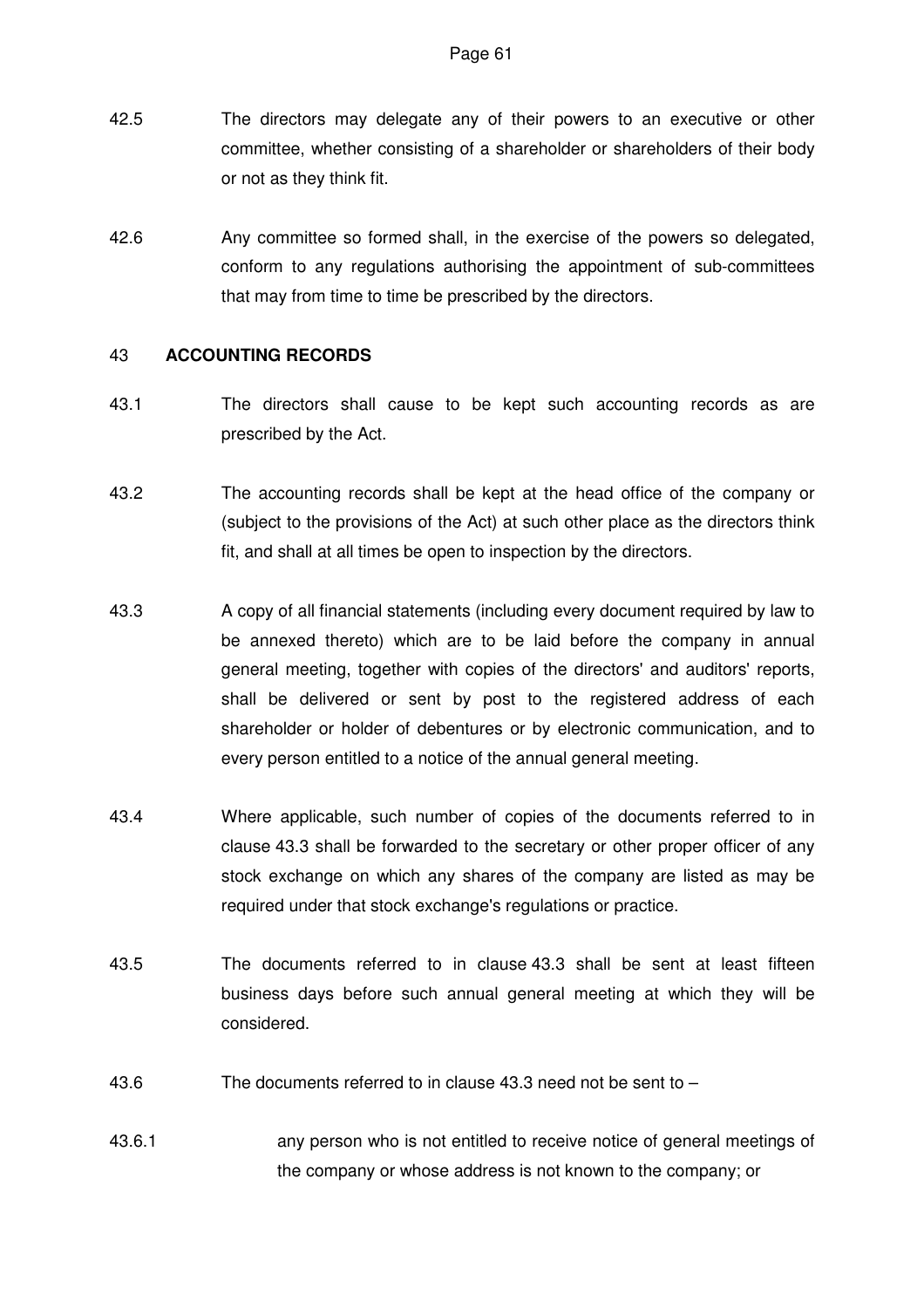42.5 The directors may delegate any of their powers to an executive or other committee, whether consisting of a shareholder or shareholders of their body or not as they think fit.

42.6 Any committee so formed shall, in the exercise of the powers so delegated, conform to any regulations authorising the appointment of sub-committees that may from time to time be prescribed by the directors.

## 43 ACCOUNTING RECORDS

43.1 The directors shall cause to be kept such accounting records as are prescribed by the Act.

43.2 The accounting records shall be kept at the head office of the company or (subject to the provisions of the Act) at such other place as the directors think fit, and shall at all times be open to inspection by the directors.

43.3 A copy of all financial statements (including every document required by law to be annexed thereto) which are to be laid before the company in annual general meeting, together with copies of the directors' and auditors' reports, shall be delivered or sent by post to the registered address of each shareholder or holder of debentures or by electronic communication, and to every person entitled to a notice of the annual general meeting.

43.4 Where applicable, such number of copies of the documents referred to in clause 43.3 shall be forwarded to the secretary or other proper officer of any stock exchange on which any shares of the company are listed as may be required under that stock exchange's regulations or practice.

43.5 The documents referred to in clause 43.3 shall be sent at least fifteen business days before such annual general meeting at which they will be considered.

43.6 The documents referred to in clause 43.3 need not be sent to –

43.6.1 any person who is not entitled to receive notice of general meetings of the company or whose address is not known to the company; or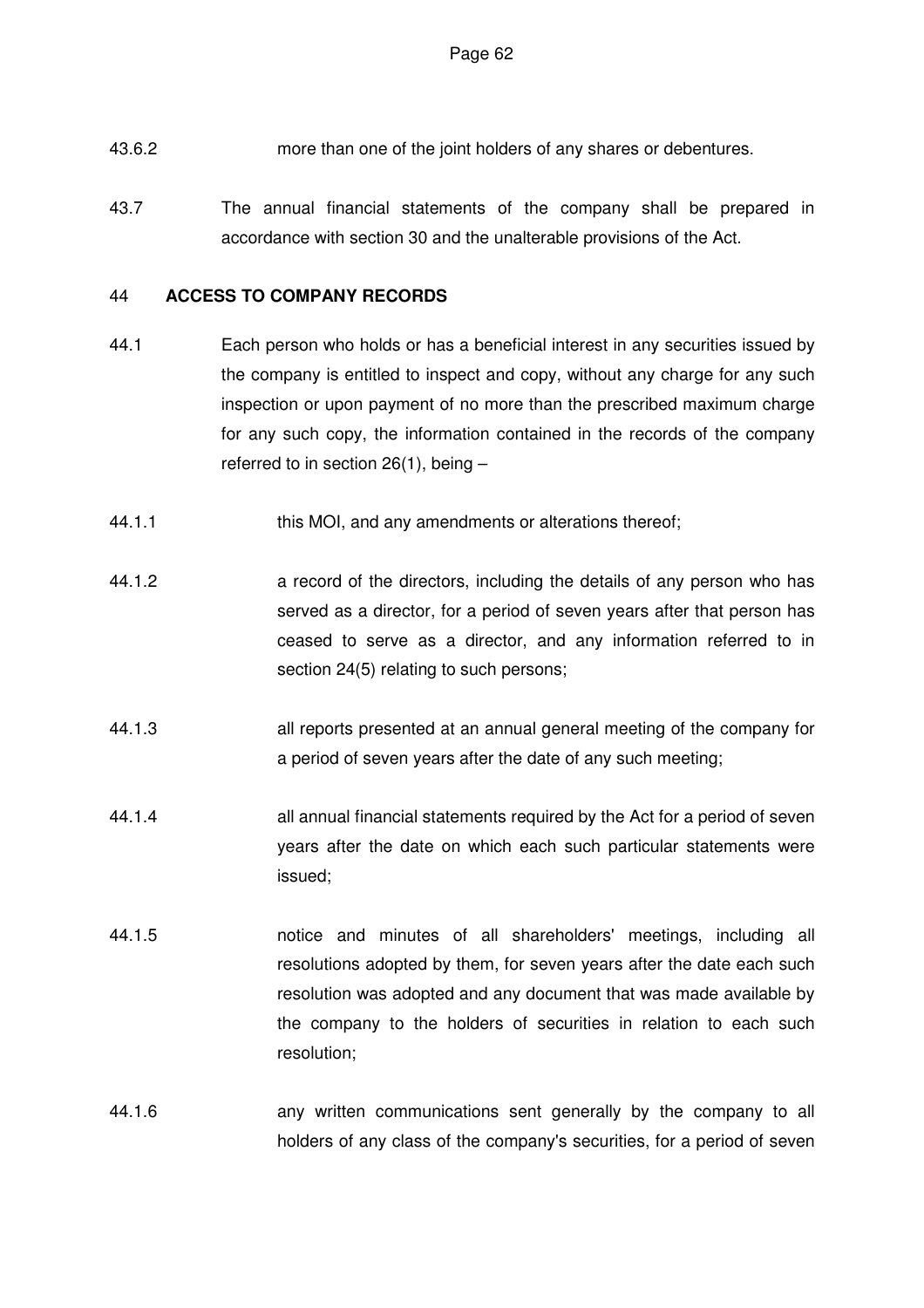43.6.2 more than one of the joint holders of any shares or debentures.

43.7 The annual financial statements of the company shall be prepared in accordance with section 30 and the unalterable provisions of the Act.

## 44 ACCESS TO COMPANY RECORDS

44.1 Each person who holds or has a beneficial interest in any securities issued by the company is entitled to inspect and copy, without any charge for any such inspection or upon payment of no more than the prescribed maximum charge for any such copy, the information contained in the records of the company referred to in section 26(1), being –

44.1.1 this MOI, and any amendments or alterations thereof;

44.1.2 a record of the directors, including the details of any person who has served as a director, for a period of seven years after that person has ceased to serve as a director, and any information referred to in section 24(5) relating to such persons;

44.1.3 all reports presented at an annual general meeting of the company for a period of seven years after the date of any such meeting;

44.1.4 all annual financial statements required by the Act for a period of seven years after the date on which each such particular statements were issued;

44.1.5 notice and minutes of all shareholders' meetings, including all resolutions adopted by them, for seven years after the date each such resolution was adopted and any document that was made available by the company to the holders of securities in relation to each such resolution;

44.1.6 any written communications sent generally by the company to all holders of any class of the company's securities, for a period of seven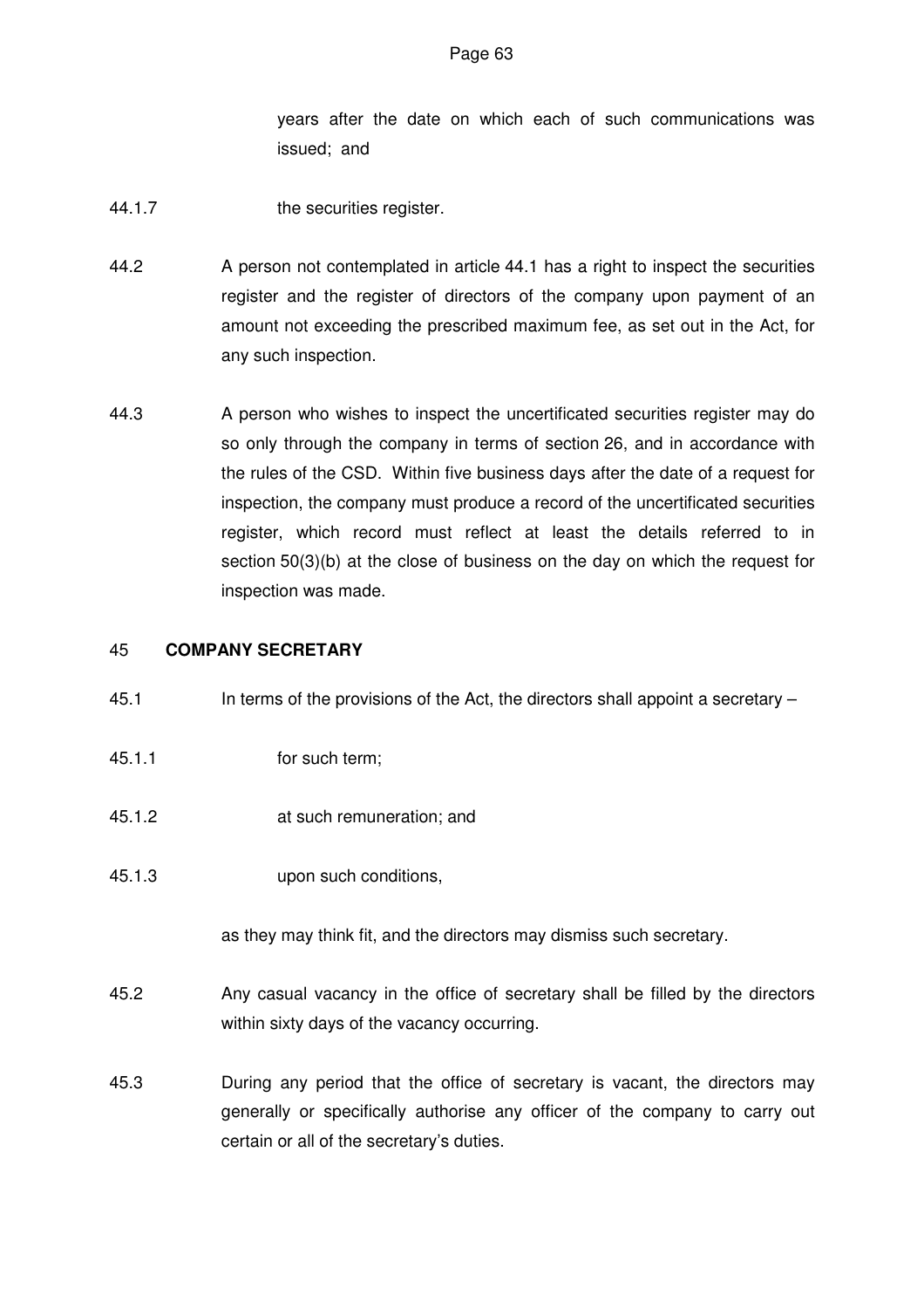years after the date on which each of such communications was issued; and

44.1.7 the securities register.

44.2 A person not contemplated in article 44.1 has a right to inspect the securities register and the register of directors of the company upon payment of an amount not exceeding the prescribed maximum fee, as set out in the Act, for any such inspection.

44.3 A person who wishes to inspect the uncertificated securities register may do so only through the company in terms of section 26, and in accordance with the rules of the CSD. Within five business days after the date of a request for inspection, the company must produce a record of the uncertificated securities register, which record must reflect at least the details referred to in section 50(3)(b) at the close of business on the day on which the request for inspection was made.

## 45 COMPANY SECRETARY

45.1 In terms of the provisions of the Act, the directors shall appoint a secretary –

45.1.1 for such term;

45.1.2 at such remuneration; and

45.1.3 upon such conditions,

as they may think fit, and the directors may dismiss such secretary.

45.2 Any casual vacancy in the office of secretary shall be filled by the directors within sixty days of the vacancy occurring.

45.3 During any period that the office of secretary is vacant, the directors may generally or specifically authorise any officer of the company to carry out certain or all of the secretary's duties.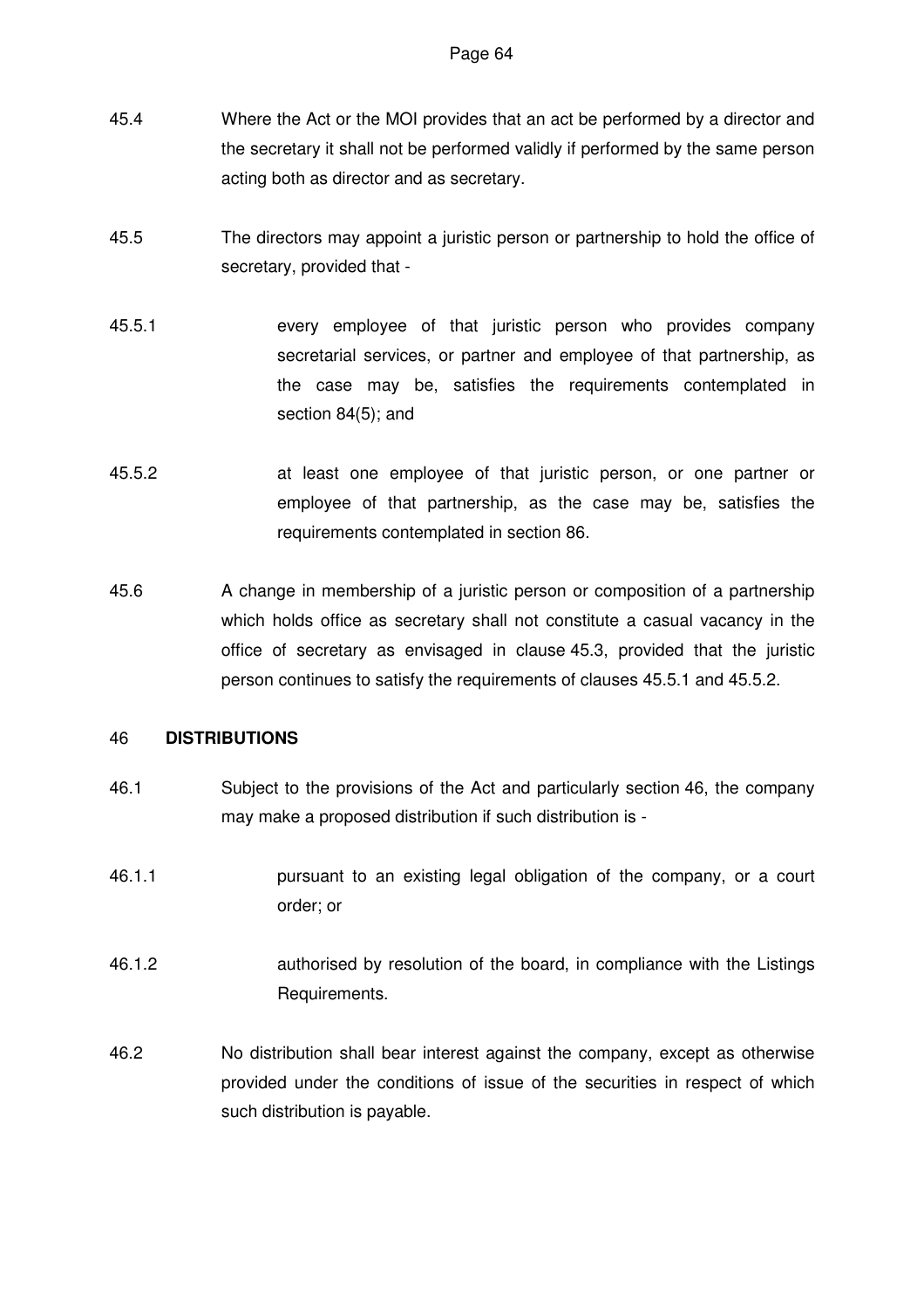45.4 Where the Act or the MOI provides that an act be performed by a director and the secretary it shall not be performed validly if performed by the same person acting both as director and as secretary.

45.5 The directors may appoint a juristic person or partnership to hold the office of secretary, provided that -

45.5.1 every employee of that juristic person who provides company secretarial services, or partner and employee of that partnership, as the case may be, satisfies the requirements contemplated in section 84(5); and

45.5.2 at least one employee of that juristic person, or one partner or employee of that partnership, as the case may be, satisfies the requirements contemplated in section 86.

45.6 A change in membership of a juristic person or composition of a partnership which holds office as secretary shall not constitute a casual vacancy in the office of secretary as envisaged in clause 45.3, provided that the juristic person continues to satisfy the requirements of clauses 45.5.1 and 45.5.2.

## 46 DISTRIBUTIONS

46.1 Subject to the provisions of the Act and particularly section 46, the company may make a proposed distribution if such distribution is -

46.1.1 pursuant to an existing legal obligation of the company, or a court order; or

46.1.2 authorised by resolution of the board, in compliance with the Listings Requirements.

46.2 No distribution shall bear interest against the company, except as otherwise provided under the conditions of issue of the securities in respect of which such distribution is payable.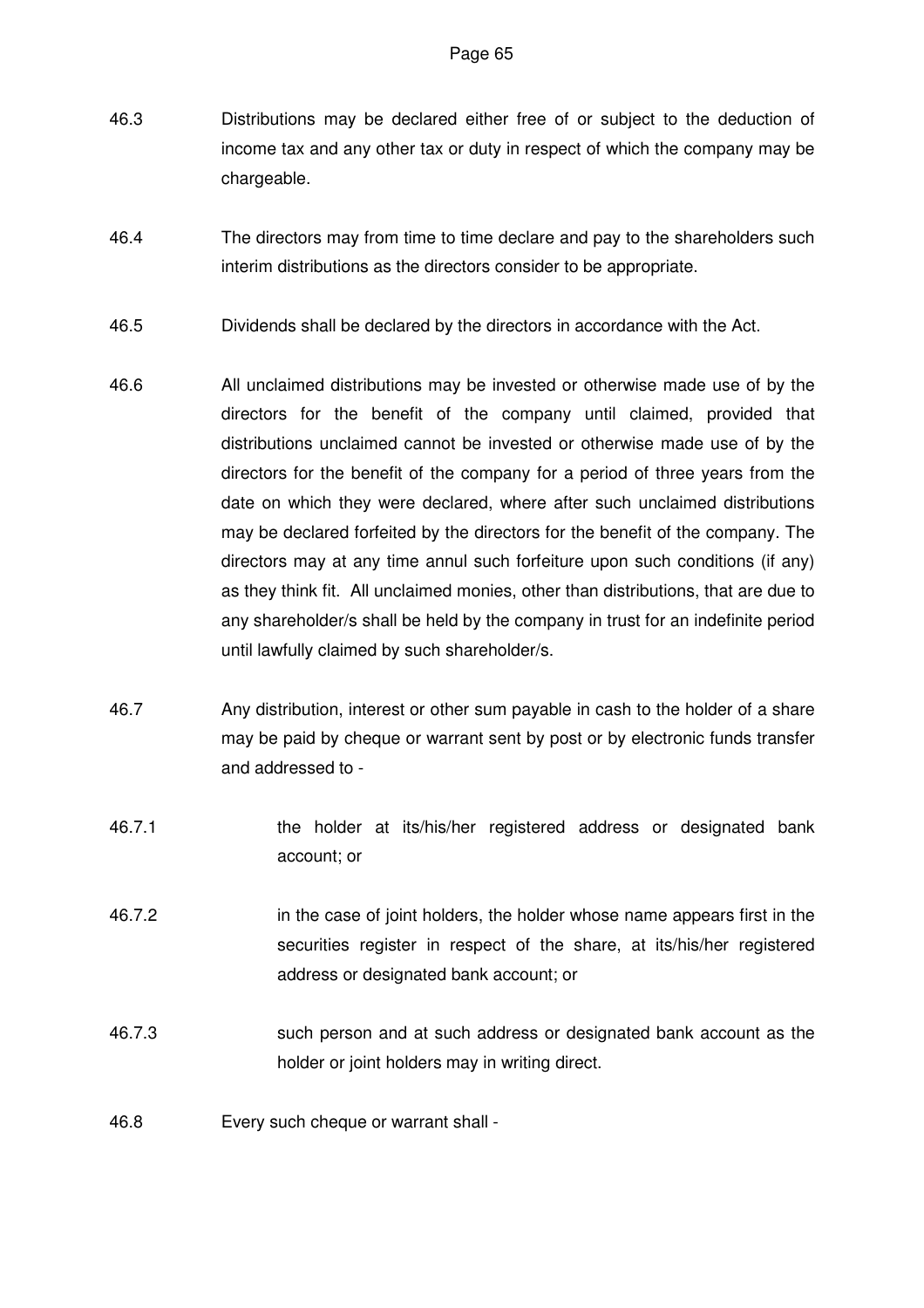46.3 Distributions may be declared either free of or subject to the deduction of income tax and any other tax or duty in respect of which the company may be chargeable.

46.4 The directors may from time to time declare and pay to the shareholders such interim distributions as the directors consider to be appropriate.

46.5 Dividends shall be declared by the directors in accordance with the Act.

46.6 All unclaimed distributions may be invested or otherwise made use of by the directors for the benefit of the company until claimed, provided that distributions unclaimed cannot be invested or otherwise made use of by the directors for the benefit of the company for a period of three years from the date on which they were declared, where after such unclaimed distributions may be declared forfeited by the directors for the benefit of the company. The directors may at any time annul such forfeiture upon such conditions (if any) as they think fit. All unclaimed monies, other than distributions, that are due to any shareholder/s shall be held by the company in trust for an indefinite period until lawfully claimed by such shareholder/s.

46.7 Any distribution, interest or other sum payable in cash to the holder of a share may be paid by cheque or warrant sent by post or by electronic funds transfer and addressed to -

46.7.1 the holder at its/his/her registered address or designated bank account; or

46.7.2 in the case of joint holders, the holder whose name appears first in the securities register in respect of the share, at its/his/her registered address or designated bank account; or

46.7.3 such person and at such address or designated bank account as the holder or joint holders may in writing direct.

46.8 Every such cheque or warrant shall -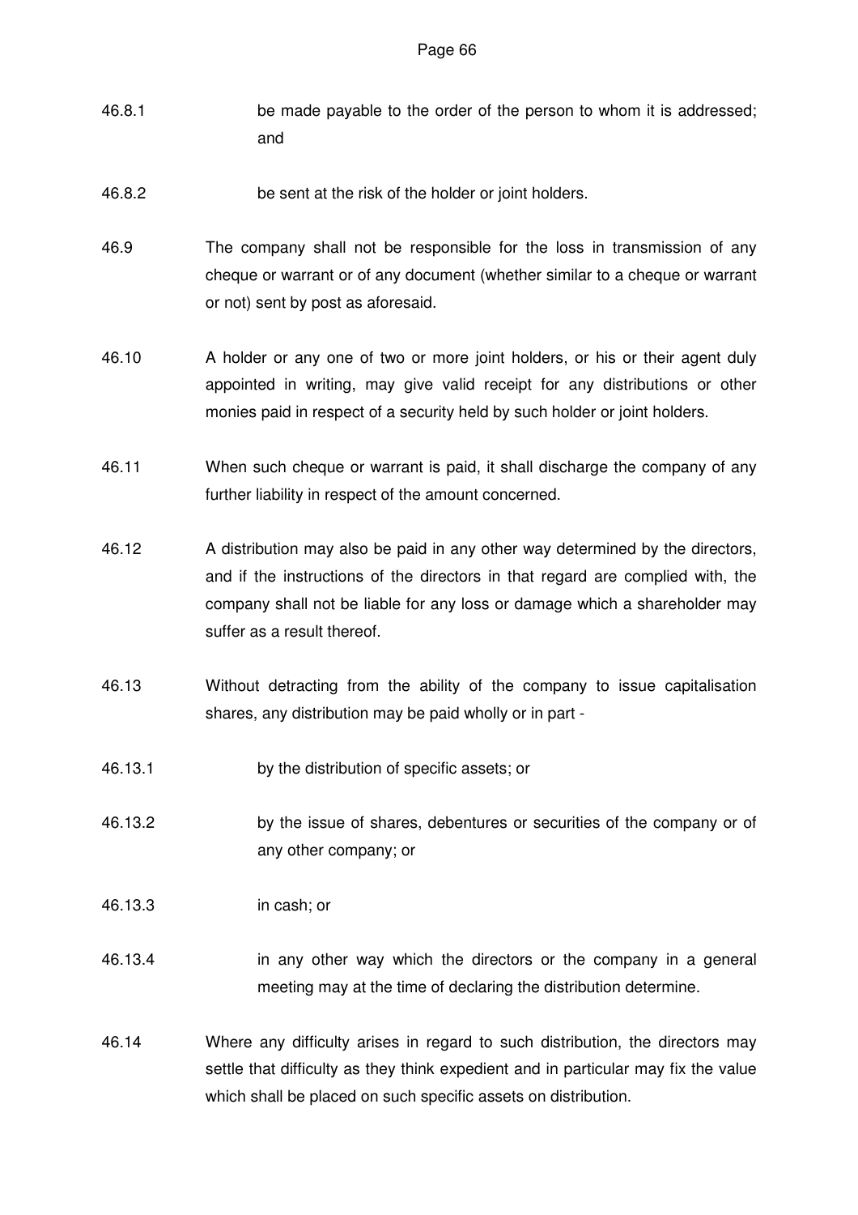46.8.1 be made payable to the order of the person to whom it is addressed; and

46.8.2 be sent at the risk of the holder or joint holders.

46.9 The company shall not be responsible for the loss in transmission of any cheque or warrant or of any document (whether similar to a cheque or warrant or not) sent by post as aforesaid.

46.10 A holder or any one of two or more joint holders, or his or their agent duly appointed in writing, may give valid receipt for any distributions or other monies paid in respect of a security held by such holder or joint holders.

46.11 When such cheque or warrant is paid, it shall discharge the company of any further liability in respect of the amount concerned.

46.12 A distribution may also be paid in any other way determined by the directors, and if the instructions of the directors in that regard are complied with, the company shall not be liable for any loss or damage which a shareholder may suffer as a result thereof.

46.13 Without detracting from the ability of the company to issue capitalisation shares, any distribution may be paid wholly or in part -

46.13.1 by the distribution of specific assets; or

46.13.2 by the issue of shares, debentures or securities of the company or of any other company; or

46.13.3 in cash; or

46.13.4 in any other way which the directors or the company in a general meeting may at the time of declaring the distribution determine.

46.14 Where any difficulty arises in regard to such distribution, the directors may settle that difficulty as they think expedient and in particular may fix the value which shall be placed on such specific assets on distribution.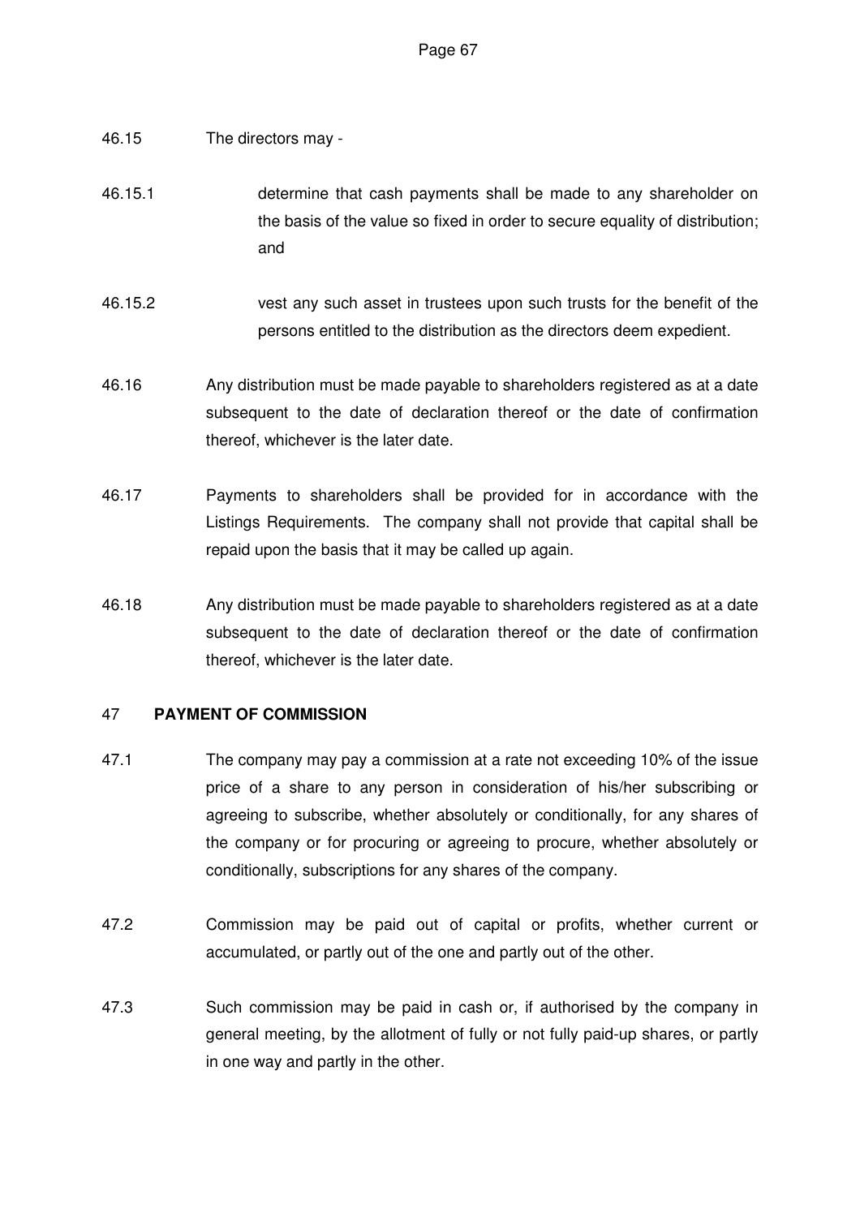46.15 The directors may -

46.15.1 determine that cash payments shall be made to any shareholder on the basis of the value so fixed in order to secure equality of distribution; and

46.15.2 vest any such asset in trustees upon such trusts for the benefit of the persons entitled to the distribution as the directors deem expedient.

46.16 Any distribution must be made payable to shareholders registered as at a date subsequent to the date of declaration thereof or the date of confirmation thereof, whichever is the later date.

46.17 Payments to shareholders shall be provided for in accordance with the Listings Requirements. The company shall not provide that capital shall be repaid upon the basis that it may be called up again.

46.18 Any distribution must be made payable to shareholders registered as at a date subsequent to the date of declaration thereof or the date of confirmation thereof, whichever is the later date.

## 47 PAYMENT OF COMMISSION

47.1 The company may pay a commission at a rate not exceeding 10% of the issue price of a share to any person in consideration of his/her subscribing or agreeing to subscribe, whether absolutely or conditionally, for any shares of the company or for procuring or agreeing to procure, whether absolutely or conditionally, subscriptions for any shares of the company.

47.2 Commission may be paid out of capital or profits, whether current or accumulated, or partly out of the one and partly out of the other.

47.3 Such commission may be paid in cash or, if authorised by the company in general meeting, by the allotment of fully or not fully paid-up shares, or partly in one way and partly in the other.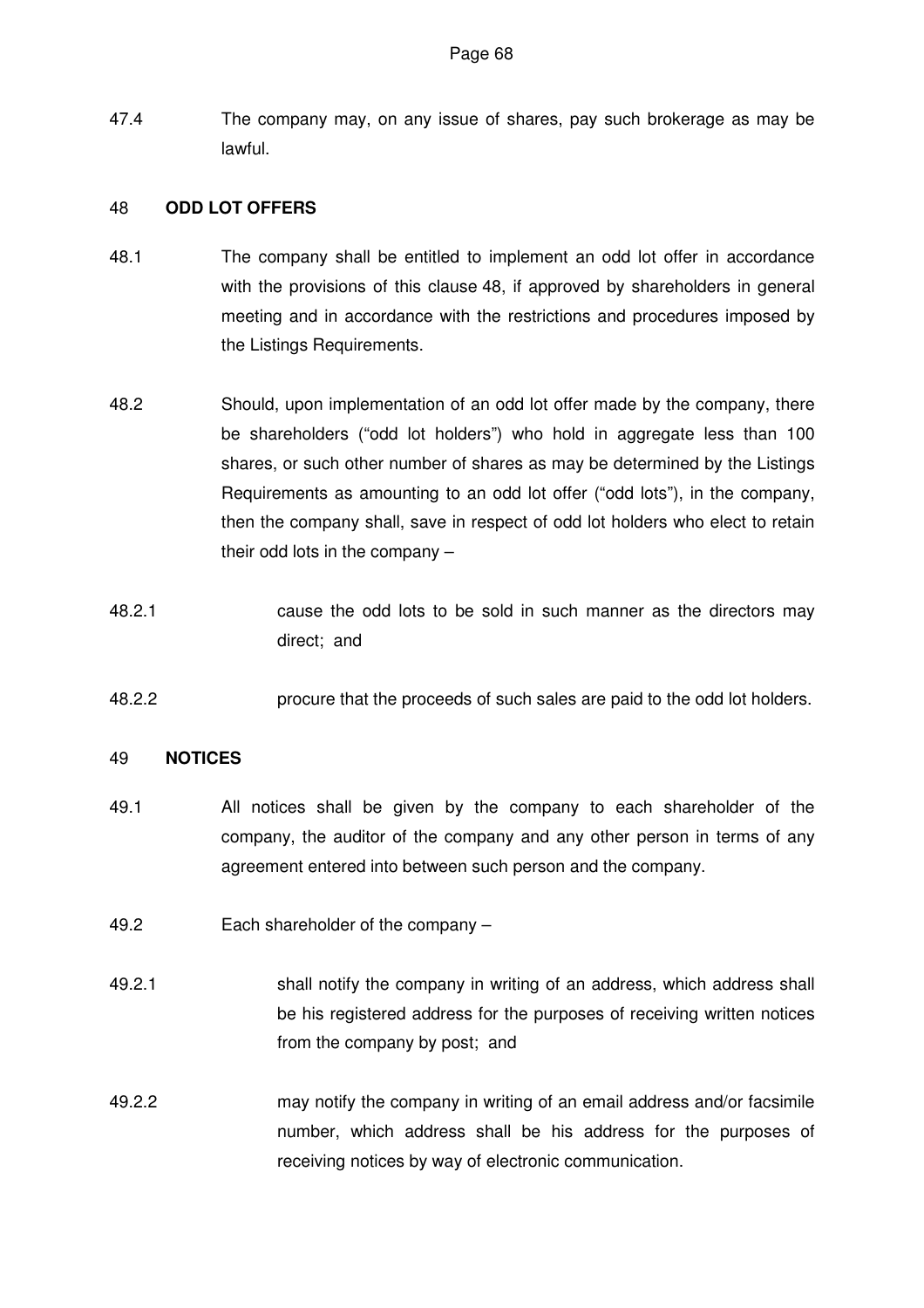47.4 The company may, on any issue of shares, pay such brokerage as may be lawful.

## 48 ODD LOT OFFERS

48.1 The company shall be entitled to implement an odd lot offer in accordance with the provisions of this clause 48, if approved by shareholders in general meeting and in accordance with the restrictions and procedures imposed by the Listings Requirements.

48.2 Should, upon implementation of an odd lot offer made by the company, there be shareholders ("odd lot holders") who hold in aggregate less than 100 shares, or such other number of shares as may be determined by the Listings Requirements as amounting to an odd lot offer ("odd lots"), in the company, then the company shall, save in respect of odd lot holders who elect to retain their odd lots in the company –

48.2.1 cause the odd lots to be sold in such manner as the directors may direct; and

48.2.2 procure that the proceeds of such sales are paid to the odd lot holders.

## 49 NOTICES

49.1 All notices shall be given by the company to each shareholder of the company, the auditor of the company and any other person in terms of any agreement entered into between such person and the company.

49.2 Each shareholder of the company –

49.2.1 shall notify the company in writing of an address, which address shall be his registered address for the purposes of receiving written notices from the company by post; and

49.2.2 may notify the company in writing of an email address and/or facsimile number, which address shall be his address for the purposes of receiving notices by way of electronic communication.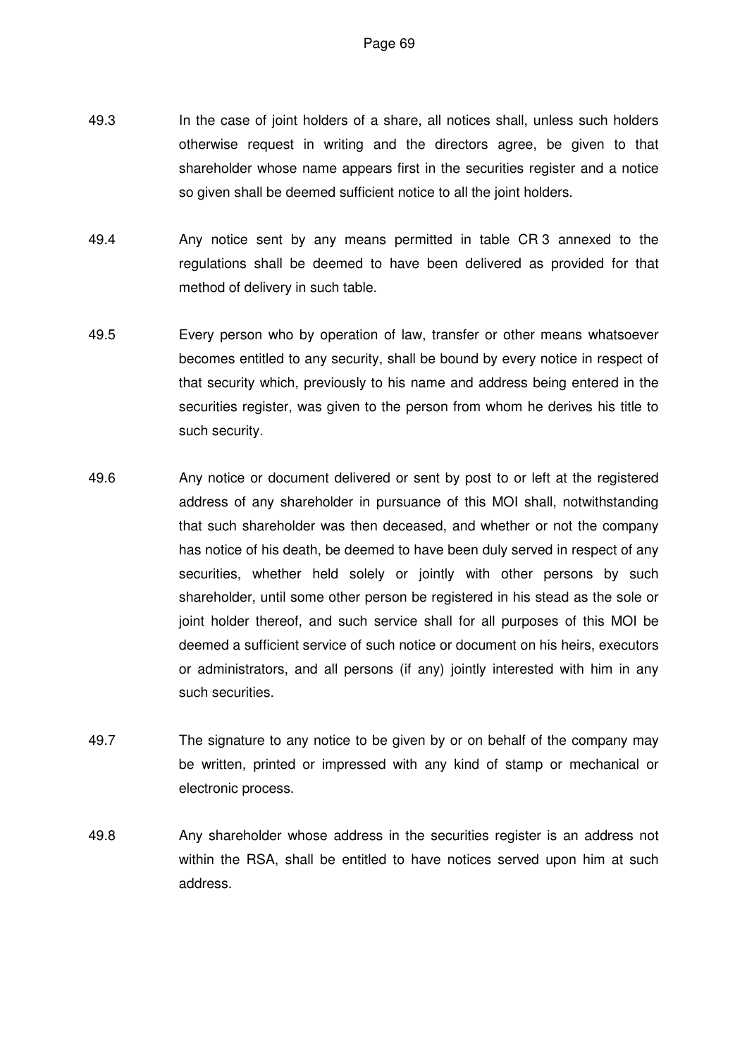49.3 In the case of joint holders of a share, all notices shall, unless such holders otherwise request in writing and the directors agree, be given to that shareholder whose name appears first in the securities register and a notice so given shall be deemed sufficient notice to all the joint holders.

49.4 Any notice sent by any means permitted in table CR 3 annexed to the regulations shall be deemed to have been delivered as provided for that method of delivery in such table.

49.5 Every person who by operation of law, transfer or other means whatsoever becomes entitled to any security, shall be bound by every notice in respect of that security which, previously to his name and address being entered in the securities register, was given to the person from whom he derives his title to such security.

49.6 Any notice or document delivered or sent by post to or left at the registered address of any shareholder in pursuance of this MOI shall, notwithstanding that such shareholder was then deceased, and whether or not the company has notice of his death, be deemed to have been duly served in respect of any securities, whether held solely or jointly with other persons by such shareholder, until some other person be registered in his stead as the sole or joint holder thereof, and such service shall for all purposes of this MOI be deemed a sufficient service of such notice or document on his heirs, executors or administrators, and all persons (if any) jointly interested with him in any such securities.

49.7 The signature to any notice to be given by or on behalf of the company may be written, printed or impressed with any kind of stamp or mechanical or electronic process.

49.8 Any shareholder whose address in the securities register is an address not within the RSA, shall be entitled to have notices served upon him at such address.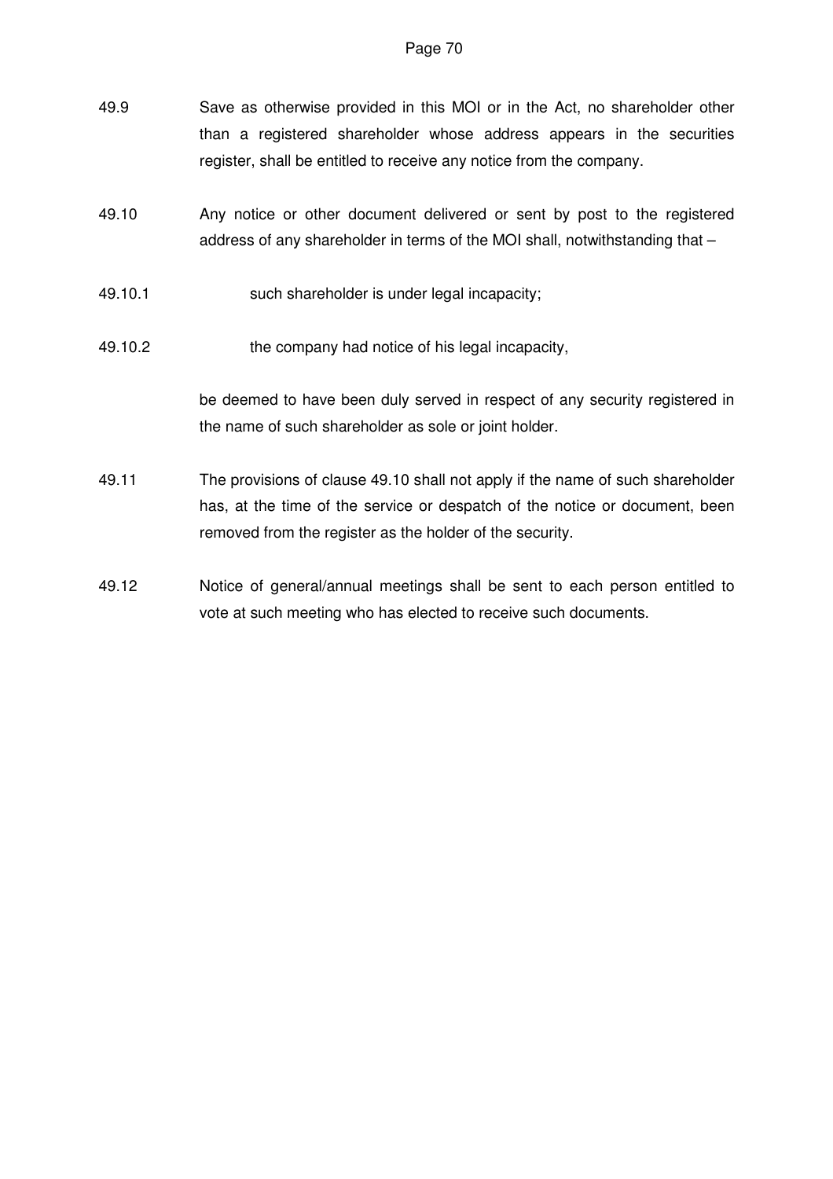49.9 Save as otherwise provided in this MOI or in the Act, no shareholder other than a registered shareholder whose address appears in the securities register, shall be entitled to receive any notice from the company.

49.10 Any notice or other document delivered or sent by post to the registered address of any shareholder in terms of the MOI shall, notwithstanding that –

49.10.1 such shareholder is under legal incapacity;

49.10.2 the company had notice of his legal incapacity,

be deemed to have been duly served in respect of any security registered in the name of such shareholder as sole or joint holder.

49.11 The provisions of clause 49.10 shall not apply if the name of such shareholder has, at the time of the service or despatch of the notice or document, been removed from the register as the holder of the security.

49.12 Notice of general/annual meetings shall be sent to each person entitled to vote at such meeting who has elected to receive such documents.